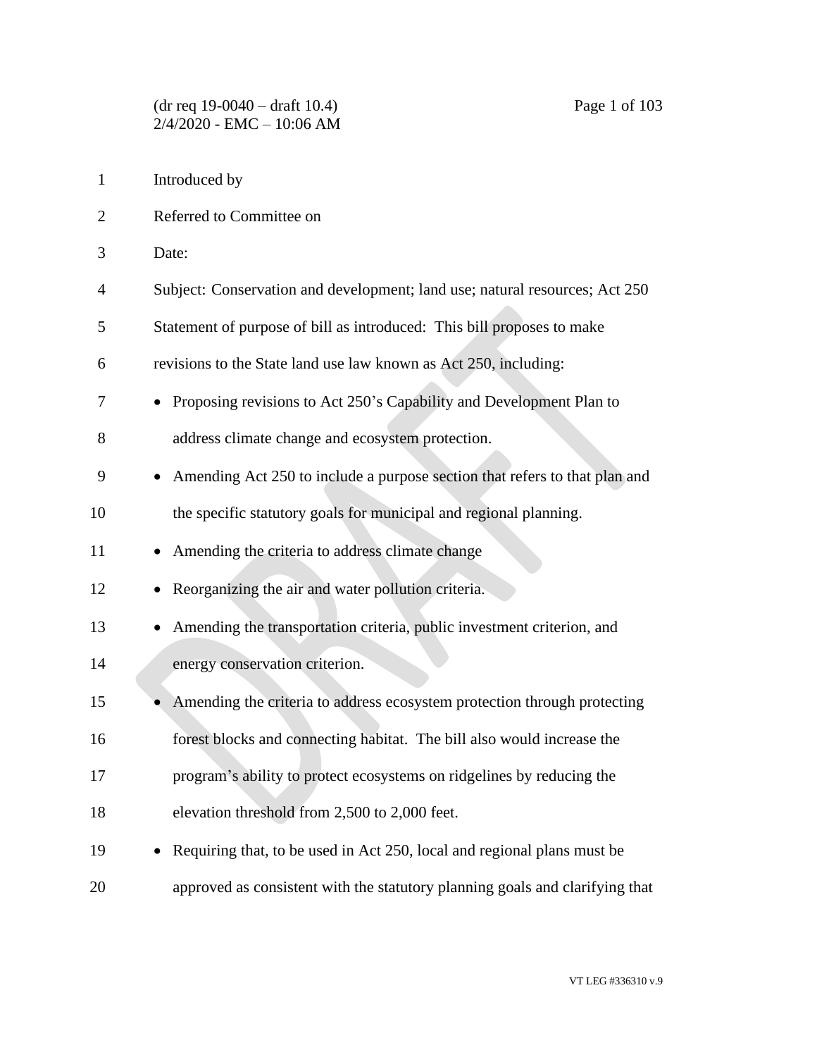Introduced by

Referred to Committee on

Date:

Subject: Conservation and development; land use; natural resources; Act 250

Statement of purpose of bill as introduced: This bill proposes to make revisions to the State land use law known as Act 250, including:

- Proposing revisions to Act 250's Capability and Development Plan to address climate change and ecosystem protection.
- Amending Act 250 to include a purpose section that refers to that plan and the specific statutory goals for municipal and regional planning.
- Amending the criteria to address climate change
- Reorganizing the air and water pollution criteria.
- Amending the transportation criteria, public investment criterion, and energy conservation criterion.
- Amending the criteria to address ecosystem protection through protecting forest blocks and connecting habitat. The bill also would increase the program's ability to protect ecosystems on ridgelines by reducing the elevation threshold from 2,500 to 2,000 feet.
- Requiring that, to be used in Act 250, local and regional plans must be approved as consistent with the statutory planning goals and clarifying that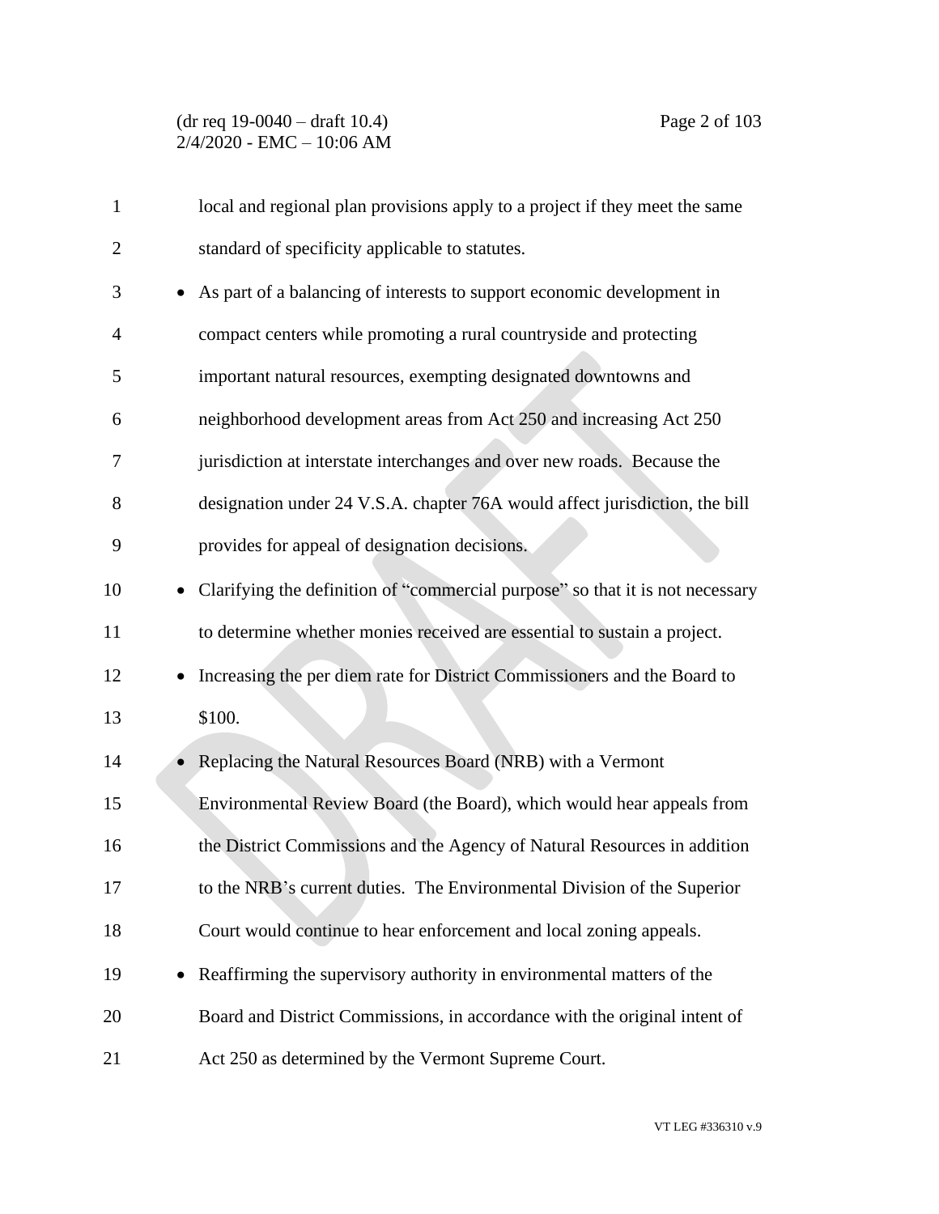local and regional plan provisions apply to a project if they meet the same standard of specificity applicable to statutes.

- As part of a balancing of interests to support economic development in compact centers while promoting a rural countryside and protecting important natural resources, exempting designated downtowns and neighborhood development areas from Act 250 and increasing Act 250 jurisdiction at interstate interchanges and over new roads. Because the designation under 24 V.S.A. chapter 76A would affect jurisdiction, the bill provides for appeal of designation decisions.
- Clarifying the definition of "commercial purpose" so that it is not necessary to determine whether monies received are essential to sustain a project.
- Increasing the per diem rate for District Commissioners and the Board to $100.
- Replacing the Natural Resources Board (NRB) with a Vermont Environmental Review Board (the Board), which would hear appeals from the District Commissions and the Agency of Natural Resources in addition to the NRB's current duties. The Environmental Division of the Superior Court would continue to hear enforcement and local zoning appeals.
- Reaffirming the supervisory authority in environmental matters of the Board and District Commissions, in accordance with the original intent of Act 250 as determined by the Vermont Supreme Court.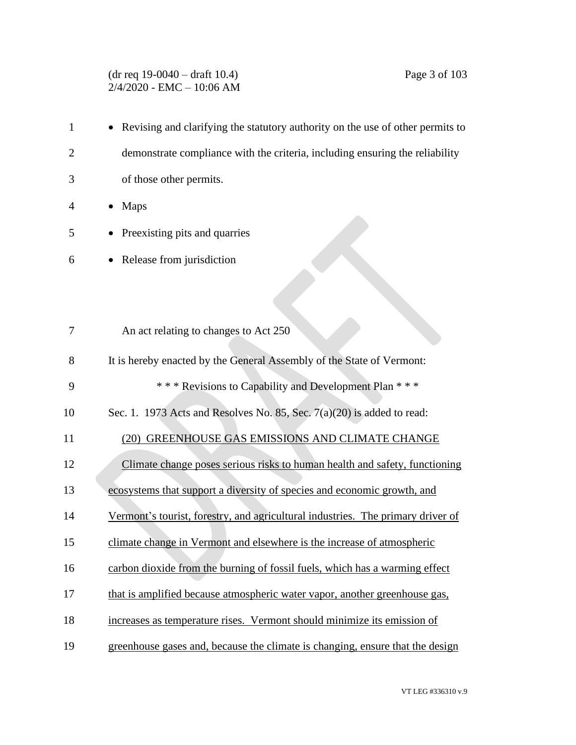- Revising and clarifying the statutory authority on the use of other permits to demonstrate compliance with the criteria, including ensuring the reliability of those other permits.
- Maps
- Preexisting pits and quarries
- Release from jurisdiction

An act relating to changes to Act 250

It is hereby enacted by the General Assembly of the State of Vermont:

\* \* \* Revisions to Capability and Development Plan \* \* \*

Sec. 1. 1973 Acts and Resolves No. 85, Sec. 7(a)(20) is added to read:

<u>(20) GREENHOUSE GAS EMISSIONS AND CLIMATE CHANGE</u>

<u>Climate change poses serious risks to human health and safety, functioning ecosystems that support a diversity of species and economic growth, and Vermont's tourist, forestry, and agricultural industries. The primary driver of climate change in Vermont and elsewhere is the increase of atmospheric carbon dioxide from the burning of fossil fuels, which has a warming effect that is amplified because atmospheric water vapor, another greenhouse gas, increases as temperature rises. Vermont should minimize its emission of greenhouse gases and, because the climate is changing, ensure that the design</u>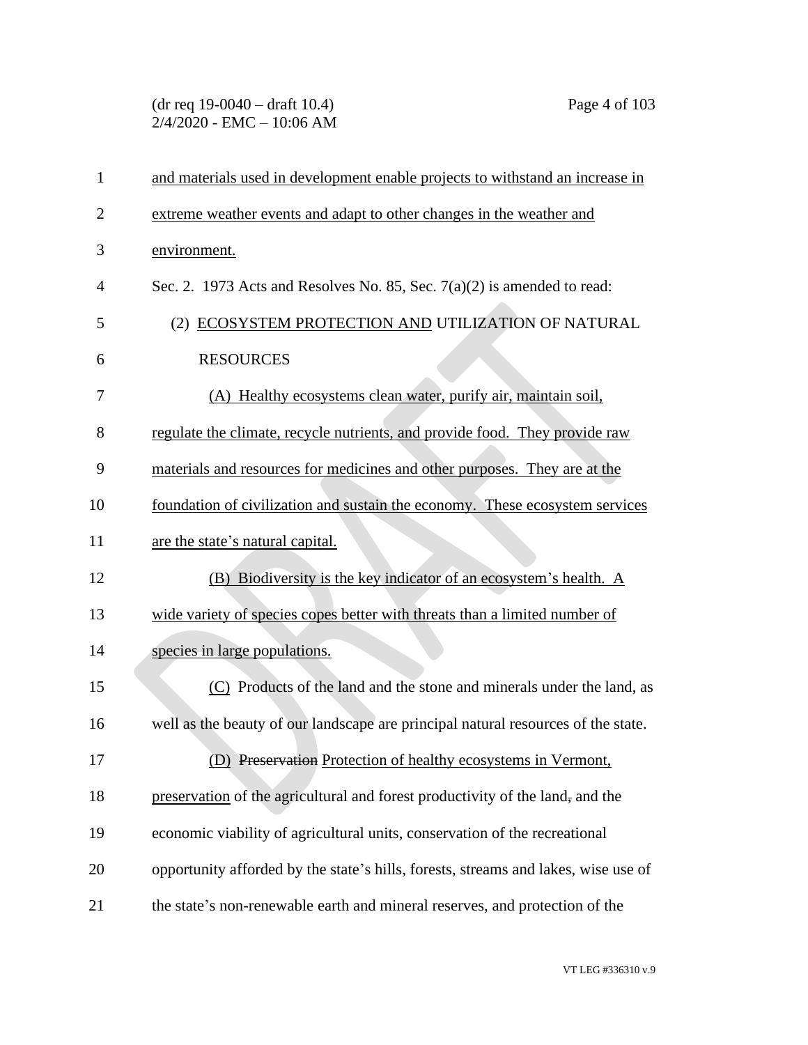and materials used in development enable projects to withstand an increase in extreme weather events and adapt to other changes in the weather and environment.

Sec. 2. 1973 Acts and Resolves No. 85, Sec. 7(a)(2) is amended to read:

(2) ECOSYSTEM PROTECTION AND UTILIZATION OF NATURAL RESOURCES

(A) Healthy ecosystems clean water, purify air, maintain soil, regulate the climate, recycle nutrients, and provide food. They provide raw materials and resources for medicines and other purposes. They are at the foundation of civilization and sustain the economy. These ecosystem services are the state's natural capital.

(B) Biodiversity is the key indicator of an ecosystem's health. A wide variety of species copes better with threats than a limited number of species in large populations.

(C) Products of the land and the stone and minerals under the land, as well as the beauty of our landscape are principal natural resources of the state.

(D) ~~Preservation~~ Protection of healthy ecosystems in Vermont, preservation of the agricultural and forest productivity of the land~~,~~ and the economic viability of agricultural units, conservation of the recreational opportunity afforded by the state's hills, forests, streams and lakes, wise use of the state's non-renewable earth and mineral reserves, and protection of the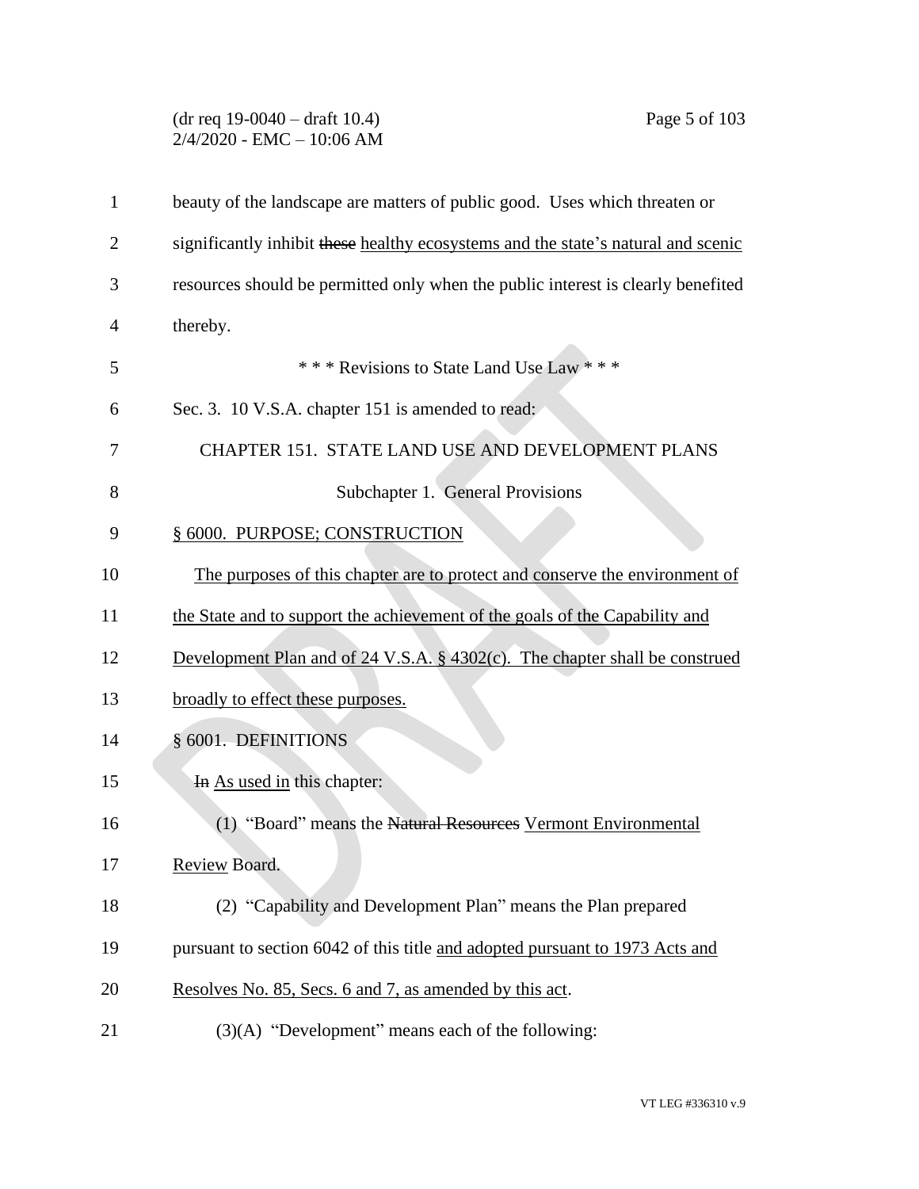beauty of the landscape are matters of public good. Uses which threaten or significantly inhibit ~~these~~ healthy ecosystems and the state's natural and scenic resources should be permitted only when the public interest is clearly benefited thereby.

\* \* \* Revisions to State Land Use Law \* \* \*

Sec. 3. 10 V.S.A. chapter 151 is amended to read:

CHAPTER 151. STATE LAND USE AND DEVELOPMENT PLANS

Subchapter 1. General Provisions

§ 6000. PURPOSE; CONSTRUCTION

The purposes of this chapter are to protect and conserve the environment of the State and to support the achievement of the goals of the Capability and Development Plan and of 24 V.S.A. § 4302(c). The chapter shall be construed broadly to effect these purposes.

§ 6001. DEFINITIONS

~~In~~ As used in this chapter:

(1) "Board" means the ~~Natural Resources~~ Vermont Environmental Review Board.

(2) "Capability and Development Plan" means the Plan prepared pursuant to section 6042 of this title and adopted pursuant to 1973 Acts and Resolves No. 85, Secs. 6 and 7, as amended by this act.

(3)(A) "Development" means each of the following: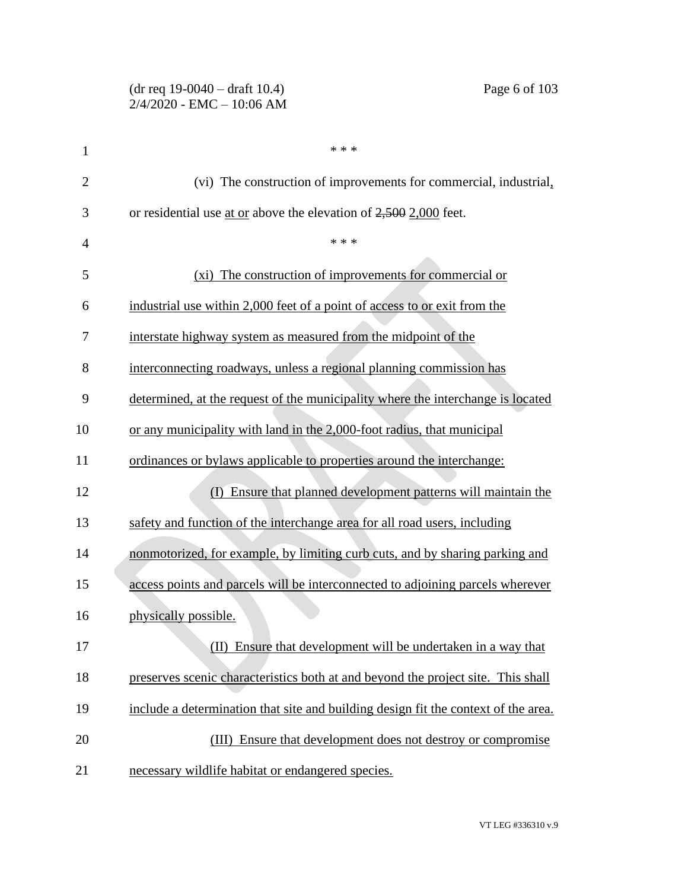\* \* \*

(vi) The construction of improvements for commercial, industrial, or residential use at or above the elevation of ~~2,500~~ 2,000 feet.

\* \* \*

(xi) The construction of improvements for commercial or industrial use within 2,000 feet of a point of access to or exit from the interstate highway system as measured from the midpoint of the interconnecting roadways, unless a regional planning commission has determined, at the request of the municipality where the interchange is located or any municipality with land in the 2,000-foot radius, that municipal ordinances or bylaws applicable to properties around the interchange:

(I) Ensure that planned development patterns will maintain the safety and function of the interchange area for all road users, including nonmotorized, for example, by limiting curb cuts, and by sharing parking and access points and parcels will be interconnected to adjoining parcels wherever physically possible.

(II) Ensure that development will be undertaken in a way that preserves scenic characteristics both at and beyond the project site. This shall include a determination that site and building design fit the context of the area.

(III) Ensure that development does not destroy or compromise necessary wildlife habitat or endangered species.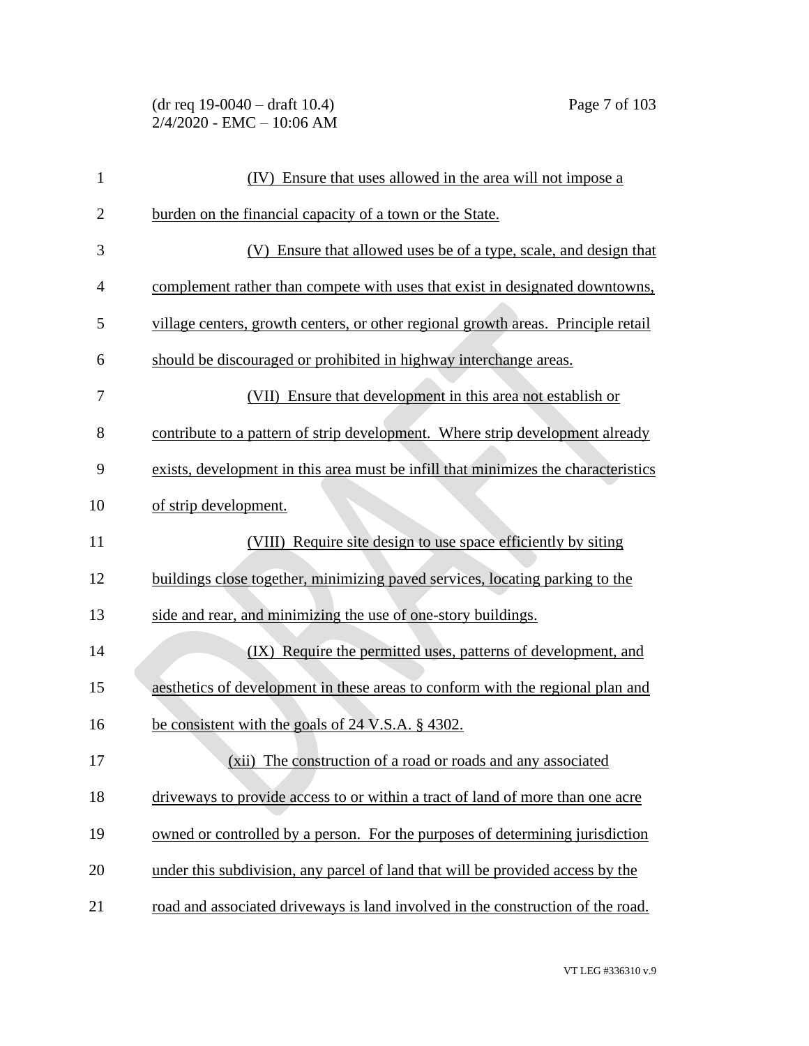(IV) Ensure that uses allowed in the area will not impose a burden on the financial capacity of a town or the State.

(V) Ensure that allowed uses be of a type, scale, and design that complement rather than compete with uses that exist in designated downtowns, village centers, growth centers, or other regional growth areas. Principle retail should be discouraged or prohibited in highway interchange areas.

(VII) Ensure that development in this area not establish or contribute to a pattern of strip development. Where strip development already exists, development in this area must be infill that minimizes the characteristics of strip development.

(VIII) Require site design to use space efficiently by siting buildings close together, minimizing paved services, locating parking to the side and rear, and minimizing the use of one-story buildings.

(IX) Require the permitted uses, patterns of development, and aesthetics of development in these areas to conform with the regional plan and be consistent with the goals of 24 V.S.A. § 4302.

(xii) The construction of a road or roads and any associated driveways to provide access to or within a tract of land of more than one acre owned or controlled by a person. For the purposes of determining jurisdiction under this subdivision, any parcel of land that will be provided access by the road and associated driveways is land involved in the construction of the road.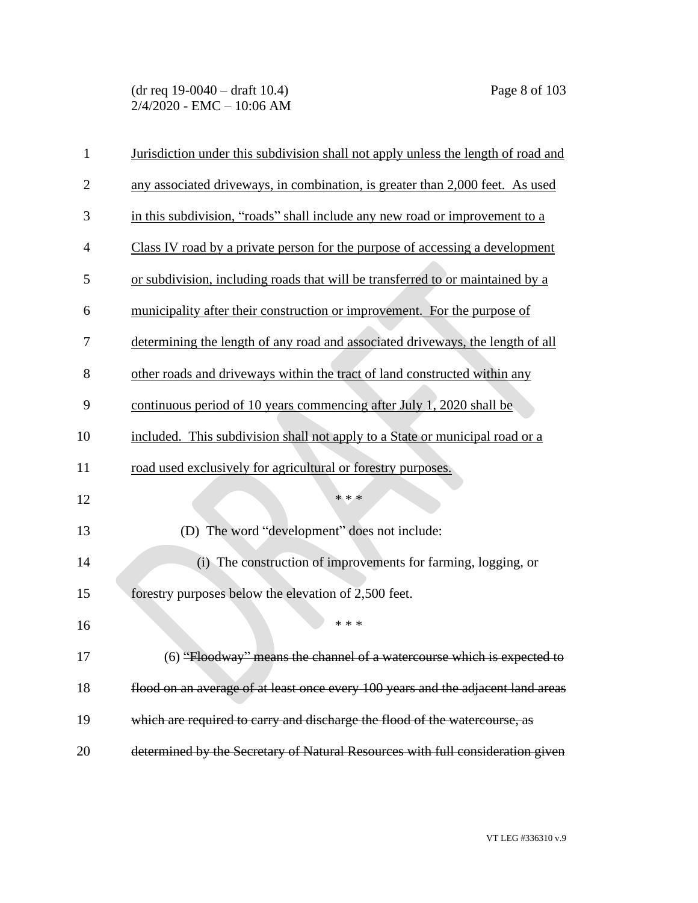Jurisdiction under this subdivision shall not apply unless the length of road and any associated driveways, in combination, is greater than 2,000 feet. As used in this subdivision, "roads" shall include any new road or improvement to a Class IV road by a private person for the purpose of accessing a development or subdivision, including roads that will be transferred to or maintained by a municipality after their construction or improvement. For the purpose of determining the length of any road and associated driveways, the length of all other roads and driveways within the tract of land constructed within any continuous period of 10 years commencing after July 1, 2020 shall be included. This subdivision shall not apply to a State or municipal road or a road used exclusively for agricultural or forestry purposes.

\* \* \*

(D) The word "development" does not include:

(i) The construction of improvements for farming, logging, or forestry purposes below the elevation of 2,500 feet.

\* \* \*

(6) ~~"Floodway" means the channel of a watercourse which is expected to flood on an average of at least once every 100 years and the adjacent land areas which are required to carry and discharge the flood of the watercourse, as determined by the Secretary of Natural Resources with full consideration given~~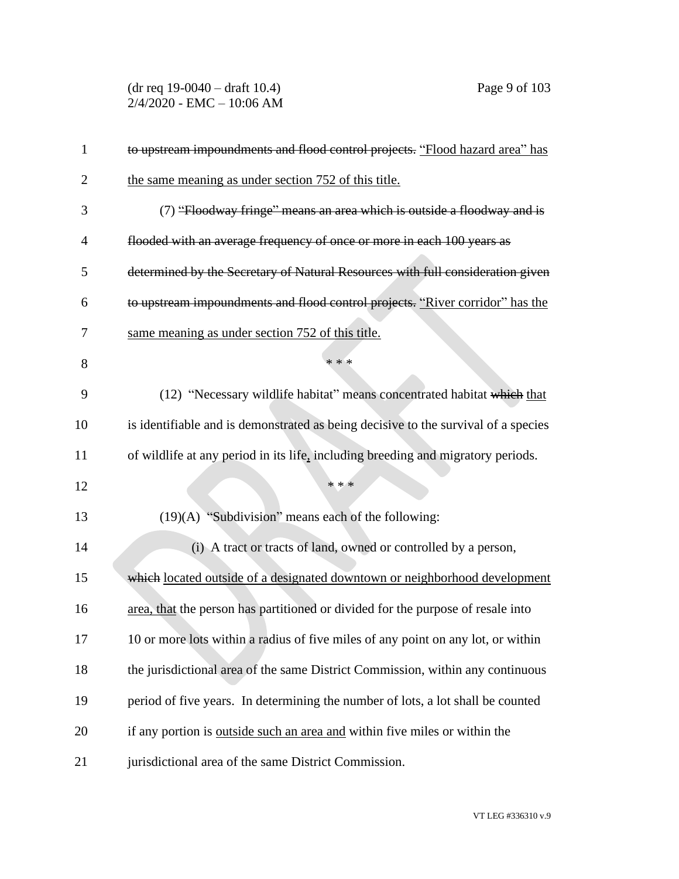~~to upstream impoundments and flood control projects.~~ <u>"Flood hazard area" has the same meaning as under section 752 of this title.</u>

(7) ~~"Floodway fringe" means an area which is outside a floodway and is flooded with an average frequency of once or more in each 100 years as determined by the Secretary of Natural Resources with full consideration given to upstream impoundments and flood control projects.~~ <u>"River corridor" has the same meaning as under section 752 of this title.</u>

\* \* \*

(12) "Necessary wildlife habitat" means concentrated habitat ~~which~~ <u>that</u> is identifiable and is demonstrated as being decisive to the survival of a species of wildlife at any period in its life<u>,</u> including breeding and migratory periods.

\* \* \*

(19)(A) "Subdivision" means each of the following:

(i) A tract or tracts of land, owned or controlled by a person, ~~which~~ <u>located outside of a designated downtown or neighborhood development area, that</u> the person has partitioned or divided for the purpose of resale into 10 or more lots within a radius of five miles of any point on any lot, or within the jurisdictional area of the same District Commission, within any continuous period of five years. In determining the number of lots, a lot shall be counted if any portion is <u>outside such an area and</u> within five miles or within the jurisdictional area of the same District Commission.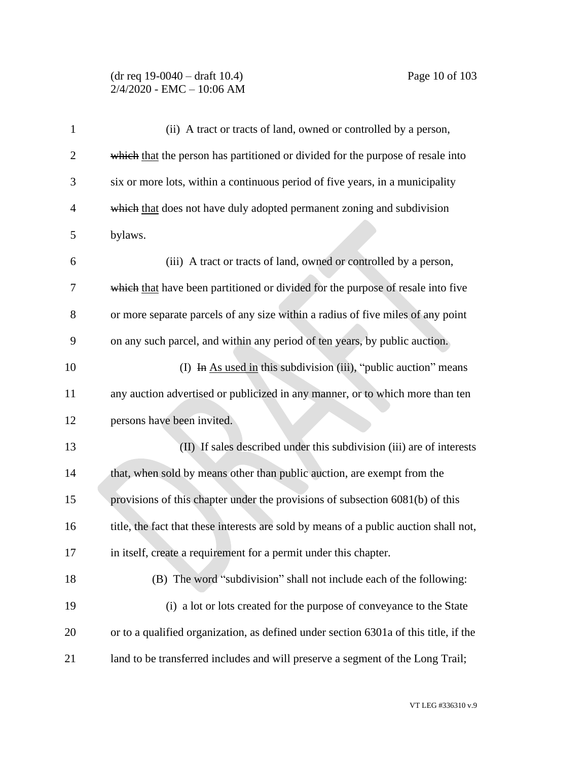(ii) A tract or tracts of land, owned or controlled by a person, ~~which~~ that the person has partitioned or divided for the purpose of resale into six or more lots, within a continuous period of five years, in a municipality ~~which~~ that does not have duly adopted permanent zoning and subdivision bylaws.

(iii) A tract or tracts of land, owned or controlled by a person, ~~which~~ that have been partitioned or divided for the purpose of resale into five or more separate parcels of any size within a radius of five miles of any point on any such parcel, and within any period of ten years, by public auction.

(I) ~~In~~ As used in this subdivision (iii), "public auction" means any auction advertised or publicized in any manner, or to which more than ten persons have been invited.

(II) If sales described under this subdivision (iii) are of interests that, when sold by means other than public auction, are exempt from the provisions of this chapter under the provisions of subsection 6081(b) of this title, the fact that these interests are sold by means of a public auction shall not, in itself, create a requirement for a permit under this chapter.

(B) The word "subdivision" shall not include each of the following:

(i) a lot or lots created for the purpose of conveyance to the State or to a qualified organization, as defined under section 6301a of this title, if the land to be transferred includes and will preserve a segment of the Long Trail;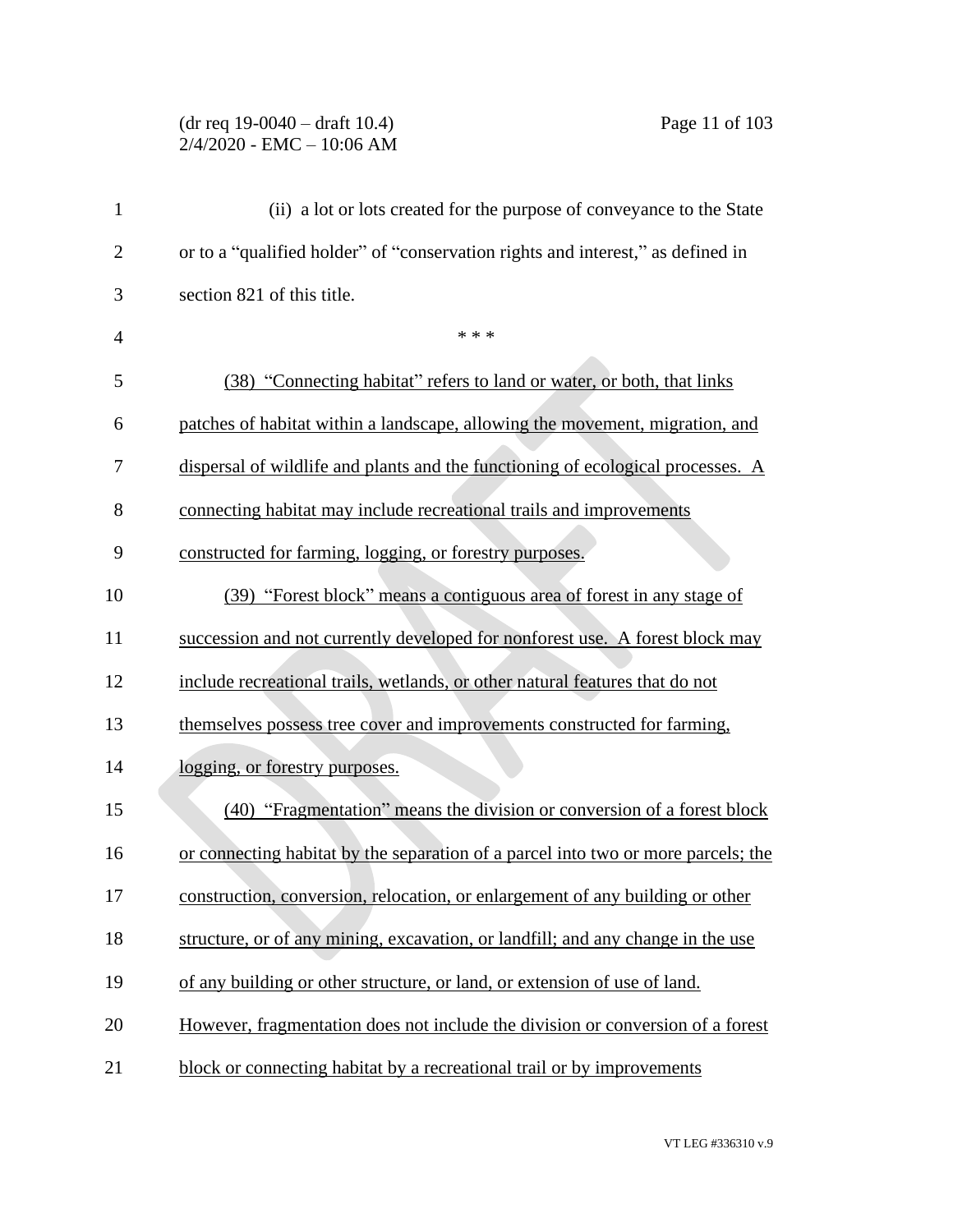(ii) a lot or lots created for the purpose of conveyance to the State or to a "qualified holder" of "conservation rights and interest," as defined in section 821 of this title.

\* \* \*

(38) "Connecting habitat" refers to land or water, or both, that links patches of habitat within a landscape, allowing the movement, migration, and dispersal of wildlife and plants and the functioning of ecological processes. A connecting habitat may include recreational trails and improvements constructed for farming, logging, or forestry purposes.

(39) "Forest block" means a contiguous area of forest in any stage of succession and not currently developed for nonforest use. A forest block may include recreational trails, wetlands, or other natural features that do not themselves possess tree cover and improvements constructed for farming, logging, or forestry purposes.

(40) "Fragmentation" means the division or conversion of a forest block or connecting habitat by the separation of a parcel into two or more parcels; the construction, conversion, relocation, or enlargement of any building or other structure, or of any mining, excavation, or landfill; and any change in the use of any building or other structure, or land, or extension of use of land. However, fragmentation does not include the division or conversion of a forest block or connecting habitat by a recreational trail or by improvements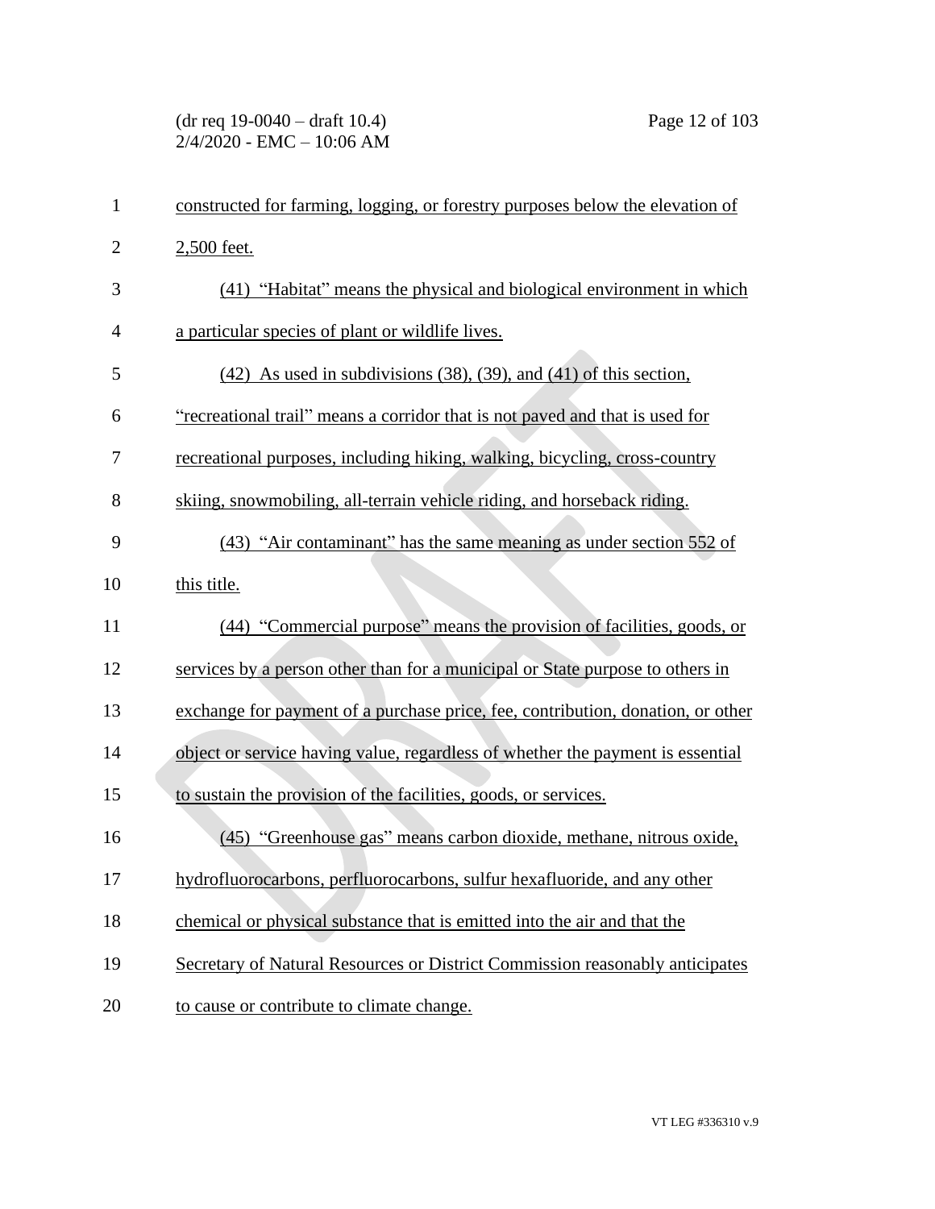constructed for farming, logging, or forestry purposes below the elevation of 2,500 feet.

(41) "Habitat" means the physical and biological environment in which a particular species of plant or wildlife lives.

(42) As used in subdivisions (38), (39), and (41) of this section, "recreational trail" means a corridor that is not paved and that is used for recreational purposes, including hiking, walking, bicycling, cross-country skiing, snowmobiling, all-terrain vehicle riding, and horseback riding.

(43) "Air contaminant" has the same meaning as under section 552 of this title.

(44) "Commercial purpose" means the provision of facilities, goods, or services by a person other than for a municipal or State purpose to others in exchange for payment of a purchase price, fee, contribution, donation, or other object or service having value, regardless of whether the payment is essential to sustain the provision of the facilities, goods, or services.

(45) "Greenhouse gas" means carbon dioxide, methane, nitrous oxide, hydrofluorocarbons, perfluorocarbons, sulfur hexafluoride, and any other chemical or physical substance that is emitted into the air and that the Secretary of Natural Resources or District Commission reasonably anticipates to cause or contribute to climate change.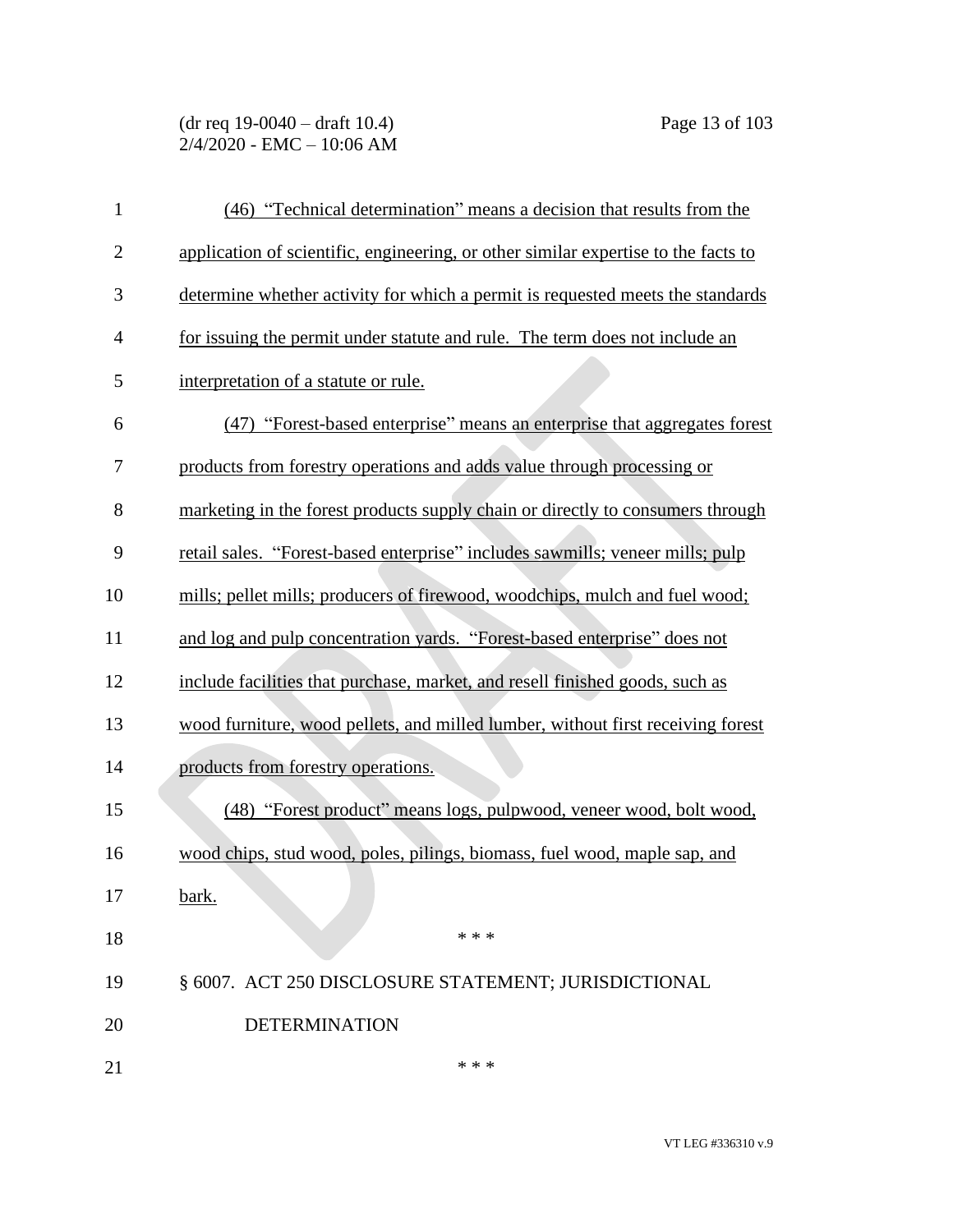(46) "Technical determination" means a decision that results from the application of scientific, engineering, or other similar expertise to the facts to determine whether activity for which a permit is requested meets the standards for issuing the permit under statute and rule. The term does not include an interpretation of a statute or rule.

(47) "Forest-based enterprise" means an enterprise that aggregates forest products from forestry operations and adds value through processing or marketing in the forest products supply chain or directly to consumers through retail sales. "Forest-based enterprise" includes sawmills; veneer mills; pulp mills; pellet mills; producers of firewood, woodchips, mulch and fuel wood; and log and pulp concentration yards. "Forest-based enterprise" does not include facilities that purchase, market, and resell finished goods, such as wood furniture, wood pellets, and milled lumber, without first receiving forest products from forestry operations.

(48) "Forest product" means logs, pulpwood, veneer wood, bolt wood, wood chips, stud wood, poles, pilings, biomass, fuel wood, maple sap, and bark.

\* \* \*

§ 6007. ACT 250 DISCLOSURE STATEMENT; JURISDICTIONAL DETERMINATION

\* \* \*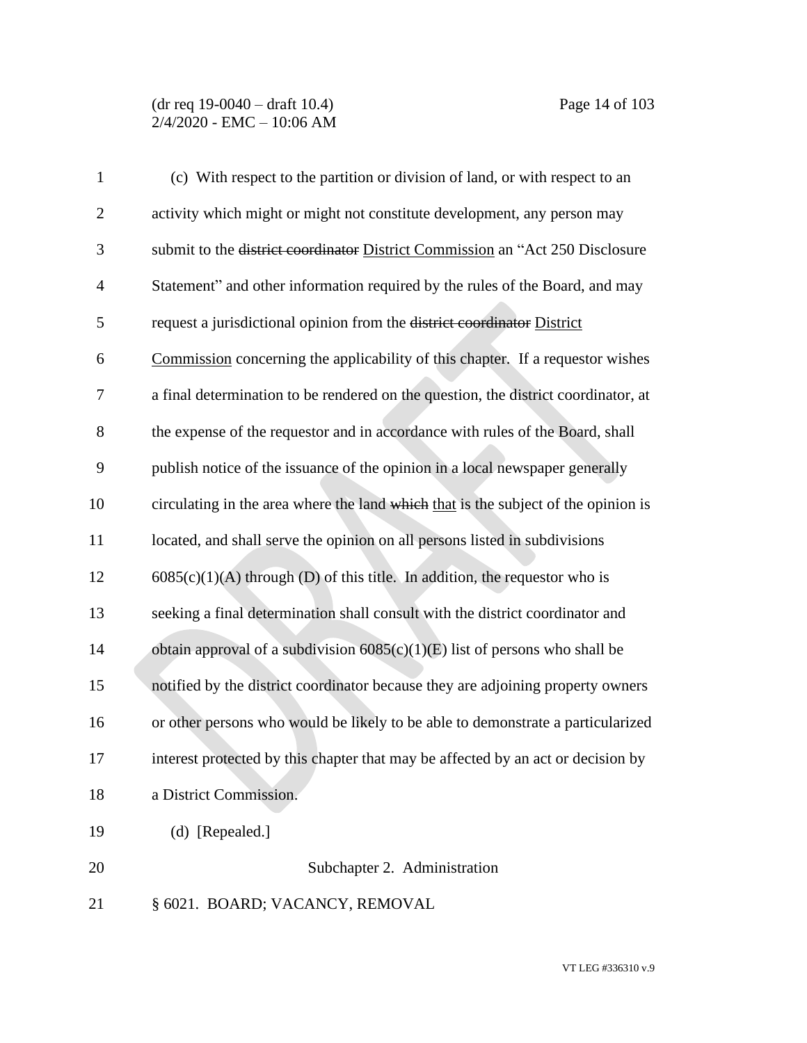(c) With respect to the partition or division of land, or with respect to an activity which might or might not constitute development, any person may submit to the ~~district coordinator~~ District Commission an "Act 250 Disclosure Statement" and other information required by the rules of the Board, and may request a jurisdictional opinion from the ~~district coordinator~~ District Commission concerning the applicability of this chapter. If a requestor wishes a final determination to be rendered on the question, the district coordinator, at the expense of the requestor and in accordance with rules of the Board, shall publish notice of the issuance of the opinion in a local newspaper generally circulating in the area where the land ~~which~~ that is the subject of the opinion is located, and shall serve the opinion on all persons listed in subdivisions 6085(c)(1)(A) through (D) of this title. In addition, the requestor who is seeking a final determination shall consult with the district coordinator and obtain approval of a subdivision 6085(c)(1)(E) list of persons who shall be notified by the district coordinator because they are adjoining property owners or other persons who would be likely to be able to demonstrate a particularized interest protected by this chapter that may be affected by an act or decision by a District Commission.

(d) [Repealed.]

Subchapter 2. Administration

§ 6021. BOARD; VACANCY, REMOVAL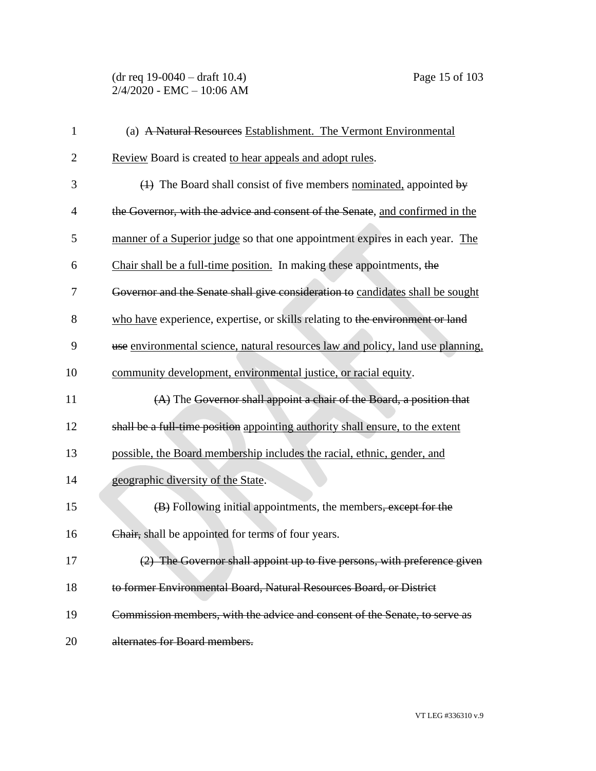(a) ~~A Natural Resources~~ Establishment. The Vermont Environmental Review Board is created to hear appeals and adopt rules.

~~(1)~~ The Board shall consist of five members nominated, appointed ~~by the Governor, with the advice and consent of the Senate~~, and confirmed in the manner of a Superior judge so that one appointment expires in each year. The Chair shall be a full-time position. In making these appointments, ~~the Governor and the Senate shall give consideration to~~ candidates shall be sought who have experience, expertise, or skills relating to ~~the environment or land use~~ environmental science, natural resources law and policy, land use planning, community development, environmental justice, or racial equity.

~~(A)~~ The ~~Governor shall appoint a chair of the Board, a position that shall be a full-time position~~ appointing authority shall ensure, to the extent possible, the Board membership includes the racial, ethnic, gender, and geographic diversity of the State.

~~(B)~~ Following initial appointments, the members~~, except for the Chair,~~ shall be appointed for terms of four years.

~~(2) The Governor shall appoint up to five persons, with preference given to former Environmental Board, Natural Resources Board, or District Commission members, with the advice and consent of the Senate, to serve as alternates for Board members.~~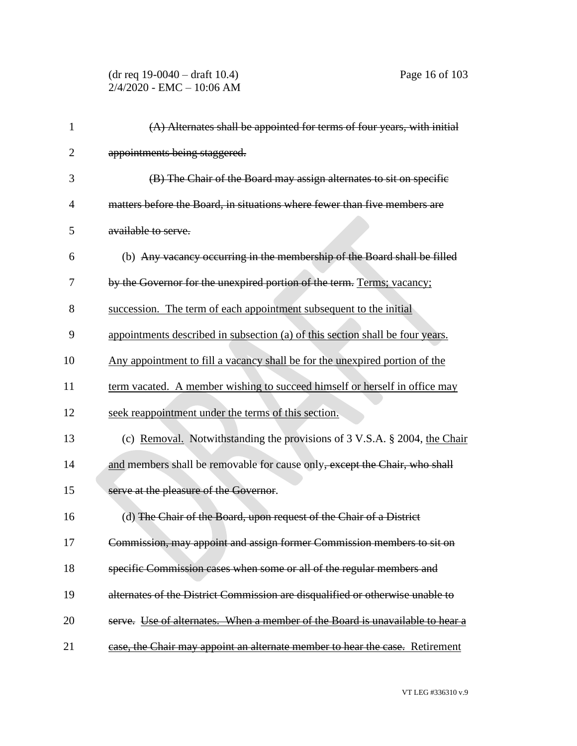~~(A) Alternates shall be appointed for terms of four years, with initial appointments being staggered.~~

~~(B) The Chair of the Board may assign alternates to sit on specific matters before the Board, in situations where fewer than five members are available to serve.~~

(b) ~~Any vacancy occurring in the membership of the Board shall be filled by the Governor for the unexpired portion of the term.~~ <u>Terms; vacancy; succession. The term of each appointment subsequent to the initial appointments described in subsection (a) of this section shall be four years. Any appointment to fill a vacancy shall be for the unexpired portion of the term vacated. A member wishing to succeed himself or herself in office may seek reappointment under the terms of this section.</u>

(c) <u>Removal.</u> Notwithstanding the provisions of 3 V.S.A. § 2004, <u>the Chair and</u> members shall be removable for cause only~~, except the Chair, who shall serve at the pleasure of the Governor~~.

(d) ~~The Chair of the Board, upon request of the Chair of a District Commission, may appoint and assign former Commission members to sit on specific Commission cases when some or all of the regular members and alternates of the District Commission are disqualified or otherwise unable to serve.~~ ~~<u>Use of alternates. When a member of the Board is unavailable to hear a case, the Chair may appoint an alternate member to hear the case.</u>~~ <u>Retirement</u>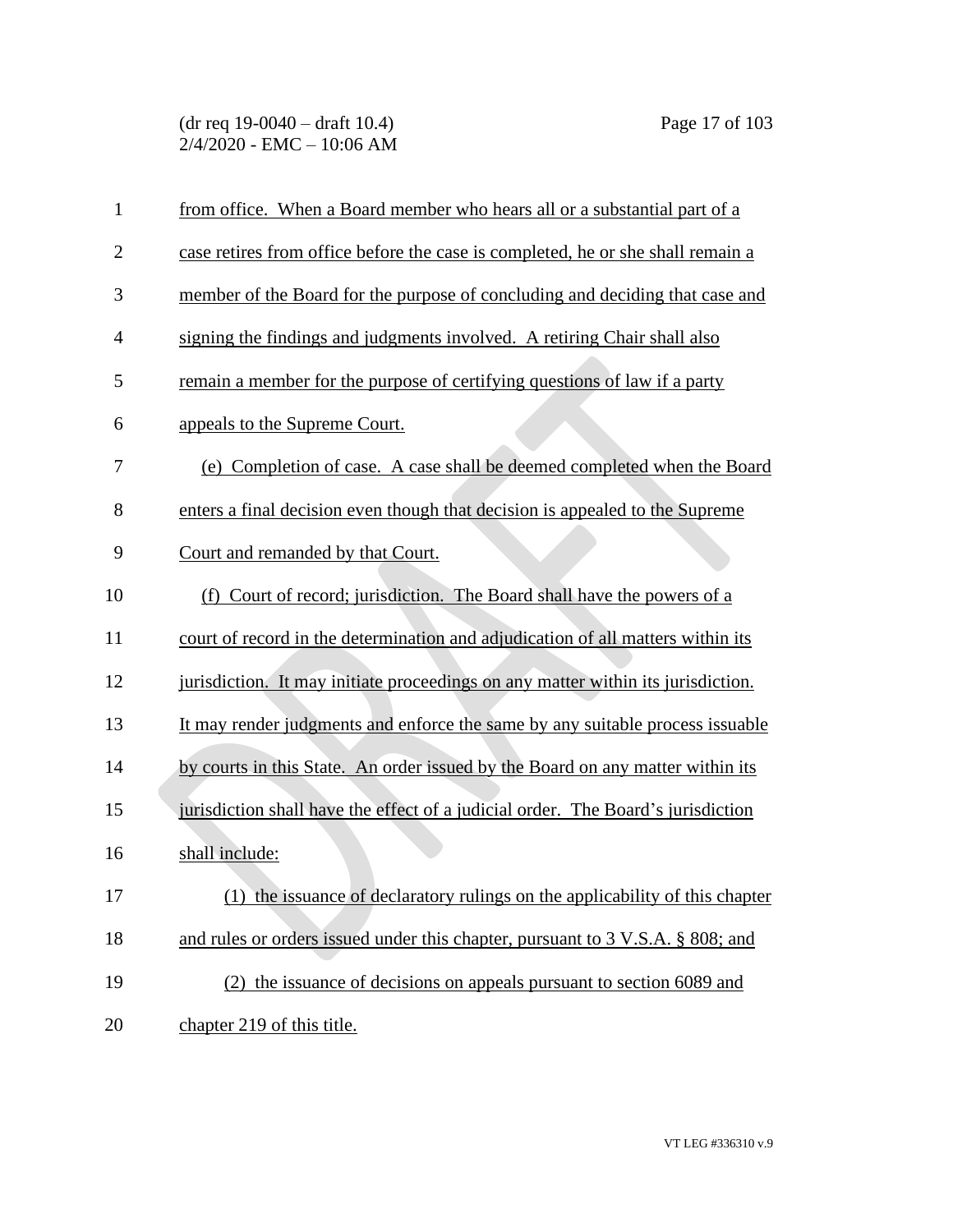from office. When a Board member who hears all or a substantial part of a case retires from office before the case is completed, he or she shall remain a member of the Board for the purpose of concluding and deciding that case and signing the findings and judgments involved. A retiring Chair shall also remain a member for the purpose of certifying questions of law if a party appeals to the Supreme Court.

(e) Completion of case. A case shall be deemed completed when the Board enters a final decision even though that decision is appealed to the Supreme Court and remanded by that Court.

(f) Court of record; jurisdiction. The Board shall have the powers of a court of record in the determination and adjudication of all matters within its jurisdiction. It may initiate proceedings on any matter within its jurisdiction. It may render judgments and enforce the same by any suitable process issuable by courts in this State. An order issued by the Board on any matter within its jurisdiction shall have the effect of a judicial order. The Board's jurisdiction shall include:

(1) the issuance of declaratory rulings on the applicability of this chapter and rules or orders issued under this chapter, pursuant to 3 V.S.A. § 808; and

(2) the issuance of decisions on appeals pursuant to section 6089 and chapter 219 of this title.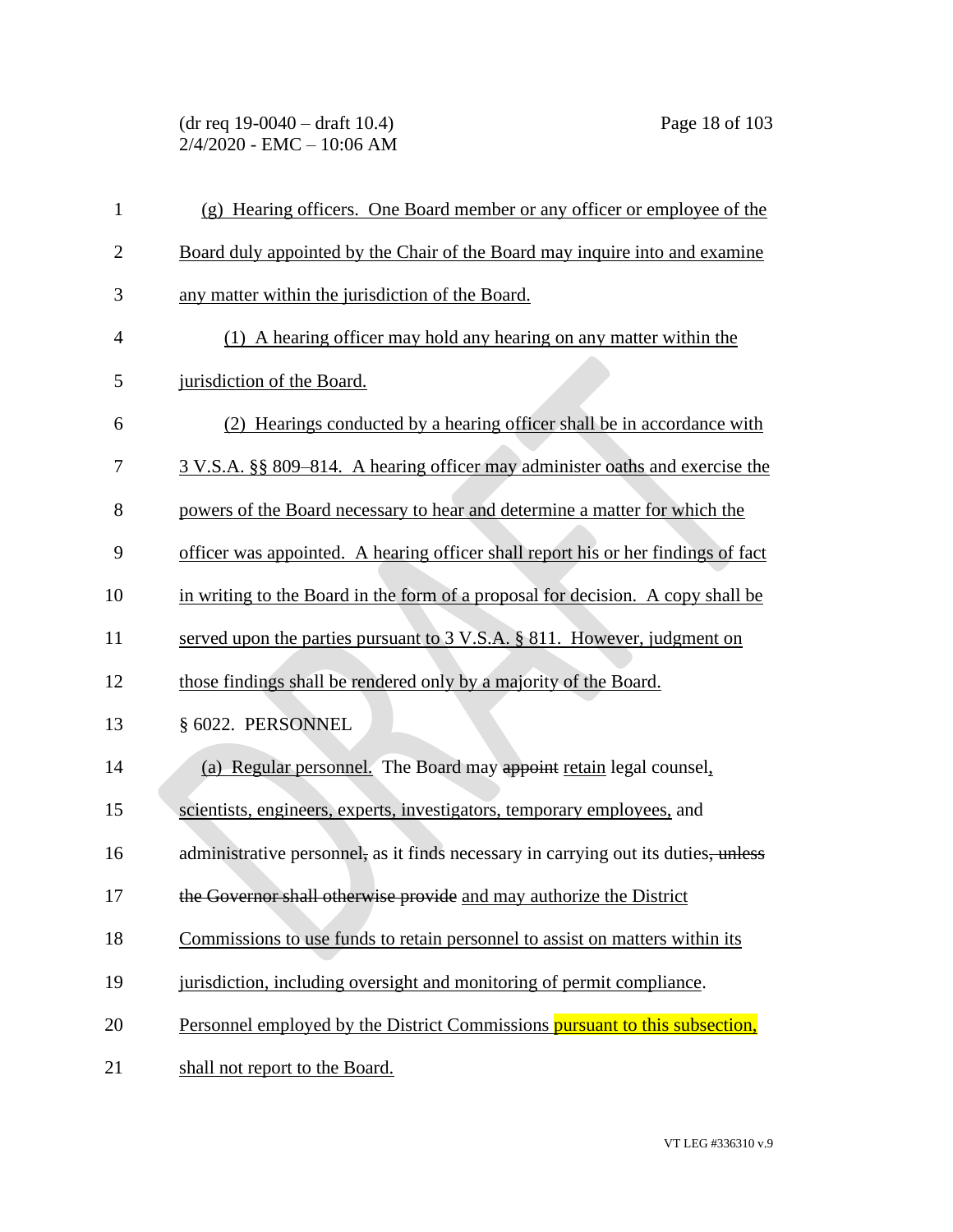(g) Hearing officers. One Board member or any officer or employee of the Board duly appointed by the Chair of the Board may inquire into and examine any matter within the jurisdiction of the Board.

(1) A hearing officer may hold any hearing on any matter within the jurisdiction of the Board.

(2) Hearings conducted by a hearing officer shall be in accordance with 3 V.S.A. §§ 809–814. A hearing officer may administer oaths and exercise the powers of the Board necessary to hear and determine a matter for which the officer was appointed. A hearing officer shall report his or her findings of fact in writing to the Board in the form of a proposal for decision. A copy shall be served upon the parties pursuant to 3 V.S.A. § 811. However, judgment on those findings shall be rendered only by a majority of the Board.

§ 6022. PERSONNEL

(a) Regular personnel. The Board may ~~appoint~~ retain legal counsel, scientists, engineers, experts, investigators, temporary employees, and administrative personnel~~,~~ as it finds necessary in carrying out its duties~~, unless the Governor shall otherwise provide~~ and may authorize the District Commissions to use funds to retain personnel to assist on matters within its jurisdiction, including oversight and monitoring of permit compliance. Personnel employed by the District Commissions pursuant to this subsection, shall not report to the Board.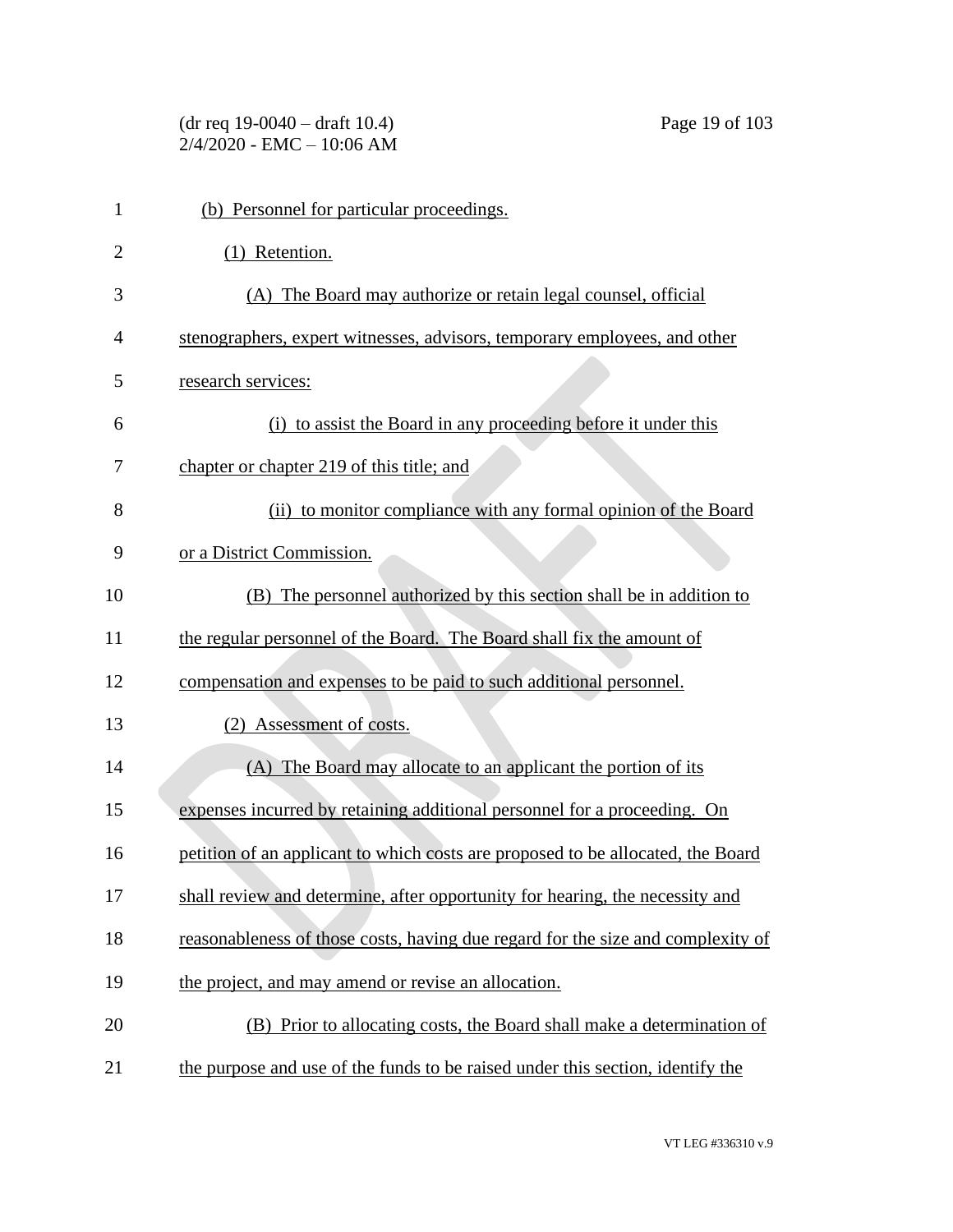(b) Personnel for particular proceedings.

(1) Retention.

(A) The Board may authorize or retain legal counsel, official stenographers, expert witnesses, advisors, temporary employees, and other research services:

(i) to assist the Board in any proceeding before it under this chapter or chapter 219 of this title; and

(ii) to monitor compliance with any formal opinion of the Board or a District Commission.

(B) The personnel authorized by this section shall be in addition to the regular personnel of the Board. The Board shall fix the amount of compensation and expenses to be paid to such additional personnel.

(2) Assessment of costs.

(A) The Board may allocate to an applicant the portion of its expenses incurred by retaining additional personnel for a proceeding. On petition of an applicant to which costs are proposed to be allocated, the Board shall review and determine, after opportunity for hearing, the necessity and reasonableness of those costs, having due regard for the size and complexity of the project, and may amend or revise an allocation.

(B) Prior to allocating costs, the Board shall make a determination of the purpose and use of the funds to be raised under this section, identify the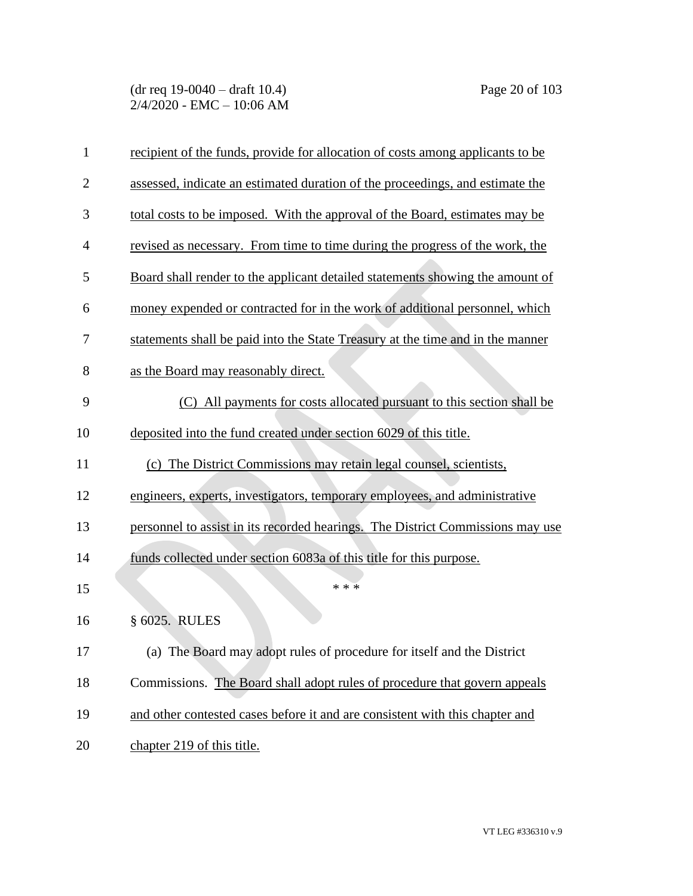recipient of the funds, provide for allocation of costs among applicants to be assessed, indicate an estimated duration of the proceedings, and estimate the total costs to be imposed. With the approval of the Board, estimates may be revised as necessary. From time to time during the progress of the work, the Board shall render to the applicant detailed statements showing the amount of money expended or contracted for in the work of additional personnel, which statements shall be paid into the State Treasury at the time and in the manner as the Board may reasonably direct.

(C) All payments for costs allocated pursuant to this section shall be deposited into the fund created under section 6029 of this title.

(c) The District Commissions may retain legal counsel, scientists, engineers, experts, investigators, temporary employees, and administrative personnel to assist in its recorded hearings. The District Commissions may use funds collected under section 6083a of this title for this purpose.

\* \* \*

§ 6025. RULES

(a) The Board may adopt rules of procedure for itself and the District Commissions. The Board shall adopt rules of procedure that govern appeals and other contested cases before it and are consistent with this chapter and chapter 219 of this title.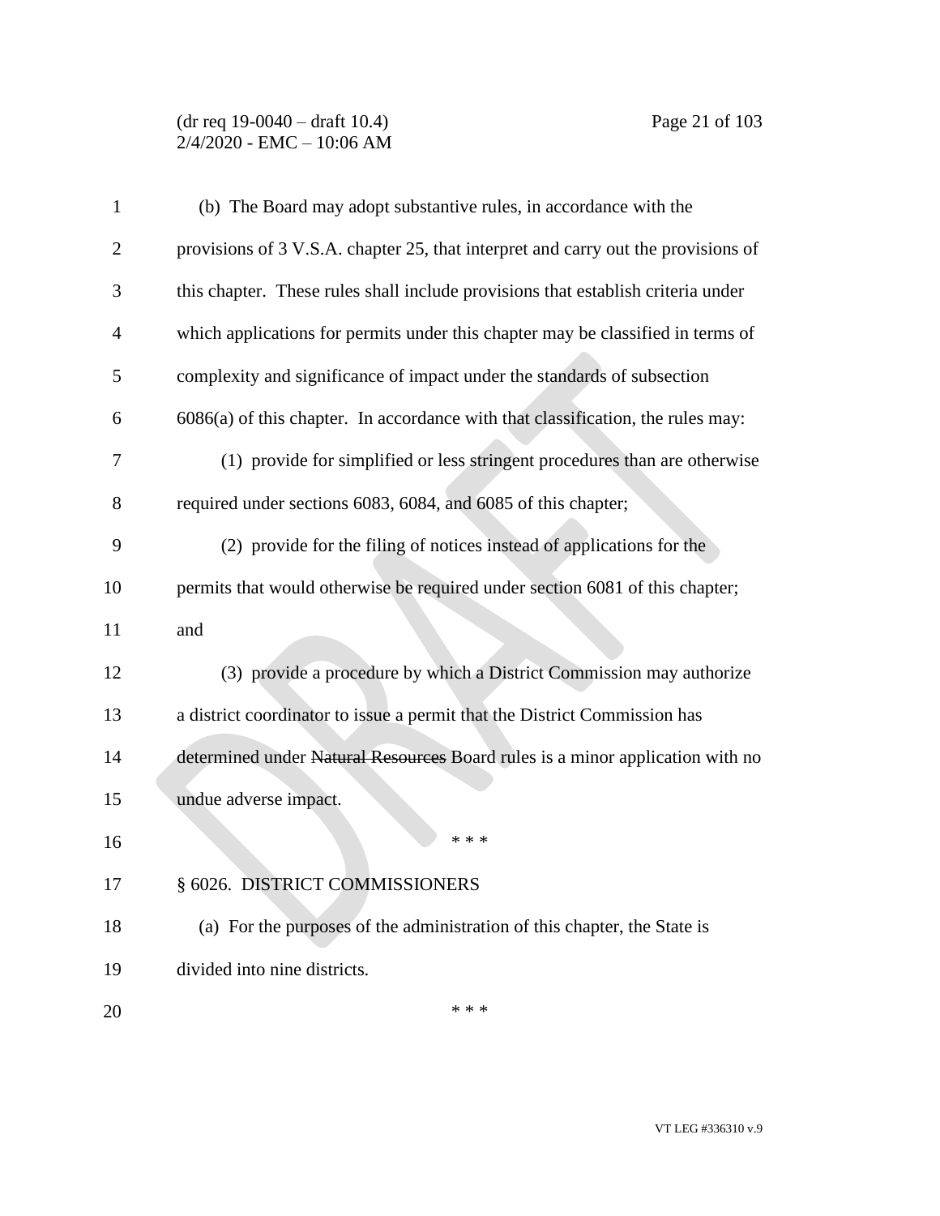(b) The Board may adopt substantive rules, in accordance with the provisions of 3 V.S.A. chapter 25, that interpret and carry out the provisions of this chapter. These rules shall include provisions that establish criteria under which applications for permits under this chapter may be classified in terms of complexity and significance of impact under the standards of subsection 6086(a) of this chapter. In accordance with that classification, the rules may:

(1) provide for simplified or less stringent procedures than are otherwise required under sections 6083, 6084, and 6085 of this chapter;

(2) provide for the filing of notices instead of applications for the permits that would otherwise be required under section 6081 of this chapter; and

(3) provide a procedure by which a District Commission may authorize a district coordinator to issue a permit that the District Commission has determined under ~~Natural Resources~~ Board rules is a minor application with no undue adverse impact.

\* \* \*

§ 6026. DISTRICT COMMISSIONERS

(a) For the purposes of the administration of this chapter, the State is divided into nine districts.

\* \* \*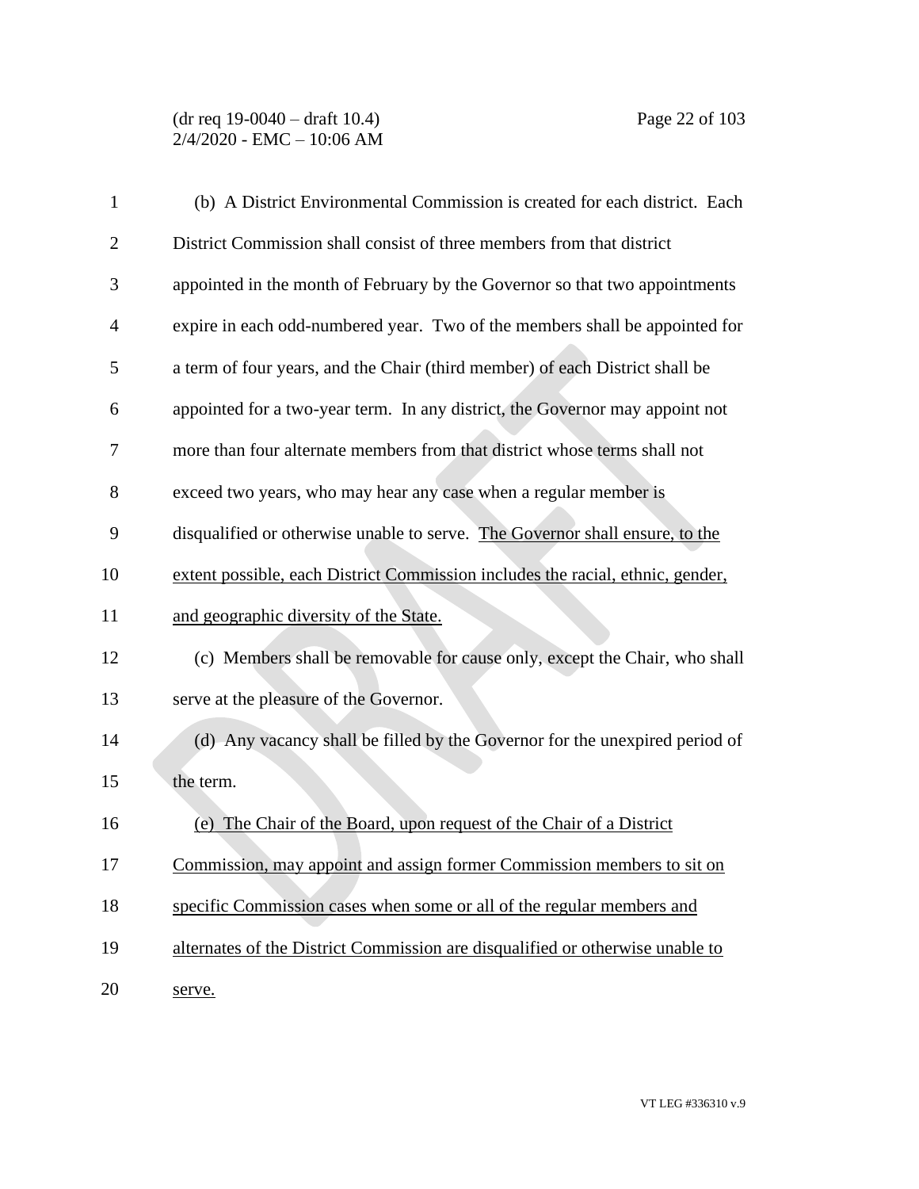(b) A District Environmental Commission is created for each district. Each District Commission shall consist of three members from that district appointed in the month of February by the Governor so that two appointments expire in each odd-numbered year. Two of the members shall be appointed for a term of four years, and the Chair (third member) of each District shall be appointed for a two-year term. In any district, the Governor may appoint not more than four alternate members from that district whose terms shall not exceed two years, who may hear any case when a regular member is disqualified or otherwise unable to serve. <u>The Governor shall ensure, to the extent possible, each District Commission includes the racial, ethnic, gender, and geographic diversity of the State.</u>

(c) Members shall be removable for cause only, except the Chair, who shall serve at the pleasure of the Governor.

(d) Any vacancy shall be filled by the Governor for the unexpired period of the term.

<u>(e) The Chair of the Board, upon request of the Chair of a District Commission, may appoint and assign former Commission members to sit on specific Commission cases when some or all of the regular members and alternates of the District Commission are disqualified or otherwise unable to serve.</u>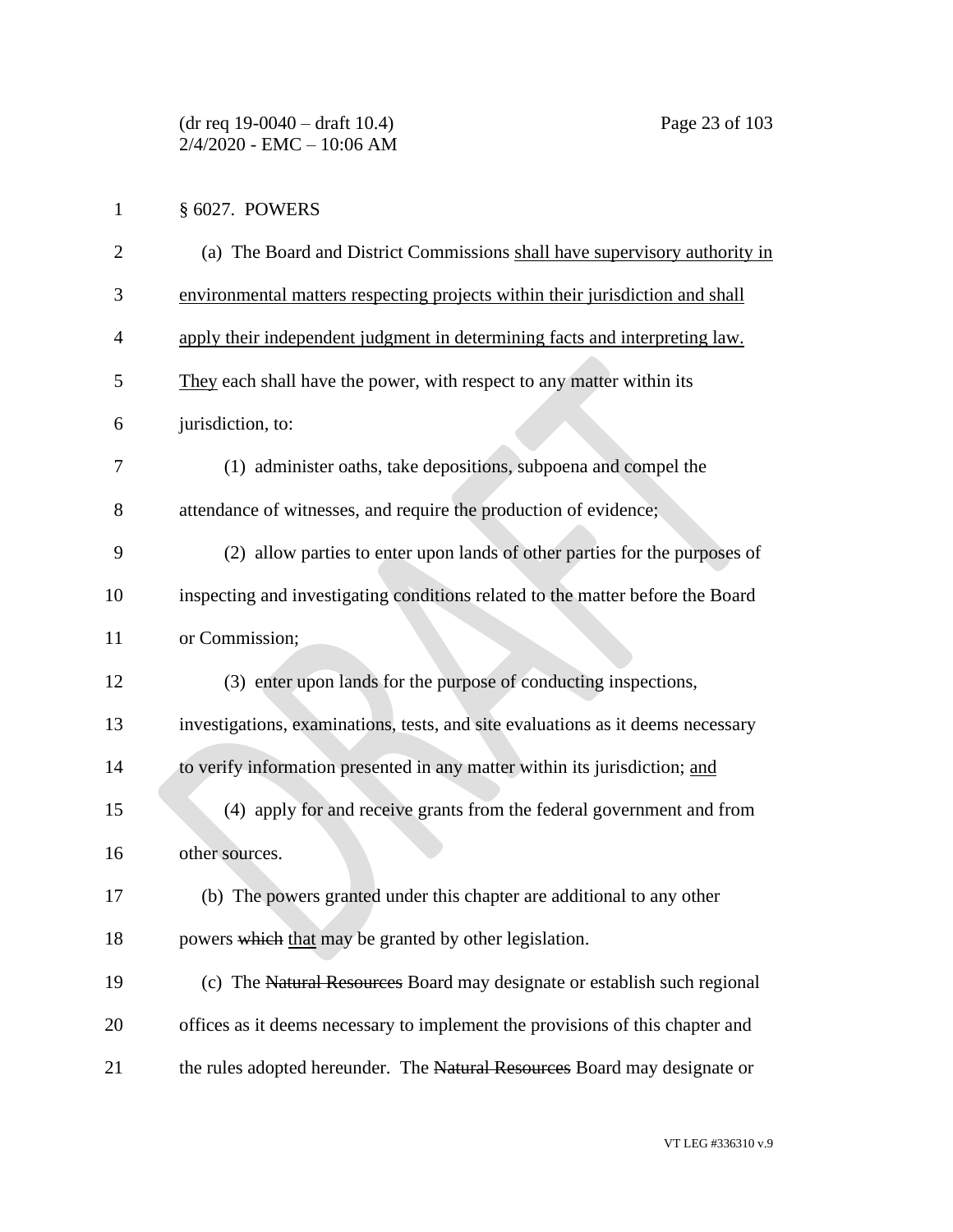§ 6027. POWERS

(a) The Board and District Commissions shall have supervisory authority in environmental matters respecting projects within their jurisdiction and shall apply their independent judgment in determining facts and interpreting law. They each shall have the power, with respect to any matter within its jurisdiction, to:

(1) administer oaths, take depositions, subpoena and compel the attendance of witnesses, and require the production of evidence;

(2) allow parties to enter upon lands of other parties for the purposes of inspecting and investigating conditions related to the matter before the Board or Commission;

(3) enter upon lands for the purpose of conducting inspections, investigations, examinations, tests, and site evaluations as it deems necessary to verify information presented in any matter within its jurisdiction; and

(4) apply for and receive grants from the federal government and from other sources.

(b) The powers granted under this chapter are additional to any other powers ~~which~~ that may be granted by other legislation.

(c) The ~~Natural Resources~~ Board may designate or establish such regional offices as it deems necessary to implement the provisions of this chapter and the rules adopted hereunder. The ~~Natural Resources~~ Board may designate or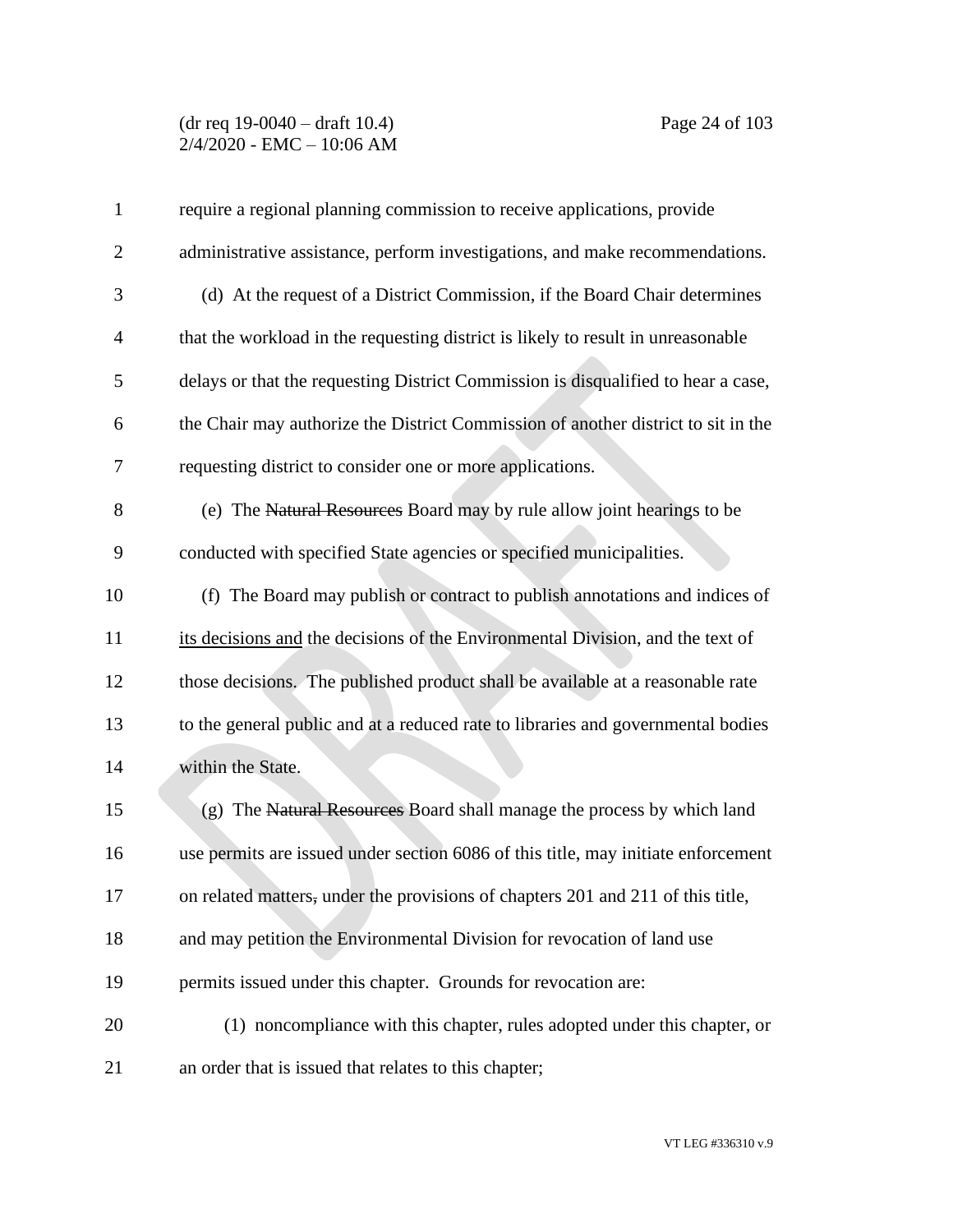require a regional planning commission to receive applications, provide administrative assistance, perform investigations, and make recommendations.

(d) At the request of a District Commission, if the Board Chair determines that the workload in the requesting district is likely to result in unreasonable delays or that the requesting District Commission is disqualified to hear a case, the Chair may authorize the District Commission of another district to sit in the requesting district to consider one or more applications.

(e) The ~~Natural Resources~~ Board may by rule allow joint hearings to be conducted with specified State agencies or specified municipalities.

(f) The Board may publish or contract to publish annotations and indices of <u>its decisions and</u> the decisions of the Environmental Division, and the text of those decisions. The published product shall be available at a reasonable rate to the general public and at a reduced rate to libraries and governmental bodies within the State.

(g) The ~~Natural Resources~~ Board shall manage the process by which land use permits are issued under section 6086 of this title, may initiate enforcement on related matters~~,~~ under the provisions of chapters 201 and 211 of this title, and may petition the Environmental Division for revocation of land use permits issued under this chapter. Grounds for revocation are:

(1) noncompliance with this chapter, rules adopted under this chapter, or an order that is issued that relates to this chapter;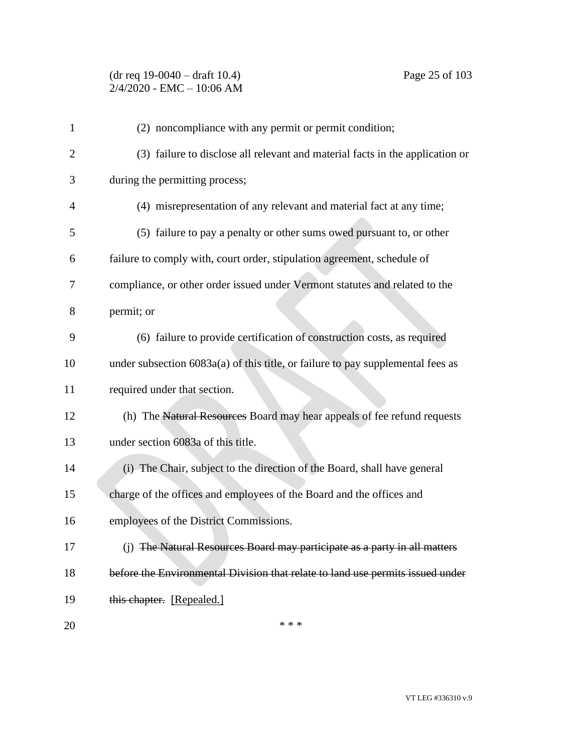(2) noncompliance with any permit or permit condition;

(3) failure to disclose all relevant and material facts in the application or during the permitting process;

(4) misrepresentation of any relevant and material fact at any time;

(5) failure to pay a penalty or other sums owed pursuant to, or other failure to comply with, court order, stipulation agreement, schedule of compliance, or other order issued under Vermont statutes and related to the permit; or

(6) failure to provide certification of construction costs, as required under subsection 6083a(a) of this title, or failure to pay supplemental fees as required under that section.

(h) The ~~Natural Resources~~ Board may hear appeals of fee refund requests under section 6083a of this title.

(i) The Chair, subject to the direction of the Board, shall have general charge of the offices and employees of the Board and the offices and employees of the District Commissions.

(j) ~~The Natural Resources Board may participate as a party in all matters before the Environmental Division that relate to land use permits issued under this chapter.~~ [Repealed.]

\* \* \*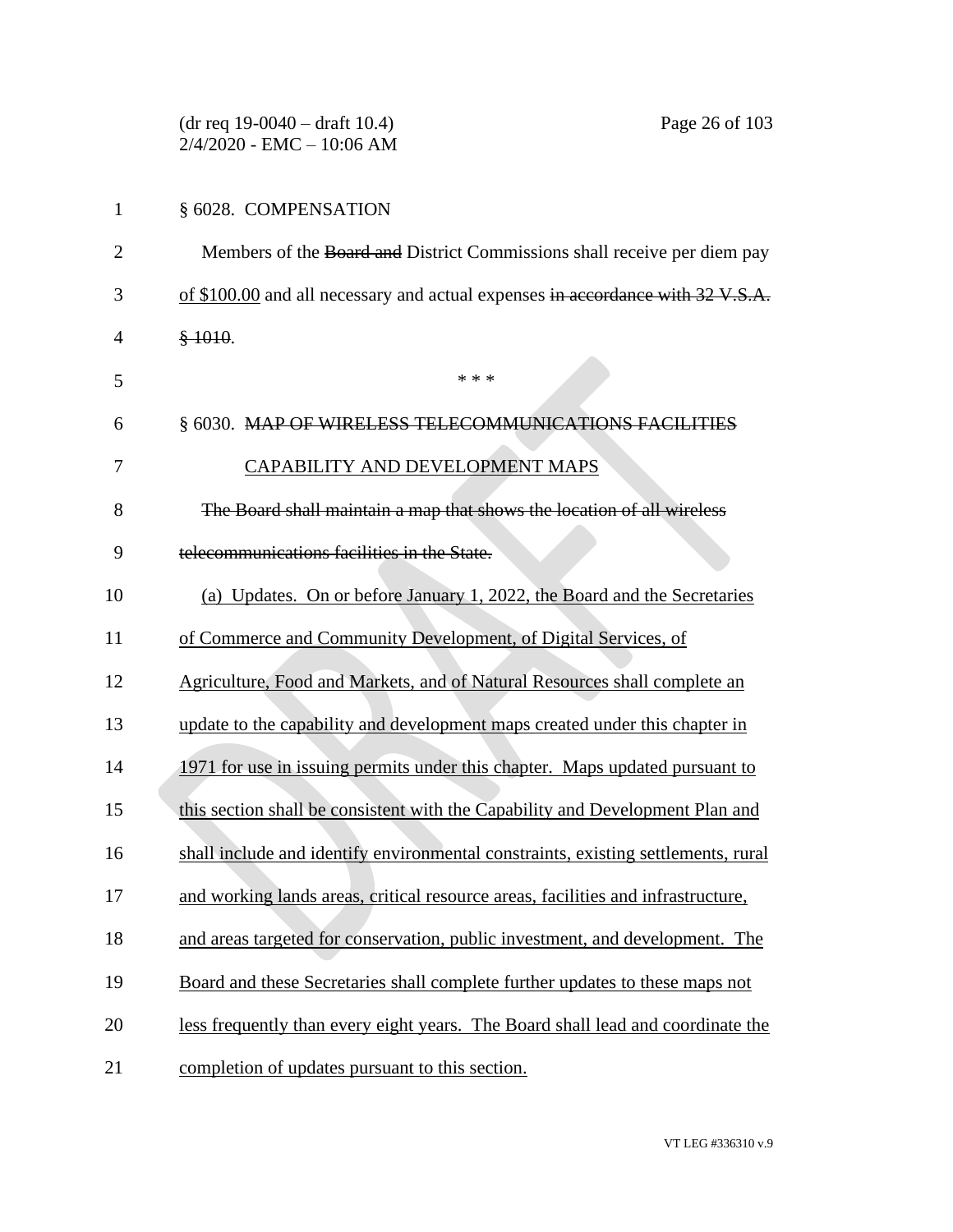§ 6028. COMPENSATION

Members of the ~~Board and~~ District Commissions shall receive per diem pay <u>of $100.00</u> and all necessary and actual expenses ~~in accordance with 32 V.S.A. § 1010~~.

\* \* \*

§ 6030. ~~MAP OF WIRELESS TELECOMMUNICATIONS FACILITIES~~ <u>CAPABILITY AND DEVELOPMENT MAPS</u>

~~The Board shall maintain a map that shows the location of all wireless telecommunications facilities in the State.~~

<u>(a) Updates. On or before January 1, 2022, the Board and the Secretaries of Commerce and Community Development, of Digital Services, of Agriculture, Food and Markets, and of Natural Resources shall complete an update to the capability and development maps created under this chapter in 1971 for use in issuing permits under this chapter. Maps updated pursuant to this section shall be consistent with the Capability and Development Plan and shall include and identify environmental constraints, existing settlements, rural and working lands areas, critical resource areas, facilities and infrastructure, and areas targeted for conservation, public investment, and development. The Board and these Secretaries shall complete further updates to these maps not less frequently than every eight years. The Board shall lead and coordinate the completion of updates pursuant to this section.</u>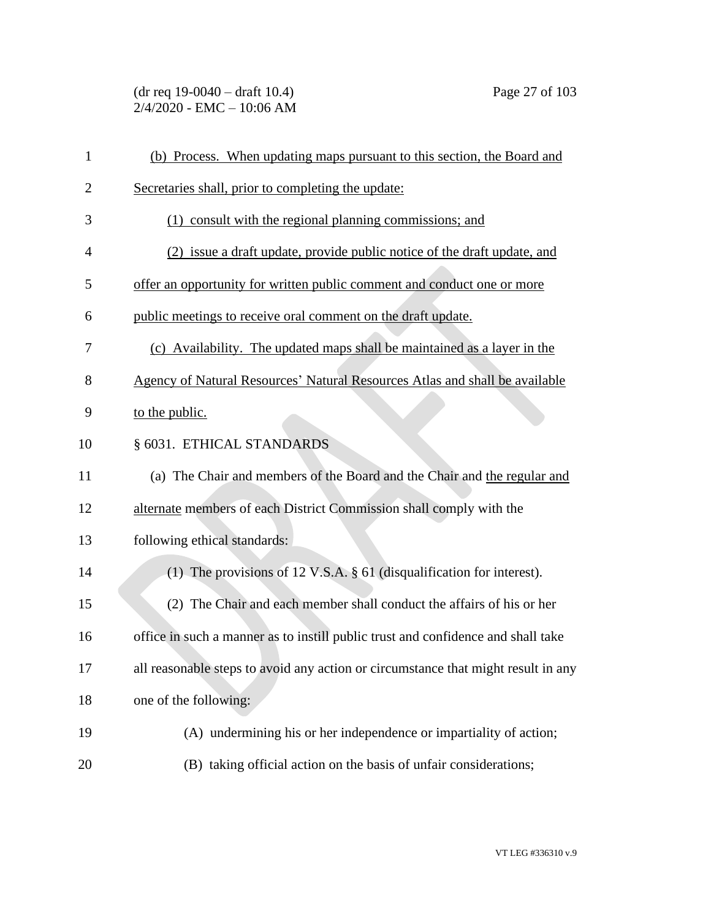(b) Process. When updating maps pursuant to this section, the Board and Secretaries shall, prior to completing the update:

(1) consult with the regional planning commissions; and

(2) issue a draft update, provide public notice of the draft update, and offer an opportunity for written public comment and conduct one or more public meetings to receive oral comment on the draft update.

(c) Availability. The updated maps shall be maintained as a layer in the Agency of Natural Resources' Natural Resources Atlas and shall be available to the public.

§ 6031. ETHICAL STANDARDS

(a) The Chair and members of the Board and the Chair and the regular and alternate members of each District Commission shall comply with the following ethical standards:

(1) The provisions of 12 V.S.A. § 61 (disqualification for interest).

(2) The Chair and each member shall conduct the affairs of his or her office in such a manner as to instill public trust and confidence and shall take all reasonable steps to avoid any action or circumstance that might result in any one of the following:

(A) undermining his or her independence or impartiality of action;

(B) taking official action on the basis of unfair considerations;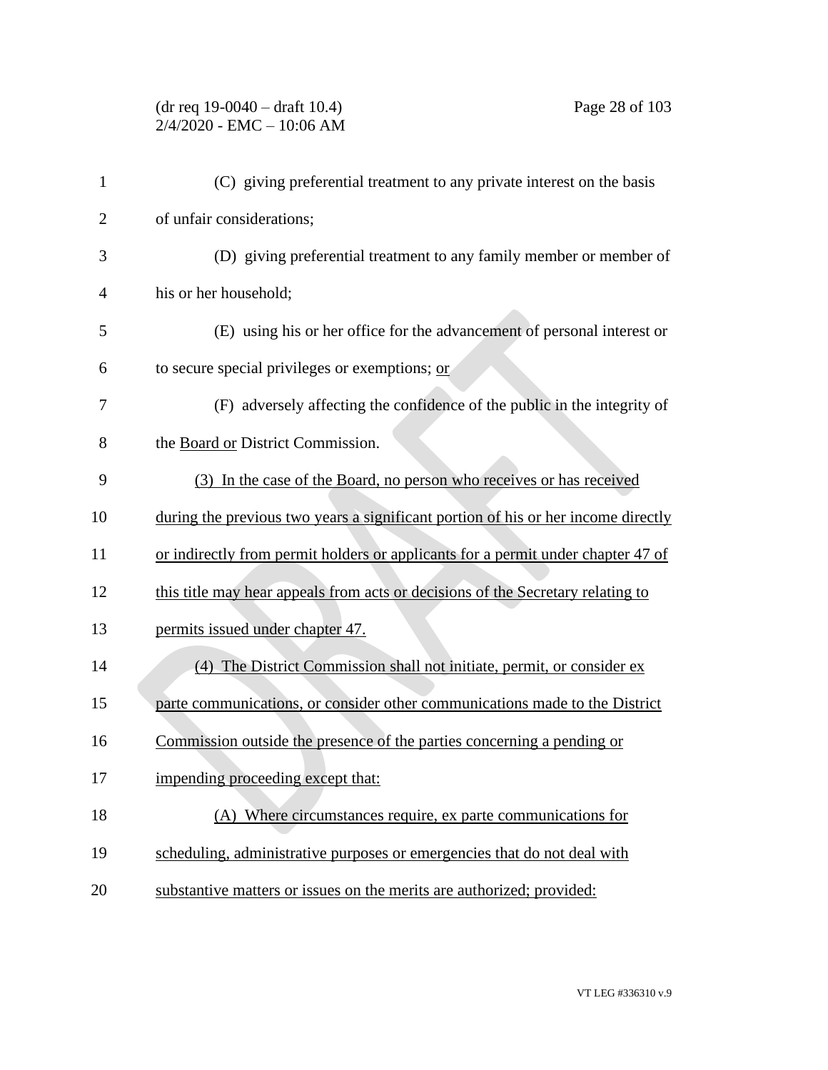(C) giving preferential treatment to any private interest on the basis of unfair considerations;

(D) giving preferential treatment to any family member or member of his or her household;

(E) using his or her office for the advancement of personal interest or to secure special privileges or exemptions; <u>or</u>

(F) adversely affecting the confidence of the public in the integrity of the <u>Board or</u> District Commission.

<u>(3) In the case of the Board, no person who receives or has received during the previous two years a significant portion of his or her income directly or indirectly from permit holders or applicants for a permit under chapter 47 of this title may hear appeals from acts or decisions of the Secretary relating to permits issued under chapter 47.</u>

<u>(4) The District Commission shall not initiate, permit, or consider ex parte communications, or consider other communications made to the District Commission outside the presence of the parties concerning a pending or impending proceeding except that:</u>

<u>(A) Where circumstances require, ex parte communications for scheduling, administrative purposes or emergencies that do not deal with substantive matters or issues on the merits are authorized; provided:</u>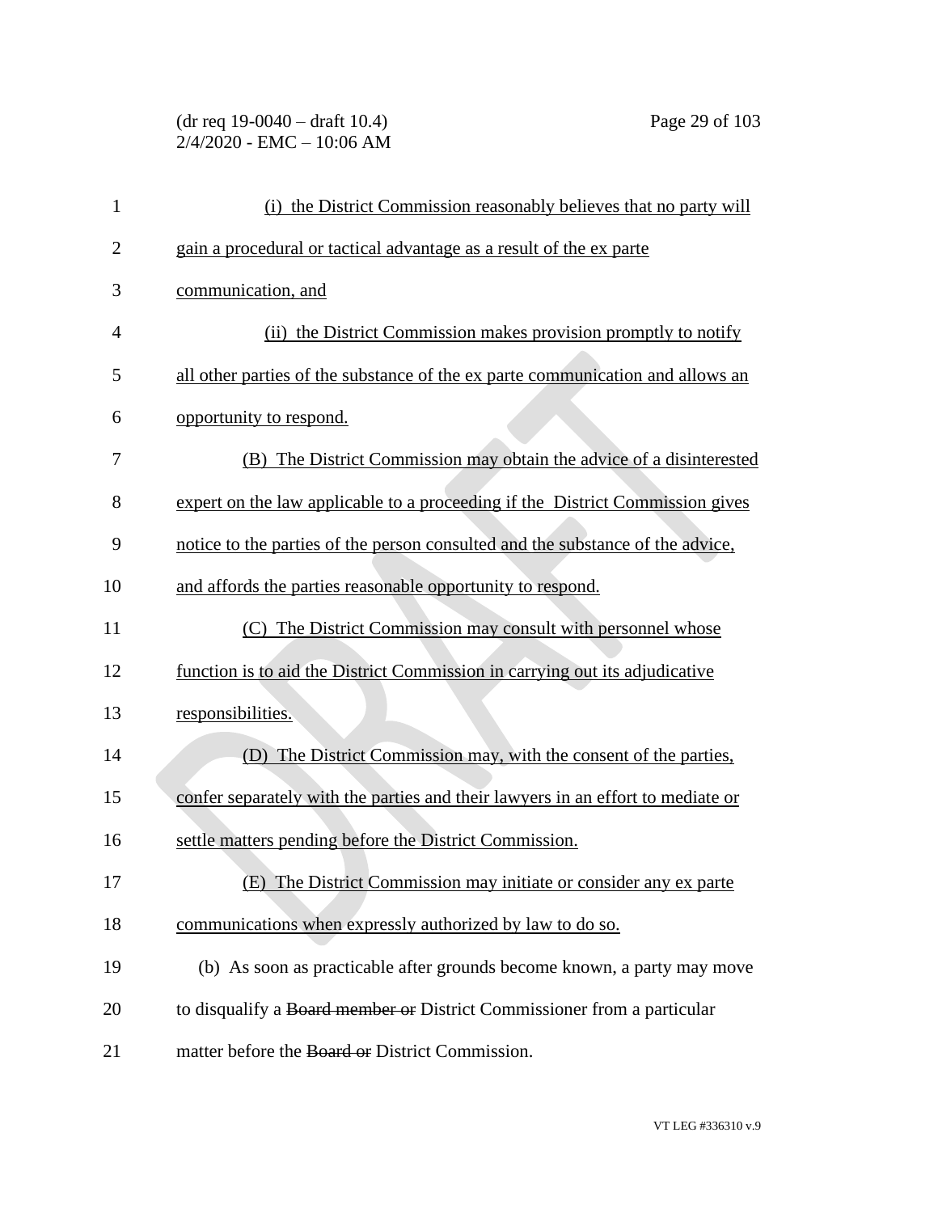(i) the District Commission reasonably believes that no party will gain a procedural or tactical advantage as a result of the ex parte communication, and

(ii) the District Commission makes provision promptly to notify all other parties of the substance of the ex parte communication and allows an opportunity to respond.

(B) The District Commission may obtain the advice of a disinterested expert on the law applicable to a proceeding if the District Commission gives notice to the parties of the person consulted and the substance of the advice, and affords the parties reasonable opportunity to respond.

(C) The District Commission may consult with personnel whose function is to aid the District Commission in carrying out its adjudicative responsibilities.

(D) The District Commission may, with the consent of the parties, confer separately with the parties and their lawyers in an effort to mediate or settle matters pending before the District Commission.

(E) The District Commission may initiate or consider any ex parte communications when expressly authorized by law to do so.

(b) As soon as practicable after grounds become known, a party may move to disqualify a ~~Board member or~~ District Commissioner from a particular matter before the ~~Board or~~ District Commission.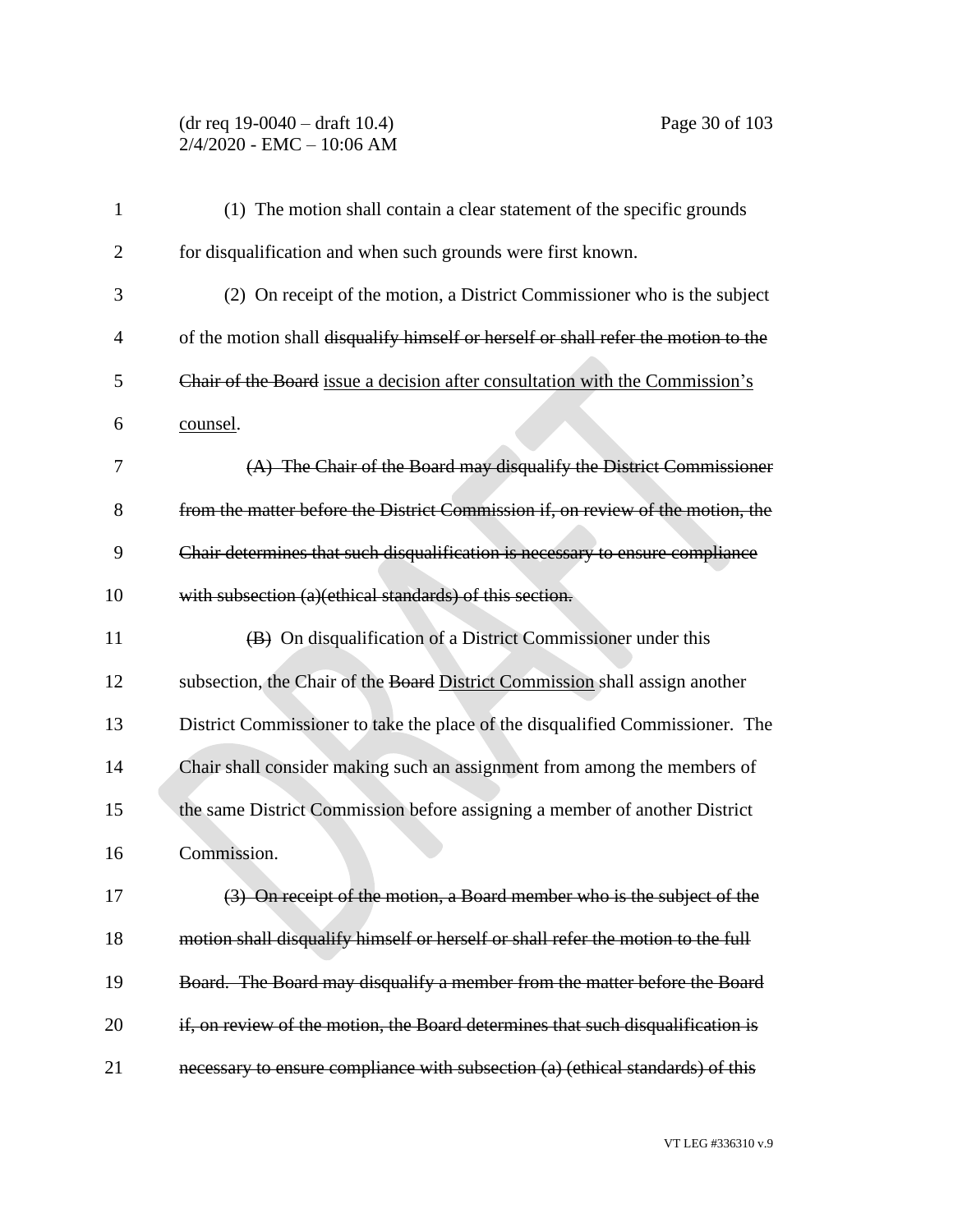(1) The motion shall contain a clear statement of the specific grounds for disqualification and when such grounds were first known.

(2) On receipt of the motion, a District Commissioner who is the subject of the motion shall ~~disqualify himself or herself or shall refer the motion to the Chair of the Board~~ issue a decision after consultation with the Commission's counsel.

~~(A) The Chair of the Board may disqualify the District Commissioner from the matter before the District Commission if, on review of the motion, the Chair determines that such disqualification is necessary to ensure compliance with subsection (a)(ethical standards) of this section.~~

~~(B)~~ On disqualification of a District Commissioner under this subsection, the Chair of the ~~Board~~ District Commission shall assign another District Commissioner to take the place of the disqualified Commissioner. The Chair shall consider making such an assignment from among the members of the same District Commission before assigning a member of another District Commission.

~~(3) On receipt of the motion, a Board member who is the subject of the motion shall disqualify himself or herself or shall refer the motion to the full Board. The Board may disqualify a member from the matter before the Board if, on review of the motion, the Board determines that such disqualification is necessary to ensure compliance with subsection (a) (ethical standards) of this~~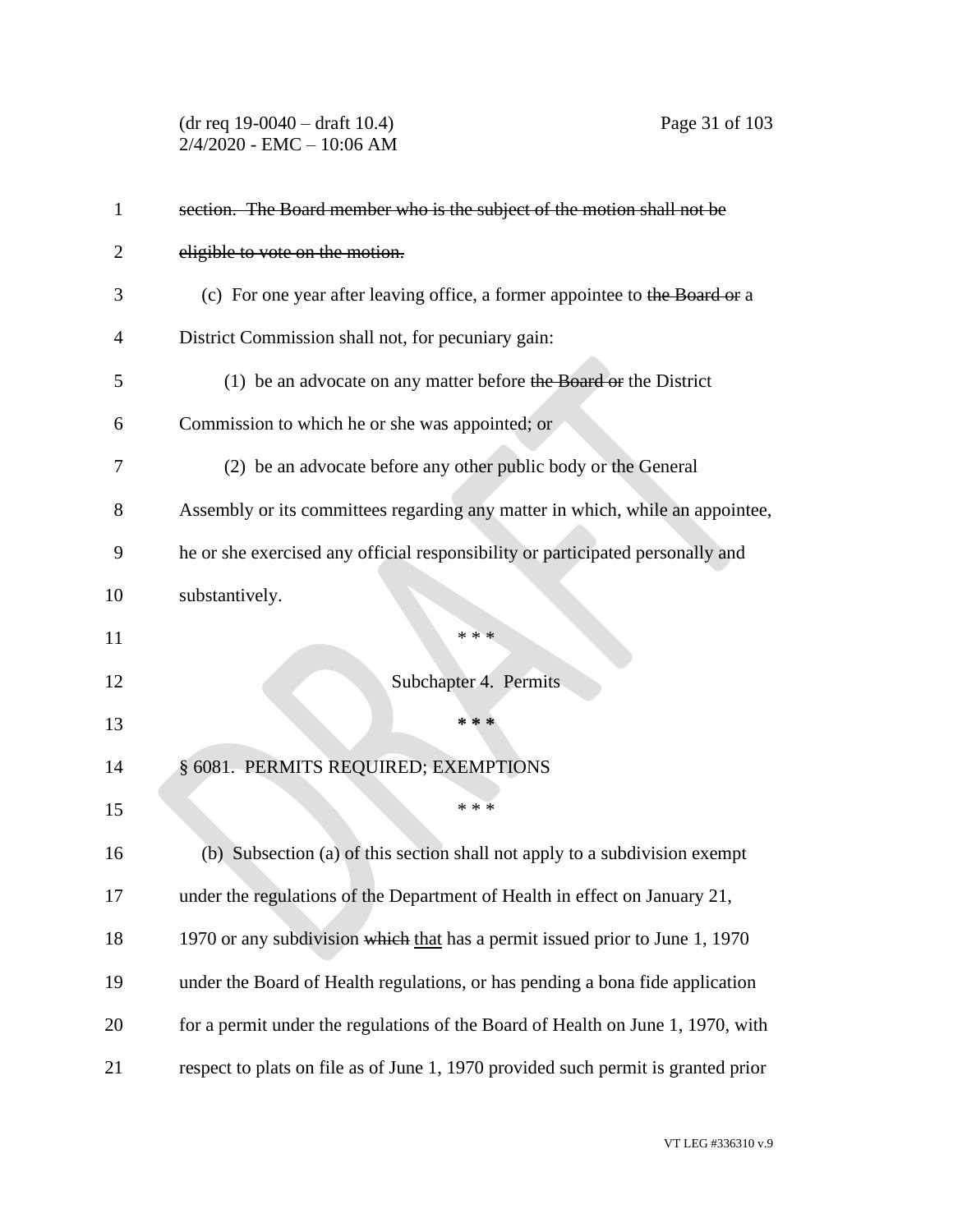~~section. The Board member who is the subject of the motion shall not be eligible to vote on the motion.~~

(c) For one year after leaving office, a former appointee to ~~the Board or~~ a District Commission shall not, for pecuniary gain:

(1) be an advocate on any matter before ~~the Board or~~ the District Commission to which he or she was appointed; or

(2) be an advocate before any other public body or the General Assembly or its committees regarding any matter in which, while an appointee, he or she exercised any official responsibility or participated personally and substantively.

\* \* \*

Subchapter 4. Permits

**\* \* \***

§ 6081. PERMITS REQUIRED; EXEMPTIONS

\* \* \*

(b) Subsection (a) of this section shall not apply to a subdivision exempt under the regulations of the Department of Health in effect on January 21, 1970 or any subdivision ~~which~~ <u>that</u> has a permit issued prior to June 1, 1970 under the Board of Health regulations, or has pending a bona fide application for a permit under the regulations of the Board of Health on June 1, 1970, with respect to plats on file as of June 1, 1970 provided such permit is granted prior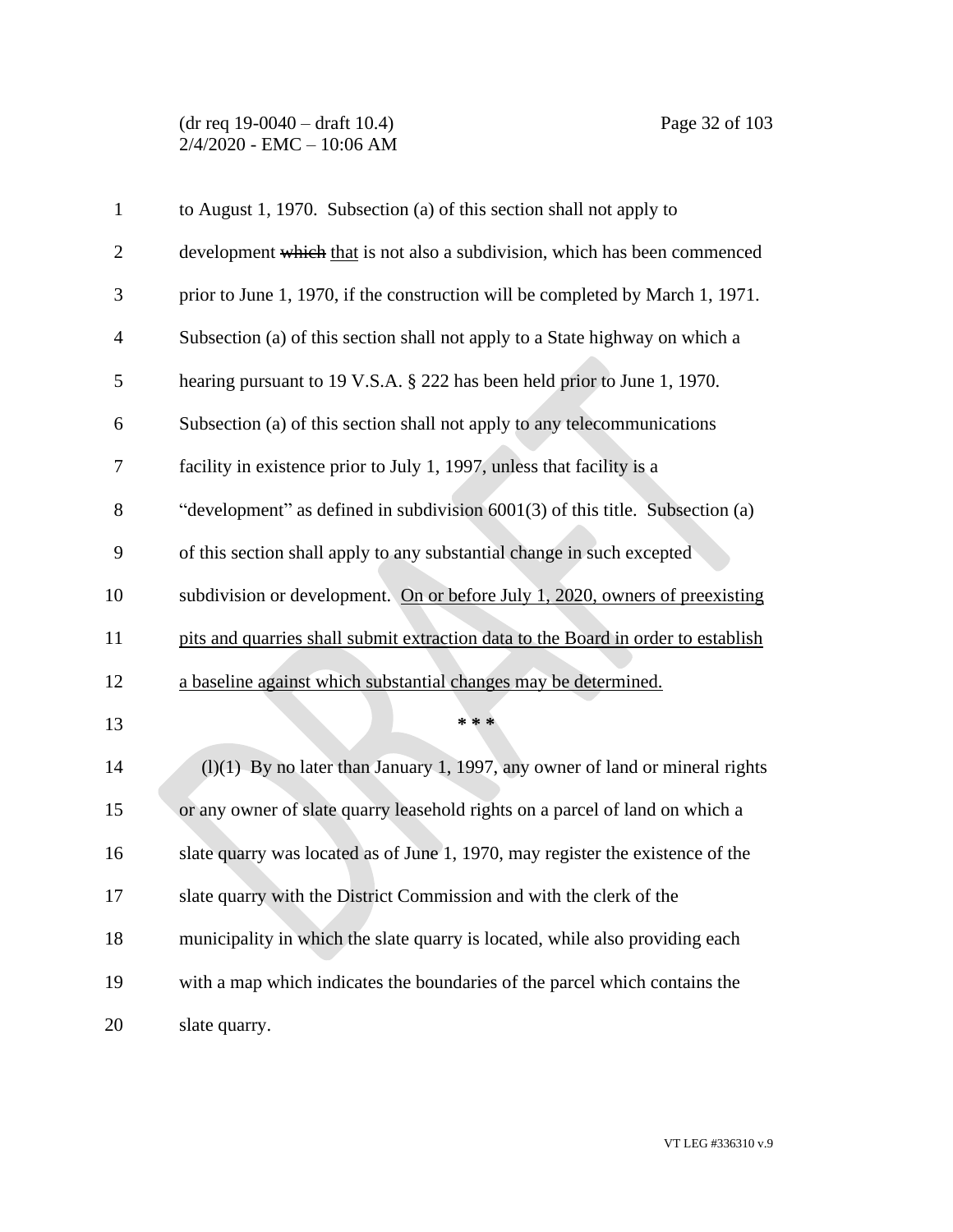to August 1, 1970. Subsection (a) of this section shall not apply to development ~~which~~ that is not also a subdivision, which has been commenced prior to June 1, 1970, if the construction will be completed by March 1, 1971. Subsection (a) of this section shall not apply to a State highway on which a hearing pursuant to 19 V.S.A. § 222 has been held prior to June 1, 1970. Subsection (a) of this section shall not apply to any telecommunications facility in existence prior to July 1, 1997, unless that facility is a "development" as defined in subdivision 6001(3) of this title. Subsection (a) of this section shall apply to any substantial change in such excepted subdivision or development. <u>On or before July 1, 2020, owners of preexisting pits and quarries shall submit extraction data to the Board in order to establish a baseline against which substantial changes may be determined.</u>

\* \* \*

(l)(1) By no later than January 1, 1997, any owner of land or mineral rights or any owner of slate quarry leasehold rights on a parcel of land on which a slate quarry was located as of June 1, 1970, may register the existence of the slate quarry with the District Commission and with the clerk of the municipality in which the slate quarry is located, while also providing each with a map which indicates the boundaries of the parcel which contains the slate quarry.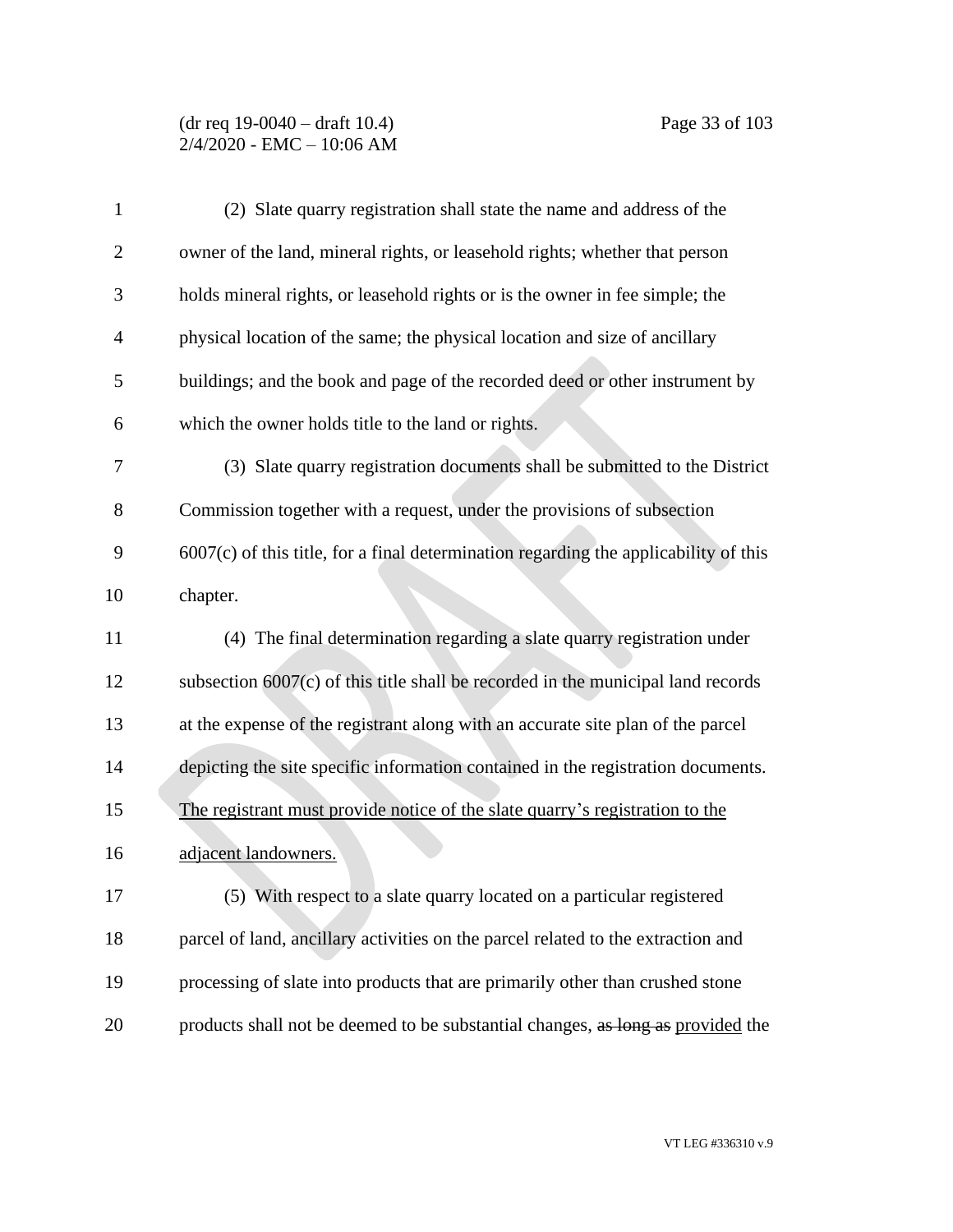(2) Slate quarry registration shall state the name and address of the owner of the land, mineral rights, or leasehold rights; whether that person holds mineral rights, or leasehold rights or is the owner in fee simple; the physical location of the same; the physical location and size of ancillary buildings; and the book and page of the recorded deed or other instrument by which the owner holds title to the land or rights.

(3) Slate quarry registration documents shall be submitted to the District Commission together with a request, under the provisions of subsection 6007(c) of this title, for a final determination regarding the applicability of this chapter.

(4) The final determination regarding a slate quarry registration under subsection 6007(c) of this title shall be recorded in the municipal land records at the expense of the registrant along with an accurate site plan of the parcel depicting the site specific information contained in the registration documents. <u>The registrant must provide notice of the slate quarry's registration to the adjacent landowners.</u>

(5) With respect to a slate quarry located on a particular registered parcel of land, ancillary activities on the parcel related to the extraction and processing of slate into products that are primarily other than crushed stone products shall not be deemed to be substantial changes, ~~as long as~~ <u>provided</u> the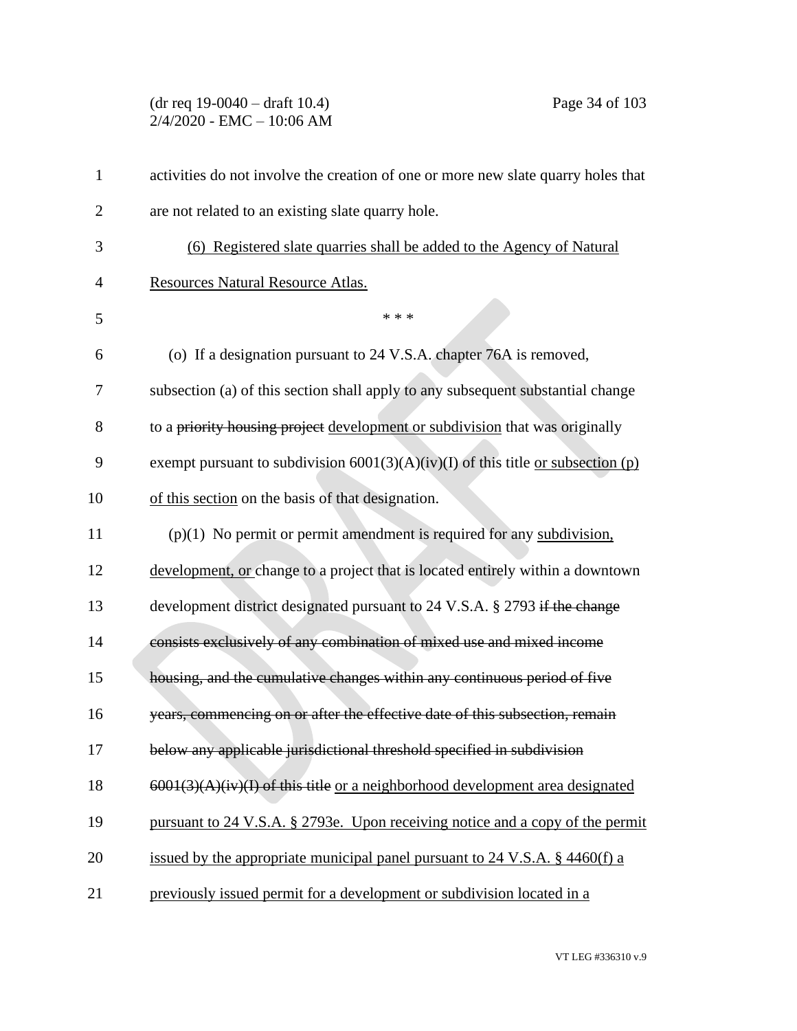activities do not involve the creation of one or more new slate quarry holes that are not related to an existing slate quarry hole.

(6) Registered slate quarries shall be added to the Agency of Natural Resources Natural Resource Atlas.

\* \* \*

(o) If a designation pursuant to 24 V.S.A. chapter 76A is removed, subsection (a) of this section shall apply to any subsequent substantial change to a ~~priority housing project~~ development or subdivision that was originally exempt pursuant to subdivision 6001(3)(A)(iv)(I) of this title or subsection (p) of this section on the basis of that designation.

(p)(1) No permit or permit amendment is required for any subdivision, development, or change to a project that is located entirely within a downtown development district designated pursuant to 24 V.S.A. § 2793 ~~if the change consists exclusively of any combination of mixed use and mixed income housing, and the cumulative changes within any continuous period of five years, commencing on or after the effective date of this subsection, remain below any applicable jurisdictional threshold specified in subdivision 6001(3)(A)(iv)(I) of this title~~ or a neighborhood development area designated pursuant to 24 V.S.A. § 2793e. Upon receiving notice and a copy of the permit issued by the appropriate municipal panel pursuant to 24 V.S.A. § 4460(f) a previously issued permit for a development or subdivision located in a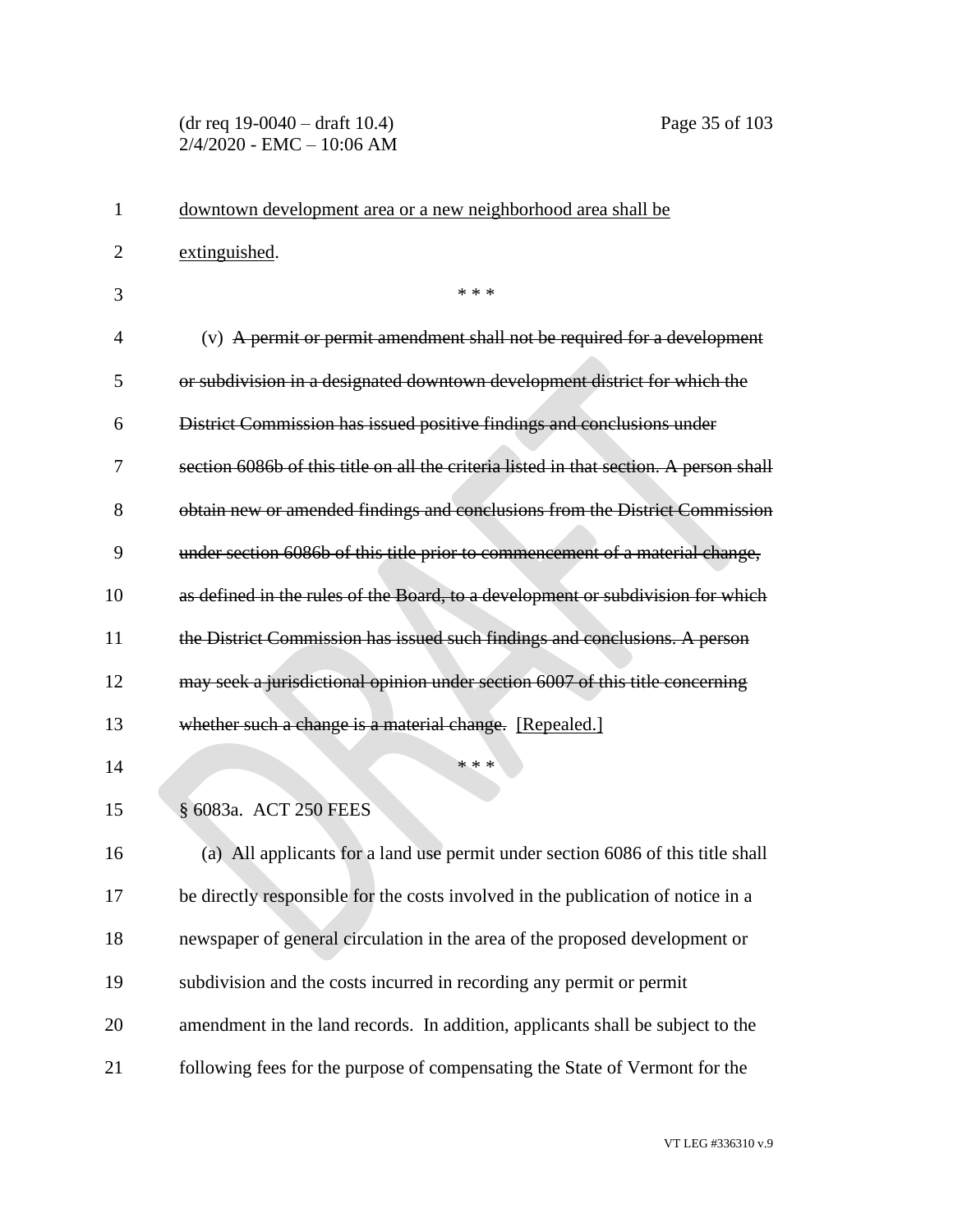downtown development area or a new neighborhood area shall be extinguished.

\* \* \*

(v) ~~A permit or permit amendment shall not be required for a development or subdivision in a designated downtown development district for which the District Commission has issued positive findings and conclusions under section 6086b of this title on all the criteria listed in that section. A person shall obtain new or amended findings and conclusions from the District Commission under section 6086b of this title prior to commencement of a material change, as defined in the rules of the Board, to a development or subdivision for which the District Commission has issued such findings and conclusions. A person may seek a jurisdictional opinion under section 6007 of this title concerning whether such a change is a material change.~~ [Repealed.]

\* \* \*

§ 6083a. ACT 250 FEES

(a) All applicants for a land use permit under section 6086 of this title shall be directly responsible for the costs involved in the publication of notice in a newspaper of general circulation in the area of the proposed development or subdivision and the costs incurred in recording any permit or permit amendment in the land records. In addition, applicants shall be subject to the following fees for the purpose of compensating the State of Vermont for the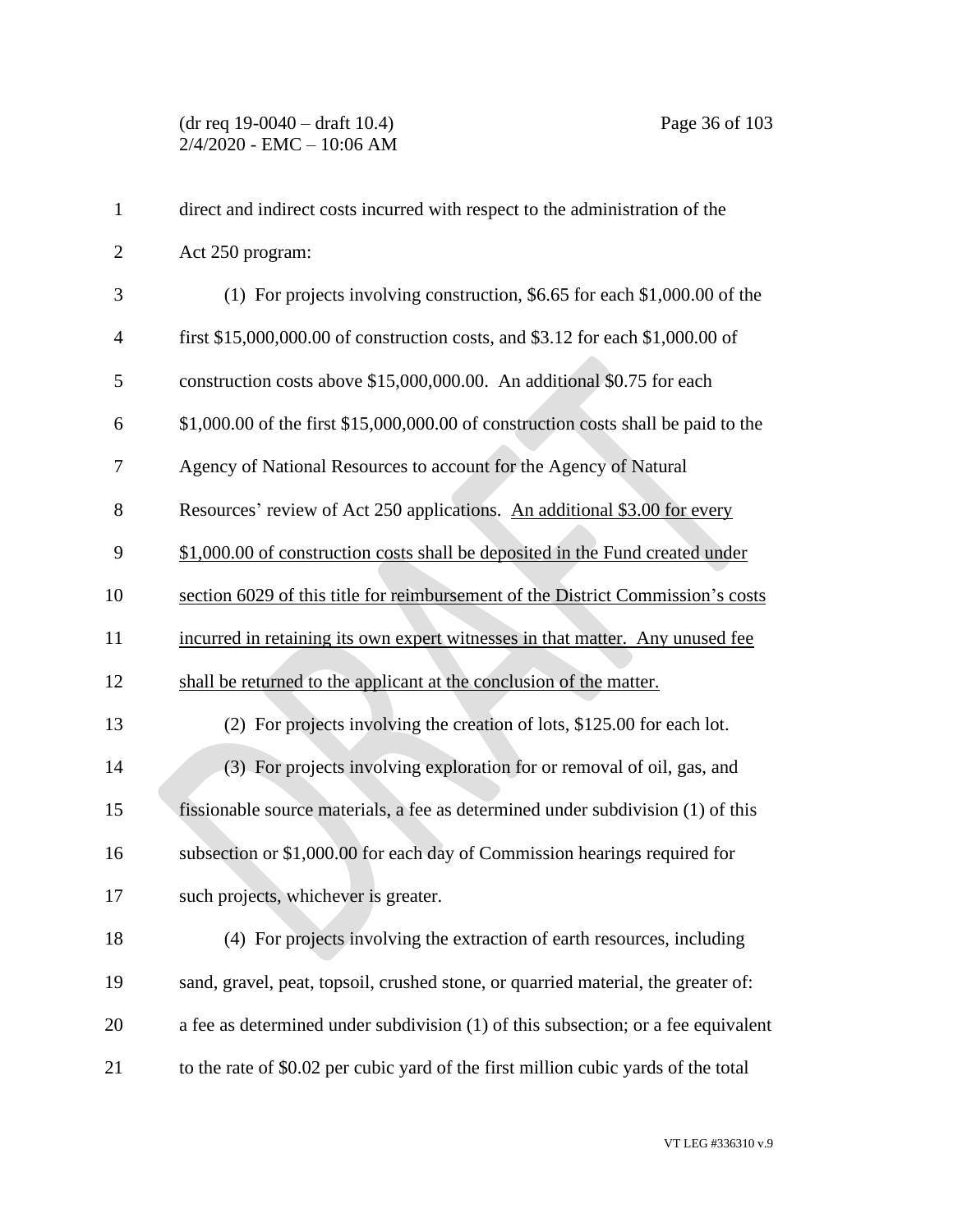direct and indirect costs incurred with respect to the administration of the Act 250 program:

(1) For projects involving construction, $6.65 for each $1,000.00 of the first $15,000,000.00 of construction costs, and $3.12 for each $1,000.00 of construction costs above $15,000,000.00. An additional $0.75 for each $1,000.00 of the first $15,000,000.00 of construction costs shall be paid to the Agency of National Resources to account for the Agency of Natural Resources' review of Act 250 applications. <u>An additional $3.00 for every $1,000.00 of construction costs shall be deposited in the Fund created under section 6029 of this title for reimbursement of the District Commission's costs incurred in retaining its own expert witnesses in that matter. Any unused fee shall be returned to the applicant at the conclusion of the matter.</u>

(2) For projects involving the creation of lots, $125.00 for each lot.

(3) For projects involving exploration for or removal of oil, gas, and fissionable source materials, a fee as determined under subdivision (1) of this subsection or $1,000.00 for each day of Commission hearings required for such projects, whichever is greater.

(4) For projects involving the extraction of earth resources, including sand, gravel, peat, topsoil, crushed stone, or quarried material, the greater of: a fee as determined under subdivision (1) of this subsection; or a fee equivalent to the rate of $0.02 per cubic yard of the first million cubic yards of the total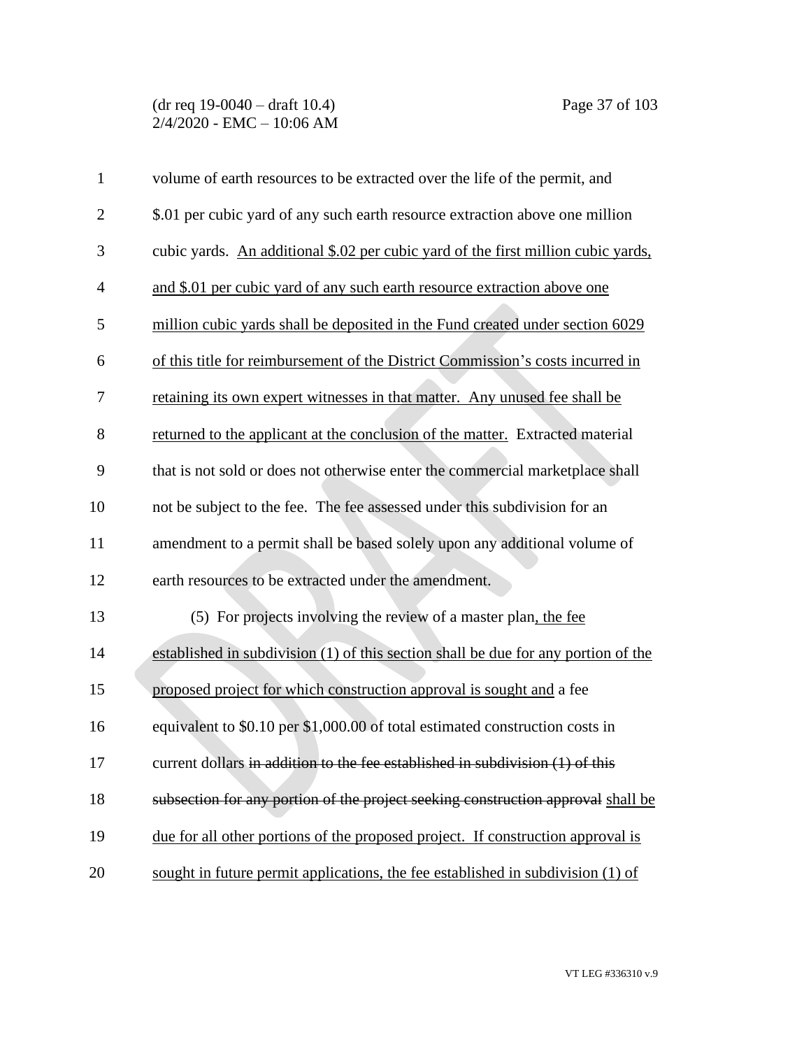volume of earth resources to be extracted over the life of the permit, and $.01 per cubic yard of any such earth resource extraction above one million cubic yards. <u>An additional $.02 per cubic yard of the first million cubic yards, and $.01 per cubic yard of any such earth resource extraction above one million cubic yards shall be deposited in the Fund created under section 6029 of this title for reimbursement of the District Commission's costs incurred in retaining its own expert witnesses in that matter. Any unused fee shall be returned to the applicant at the conclusion of the matter.</u> Extracted material that is not sold or does not otherwise enter the commercial marketplace shall not be subject to the fee. The fee assessed under this subdivision for an amendment to a permit shall be based solely upon any additional volume of earth resources to be extracted under the amendment.

(5) For projects involving the review of a master plan<u>, the fee established in subdivision (1) of this section shall be due for any portion of the proposed project for which construction approval is sought and</u> a fee equivalent to $0.10 per $1,000.00 of total estimated construction costs in current dollars ~~in addition to the fee established in subdivision (1) of this subsection for any portion of the project seeking construction approval~~ <u>shall be due for all other portions of the proposed project. If construction approval is sought in future permit applications, the fee established in subdivision (1) of</u>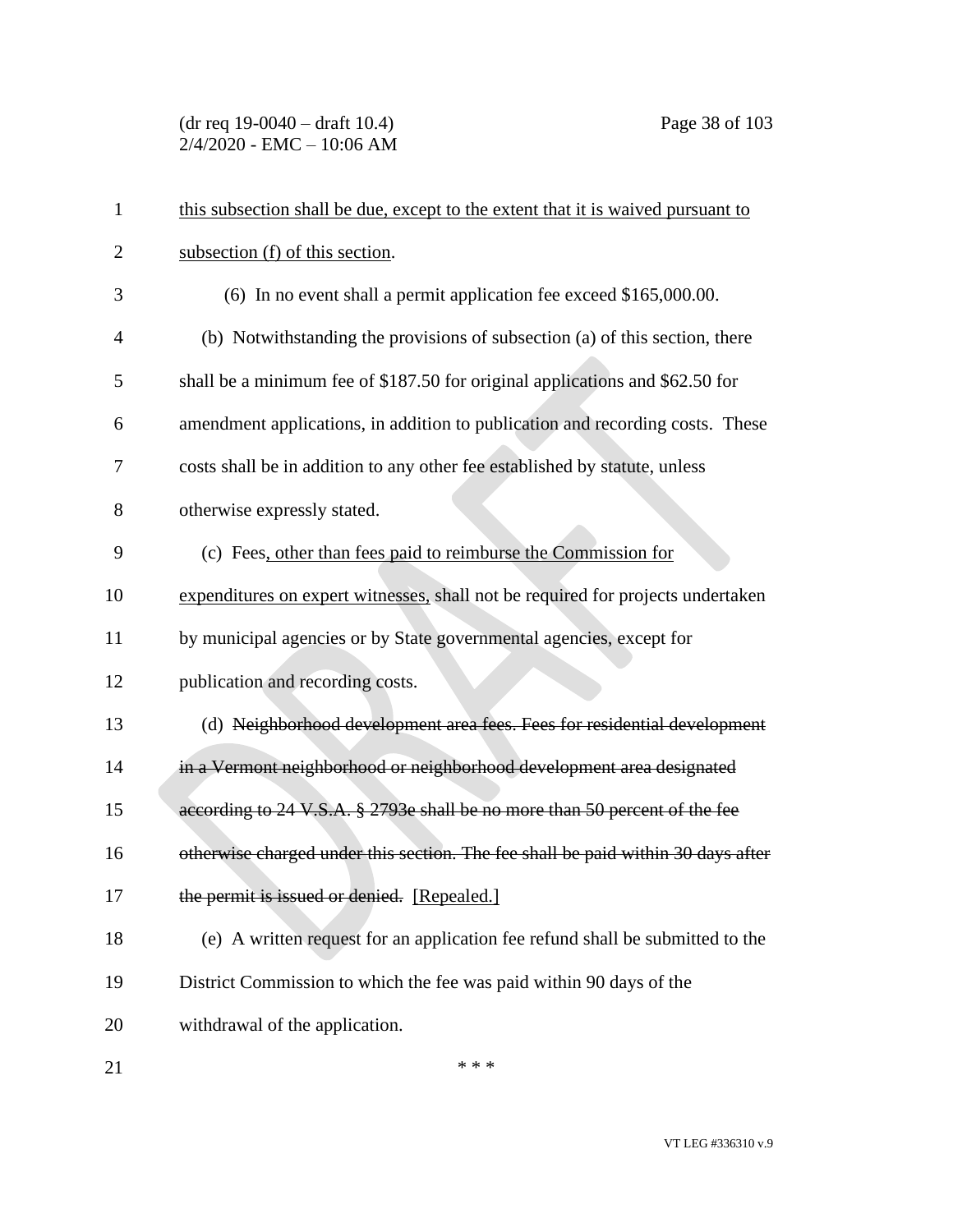this subsection shall be due, except to the extent that it is waived pursuant to subsection (f) of this section.

(6) In no event shall a permit application fee exceed $165,000.00.

(b) Notwithstanding the provisions of subsection (a) of this section, there shall be a minimum fee of $187.50 for original applications and $62.50 for amendment applications, in addition to publication and recording costs. These costs shall be in addition to any other fee established by statute, unless otherwise expressly stated.

(c) Fees, other than fees paid to reimburse the Commission for expenditures on expert witnesses, shall not be required for projects undertaken by municipal agencies or by State governmental agencies, except for publication and recording costs.

(d) ~~Neighborhood development area fees. Fees for residential development in a Vermont neighborhood or neighborhood development area designated according to 24 V.S.A. § 2793e shall be no more than 50 percent of the fee otherwise charged under this section. The fee shall be paid within 30 days after the permit is issued or denied.~~ [Repealed.]

(e) A written request for an application fee refund shall be submitted to the District Commission to which the fee was paid within 90 days of the withdrawal of the application.

\* \* \*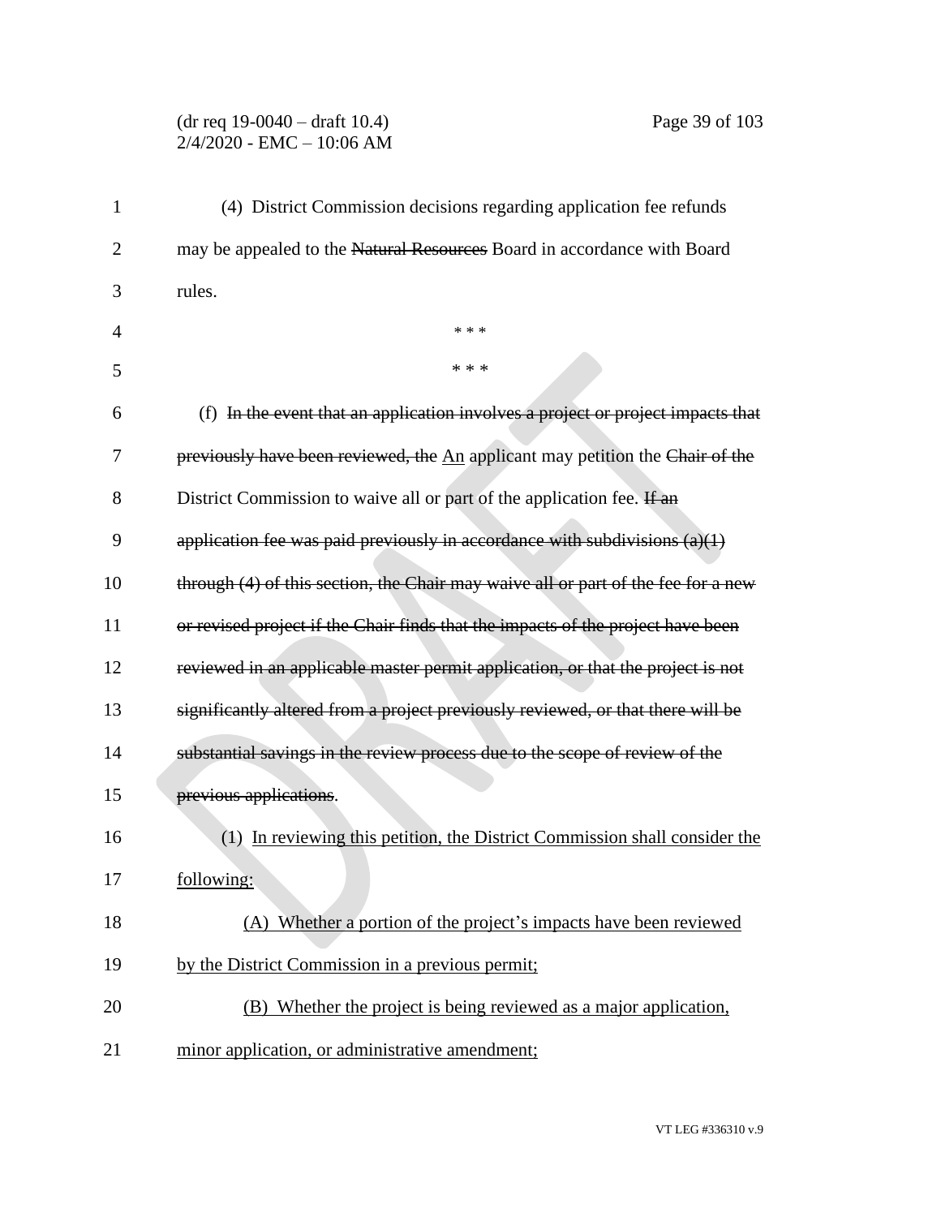(4) District Commission decisions regarding application fee refunds may be appealed to the ~~Natural Resources~~ Board in accordance with Board rules.

\* \* \*

\* \* \*

(f) ~~In the event that an application involves a project or project impacts that previously have been reviewed, the~~ An applicant may petition the ~~Chair of the~~ District Commission to waive all or part of the application fee. ~~If an application fee was paid previously in accordance with subdivisions (a)(1) through (4) of this section, the Chair may waive all or part of the fee for a new or revised project if the Chair finds that the impacts of the project have been reviewed in an applicable master permit application, or that the project is not significantly altered from a project previously reviewed, or that there will be substantial savings in the review process due to the scope of review of the previous applications~~.

(1) In reviewing this petition, the District Commission shall consider the following:

(A) Whether a portion of the project's impacts have been reviewed by the District Commission in a previous permit;

(B) Whether the project is being reviewed as a major application, minor application, or administrative amendment;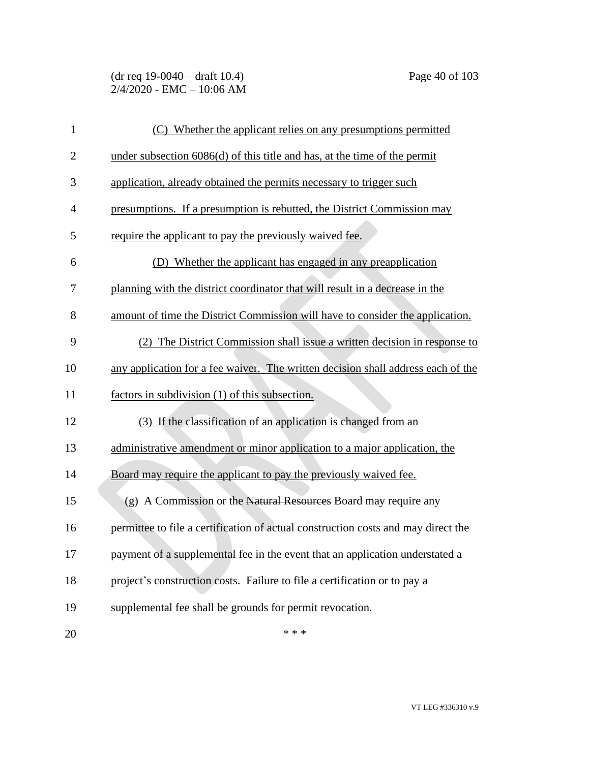(C) Whether the applicant relies on any presumptions permitted under subsection 6086(d) of this title and has, at the time of the permit application, already obtained the permits necessary to trigger such presumptions. If a presumption is rebutted, the District Commission may require the applicant to pay the previously waived fee.

(D) Whether the applicant has engaged in any preapplication planning with the district coordinator that will result in a decrease in the amount of time the District Commission will have to consider the application.

(2) The District Commission shall issue a written decision in response to any application for a fee waiver. The written decision shall address each of the factors in subdivision (1) of this subsection.

(3) If the classification of an application is changed from an administrative amendment or minor application to a major application, the Board may require the applicant to pay the previously waived fee.

(g) A Commission or the ~~Natural Resources~~ Board may require any permittee to file a certification of actual construction costs and may direct the payment of a supplemental fee in the event that an application understated a project's construction costs. Failure to file a certification or to pay a supplemental fee shall be grounds for permit revocation.

\* \* \*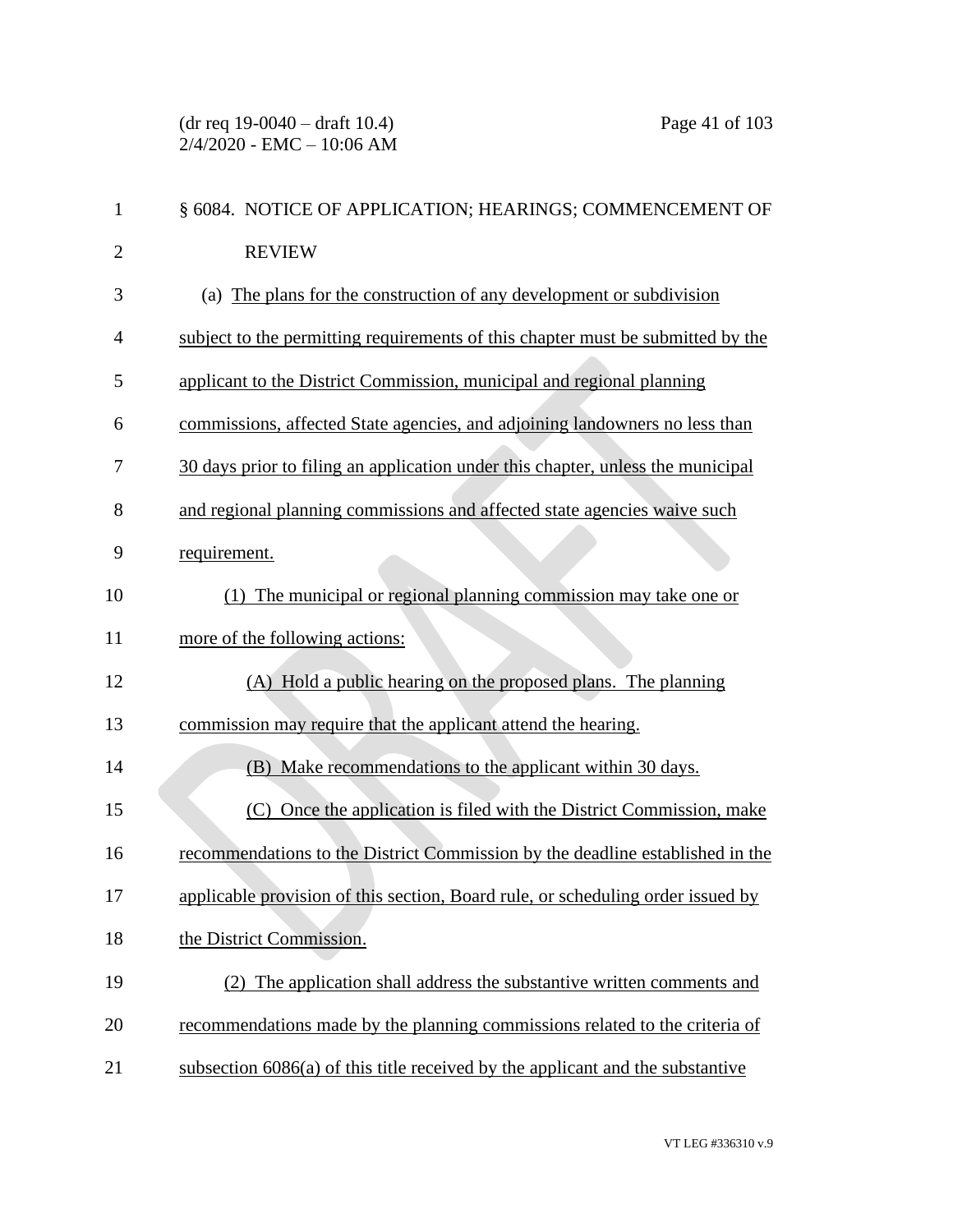§ 6084. NOTICE OF APPLICATION; HEARINGS; COMMENCEMENT OF REVIEW

(a) The plans for the construction of any development or subdivision subject to the permitting requirements of this chapter must be submitted by the applicant to the District Commission, municipal and regional planning commissions, affected State agencies, and adjoining landowners no less than 30 days prior to filing an application under this chapter, unless the municipal and regional planning commissions and affected state agencies waive such requirement.

(1) The municipal or regional planning commission may take one or more of the following actions:

(A) Hold a public hearing on the proposed plans. The planning commission may require that the applicant attend the hearing.

(B) Make recommendations to the applicant within 30 days.

(C) Once the application is filed with the District Commission, make recommendations to the District Commission by the deadline established in the applicable provision of this section, Board rule, or scheduling order issued by the District Commission.

(2) The application shall address the substantive written comments and recommendations made by the planning commissions related to the criteria of subsection 6086(a) of this title received by the applicant and the substantive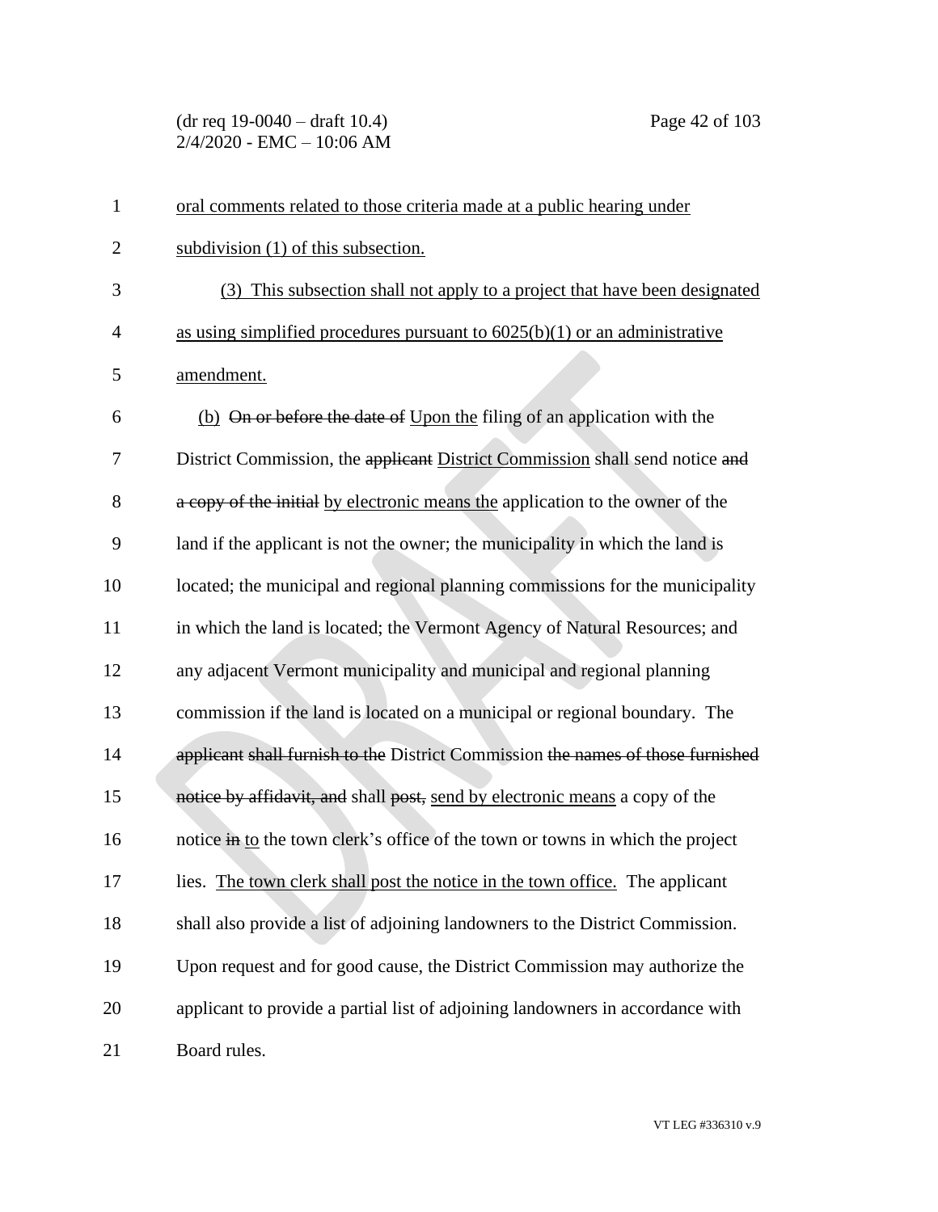oral comments related to those criteria made at a public hearing under subdivision (1) of this subsection.

(3) This subsection shall not apply to a project that have been designated as using simplified procedures pursuant to 6025(b)(1) or an administrative amendment.

(b) ~~On or before the date of~~ Upon the filing of an application with the District Commission, the ~~applicant~~ District Commission shall send notice ~~and a copy of the initial~~ by electronic means the application to the owner of the land if the applicant is not the owner; the municipality in which the land is located; the municipal and regional planning commissions for the municipality in which the land is located; the Vermont Agency of Natural Resources; and any adjacent Vermont municipality and municipal and regional planning commission if the land is located on a municipal or regional boundary. The ~~applicant~~ ~~shall furnish to the~~ District Commission ~~the names of those furnished notice by affidavit, and~~ shall ~~post,~~ send by electronic means a copy of the notice ~~in~~ to the town clerk's office of the town or towns in which the project lies. The town clerk shall post the notice in the town office. The applicant shall also provide a list of adjoining landowners to the District Commission. Upon request and for good cause, the District Commission may authorize the applicant to provide a partial list of adjoining landowners in accordance with Board rules.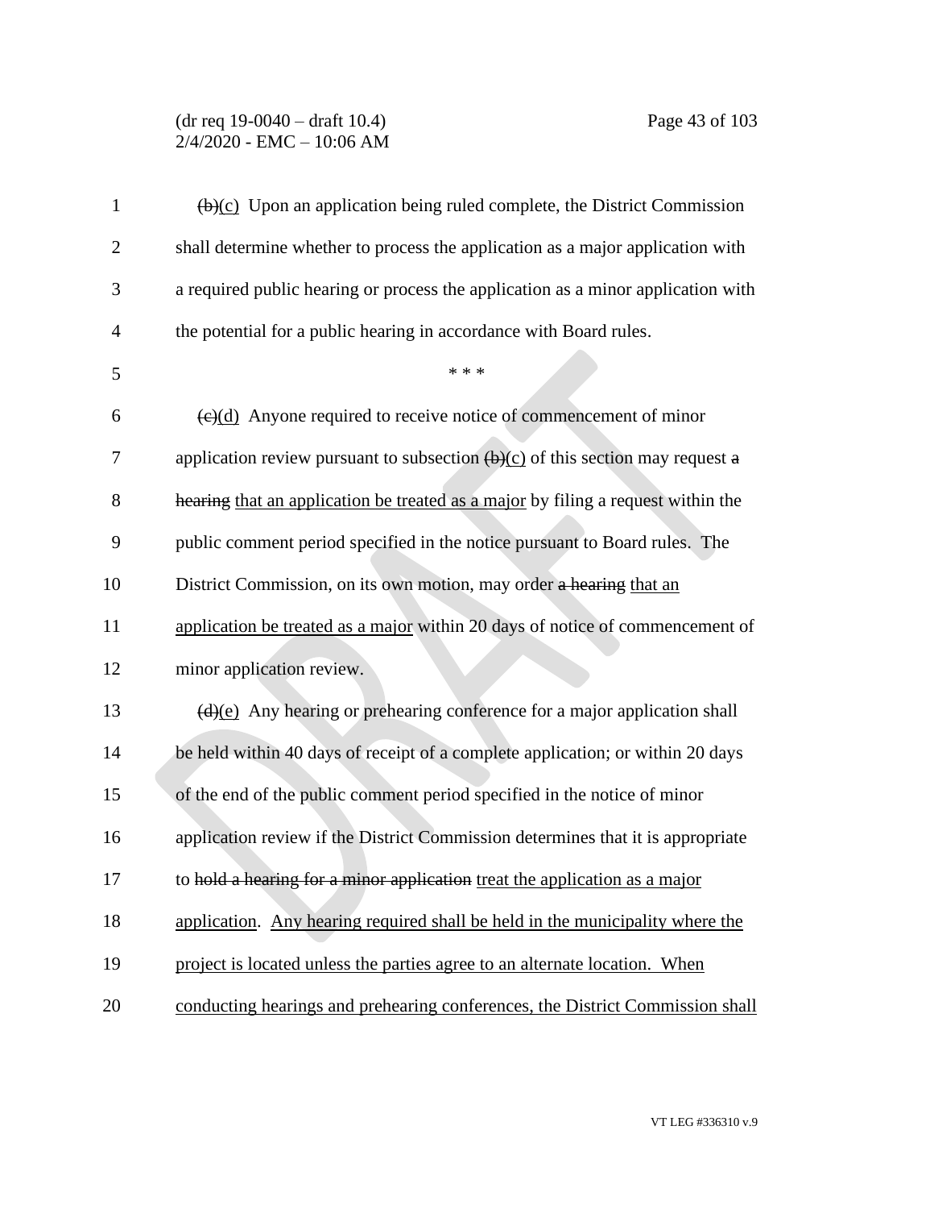~~(b)~~<u>(c)</u> Upon an application being ruled complete, the District Commission shall determine whether to process the application as a major application with a required public hearing or process the application as a minor application with the potential for a public hearing in accordance with Board rules.

\* \* \*

~~(c)~~<u>(d)</u> Anyone required to receive notice of commencement of minor application review pursuant to subsection ~~(b)~~<u>(c)</u> of this section may request ~~a hearing~~ <u>that an application be treated as a major</u> by filing a request within the public comment period specified in the notice pursuant to Board rules. The District Commission, on its own motion, may order ~~a hearing~~ <u>that an application be treated as a major</u> within 20 days of notice of commencement of minor application review.

~~(d)~~<u>(e)</u> Any hearing or prehearing conference for a major application shall be held within 40 days of receipt of a complete application; or within 20 days of the end of the public comment period specified in the notice of minor application review if the District Commission determines that it is appropriate to ~~hold a hearing for a minor application~~ <u>treat the application as a major application</u>. <u>Any hearing required shall be held in the municipality where the project is located unless the parties agree to an alternate location. When conducting hearings and prehearing conferences, the District Commission shall</u>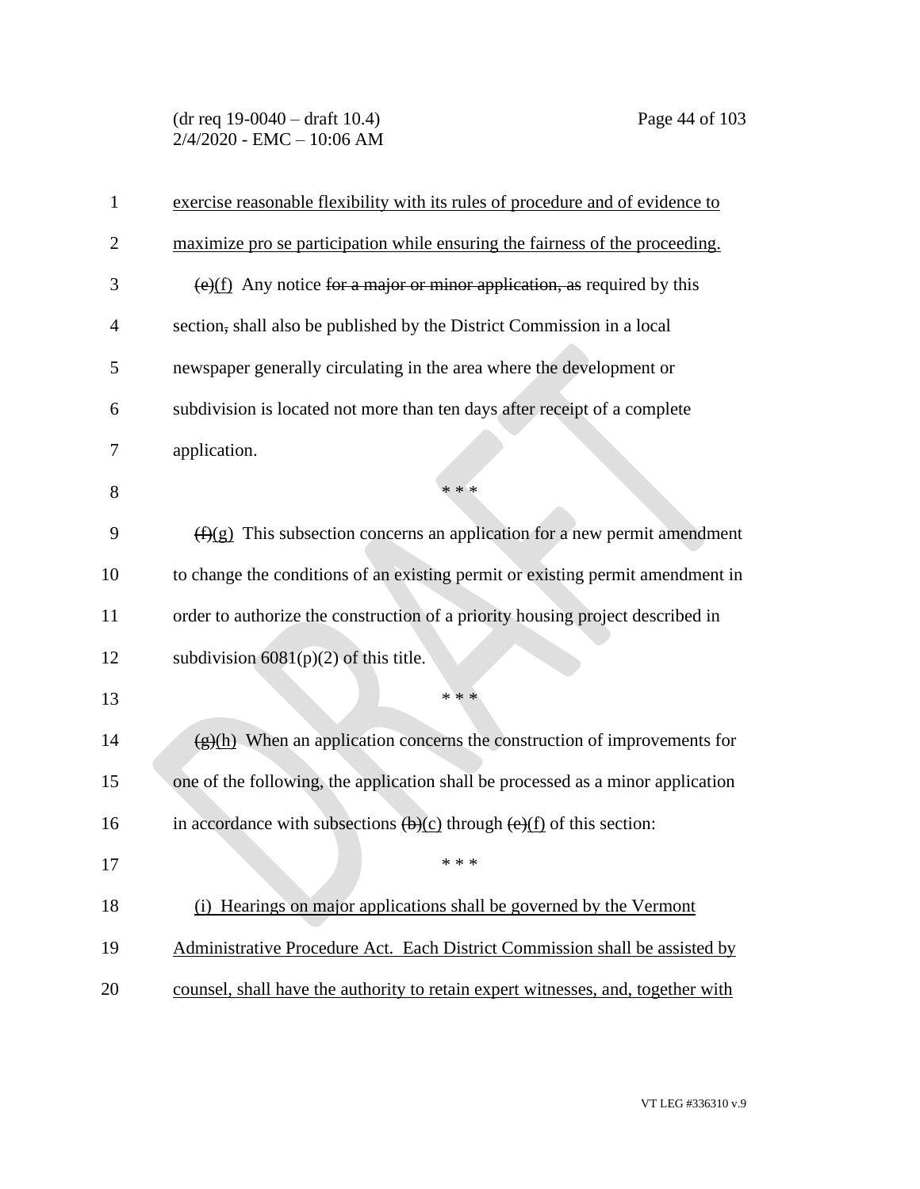exercise reasonable flexibility with its rules of procedure and of evidence to maximize pro se participation while ensuring the fairness of the proceeding.

~~(e)~~(f) Any notice ~~for a major or minor application, as~~ required by this section~~,~~ shall also be published by the District Commission in a local newspaper generally circulating in the area where the development or subdivision is located not more than ten days after receipt of a complete application.

\* \* \*

~~(f)~~(g) This subsection concerns an application for a new permit amendment to change the conditions of an existing permit or existing permit amendment in order to authorize the construction of a priority housing project described in subdivision 6081(p)(2) of this title.

\* \* \*

~~(g)~~(h) When an application concerns the construction of improvements for one of the following, the application shall be processed as a minor application in accordance with subsections ~~(b)~~(c) through ~~(e)~~(f) of this section:

\* \* \*

(i) Hearings on major applications shall be governed by the Vermont Administrative Procedure Act. Each District Commission shall be assisted by counsel, shall have the authority to retain expert witnesses, and, together with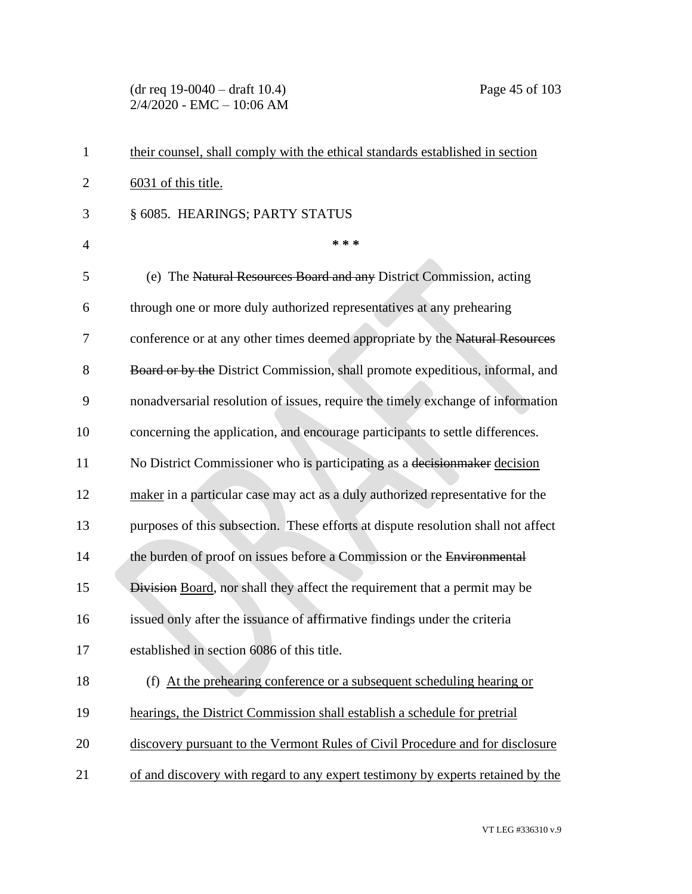their counsel, shall comply with the ethical standards established in section 6031 of this title.

§ 6085. HEARINGS; PARTY STATUS

\* \* \*

(e) The ~~Natural Resources Board and any~~ District Commission, acting through one or more duly authorized representatives at any prehearing conference or at any other times deemed appropriate by the ~~Natural Resources Board or by the~~ District Commission, shall promote expeditious, informal, and nonadversarial resolution of issues, require the timely exchange of information concerning the application, and encourage participants to settle differences. No District Commissioner who is participating as a ~~decisionmaker~~ decision maker in a particular case may act as a duly authorized representative for the purposes of this subsection. These efforts at dispute resolution shall not affect the burden of proof on issues before a Commission or the ~~Environmental Division~~ Board, nor shall they affect the requirement that a permit may be issued only after the issuance of affirmative findings under the criteria established in section 6086 of this title.

(f) At the prehearing conference or a subsequent scheduling hearing or hearings, the District Commission shall establish a schedule for pretrial discovery pursuant to the Vermont Rules of Civil Procedure and for disclosure of and discovery with regard to any expert testimony by experts retained by the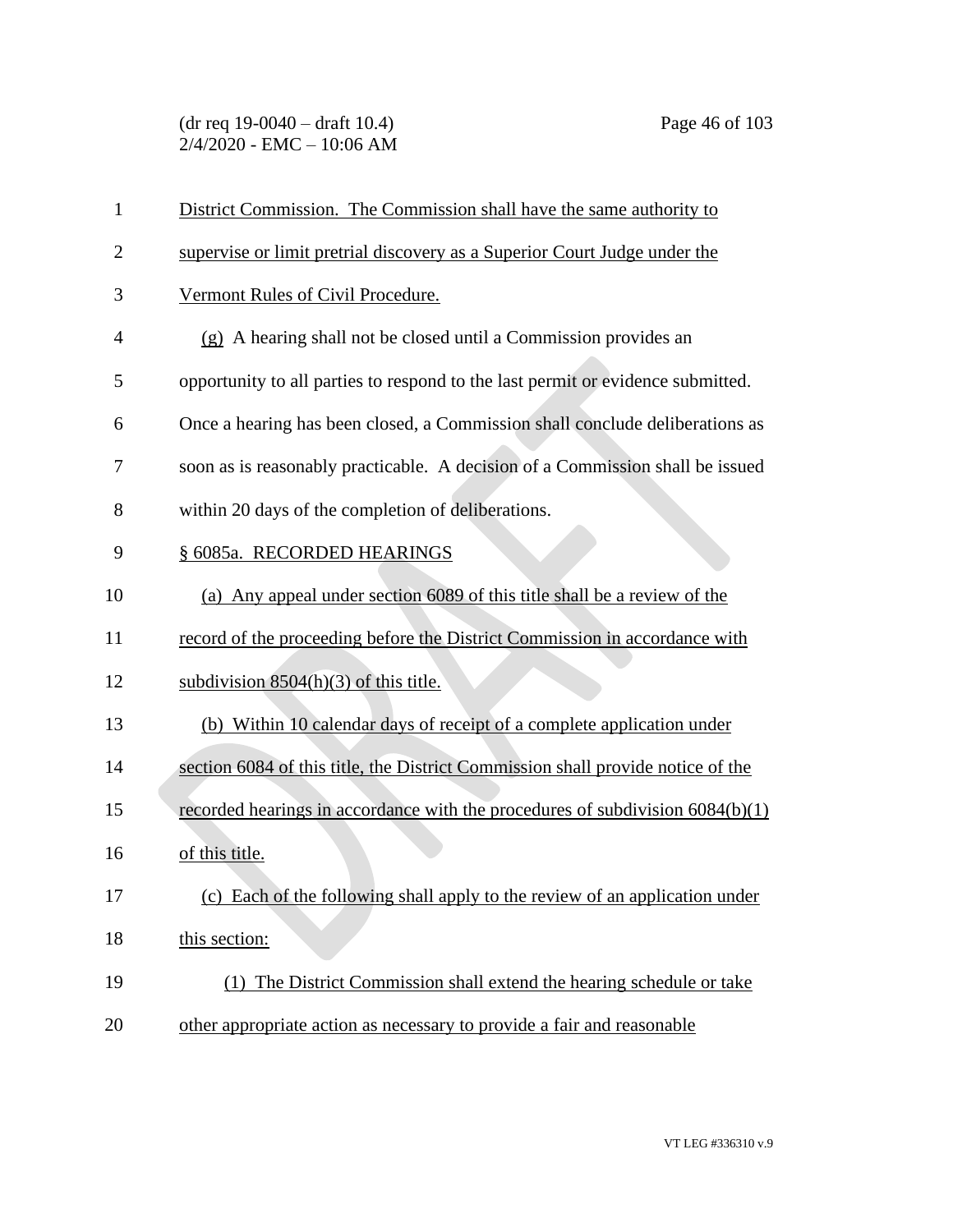District Commission. The Commission shall have the same authority to supervise or limit pretrial discovery as a Superior Court Judge under the Vermont Rules of Civil Procedure.

(g) A hearing shall not be closed until a Commission provides an opportunity to all parties to respond to the last permit or evidence submitted. Once a hearing has been closed, a Commission shall conclude deliberations as soon as is reasonably practicable. A decision of a Commission shall be issued within 20 days of the completion of deliberations.

§ 6085a. RECORDED HEARINGS

(a) Any appeal under section 6089 of this title shall be a review of the record of the proceeding before the District Commission in accordance with subdivision 8504(h)(3) of this title.

(b) Within 10 calendar days of receipt of a complete application under section 6084 of this title, the District Commission shall provide notice of the recorded hearings in accordance with the procedures of subdivision 6084(b)(1) of this title.

(c) Each of the following shall apply to the review of an application under this section:

(1) The District Commission shall extend the hearing schedule or take other appropriate action as necessary to provide a fair and reasonable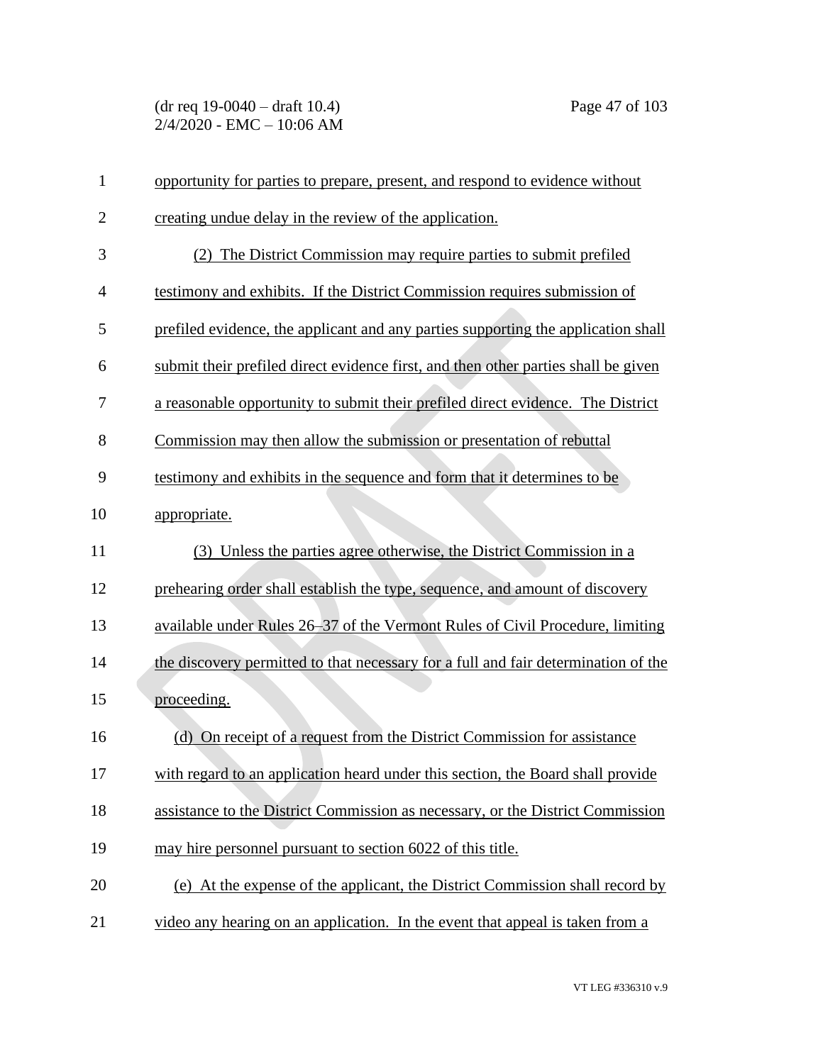opportunity for parties to prepare, present, and respond to evidence without creating undue delay in the review of the application.

(2) The District Commission may require parties to submit prefiled testimony and exhibits. If the District Commission requires submission of prefiled evidence, the applicant and any parties supporting the application shall submit their prefiled direct evidence first, and then other parties shall be given a reasonable opportunity to submit their prefiled direct evidence. The District Commission may then allow the submission or presentation of rebuttal testimony and exhibits in the sequence and form that it determines to be appropriate.

(3) Unless the parties agree otherwise, the District Commission in a prehearing order shall establish the type, sequence, and amount of discovery available under Rules 26–37 of the Vermont Rules of Civil Procedure, limiting the discovery permitted to that necessary for a full and fair determination of the proceeding.

(d) On receipt of a request from the District Commission for assistance with regard to an application heard under this section, the Board shall provide assistance to the District Commission as necessary, or the District Commission may hire personnel pursuant to section 6022 of this title.

(e) At the expense of the applicant, the District Commission shall record by video any hearing on an application. In the event that appeal is taken from a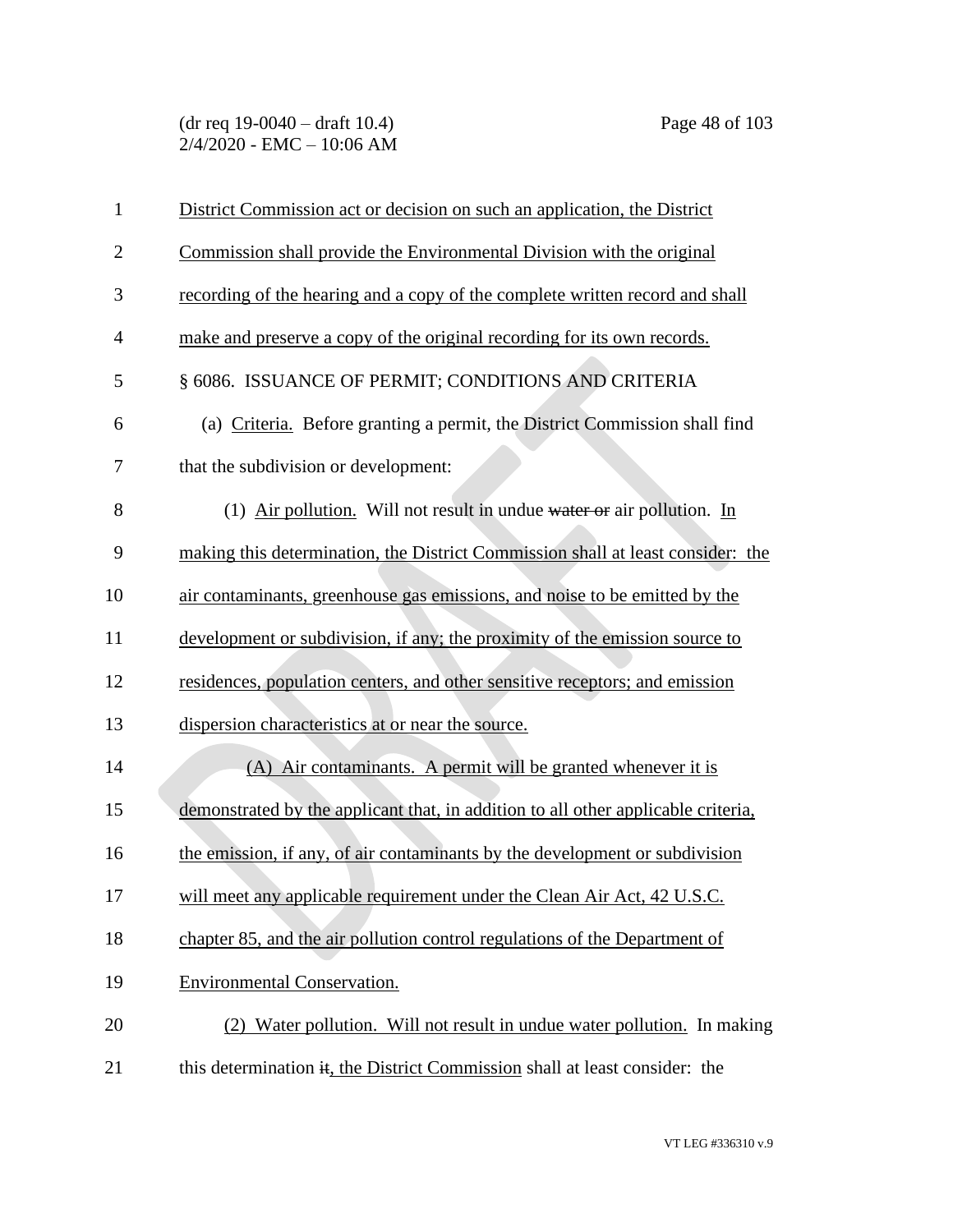District Commission act or decision on such an application, the District Commission shall provide the Environmental Division with the original recording of the hearing and a copy of the complete written record and shall make and preserve a copy of the original recording for its own records.

§ 6086. ISSUANCE OF PERMIT; CONDITIONS AND CRITERIA

(a) Criteria. Before granting a permit, the District Commission shall find that the subdivision or development:

(1) Air pollution. Will not result in undue ~~water or~~ air pollution. In making this determination, the District Commission shall at least consider: the air contaminants, greenhouse gas emissions, and noise to be emitted by the development or subdivision, if any; the proximity of the emission source to residences, population centers, and other sensitive receptors; and emission dispersion characteristics at or near the source.

(A) Air contaminants. A permit will be granted whenever it is demonstrated by the applicant that, in addition to all other applicable criteria, the emission, if any, of air contaminants by the development or subdivision will meet any applicable requirement under the Clean Air Act, 42 U.S.C. chapter 85, and the air pollution control regulations of the Department of Environmental Conservation.

(2) Water pollution. Will not result in undue water pollution. In making this determination ~~it~~, the District Commission shall at least consider: the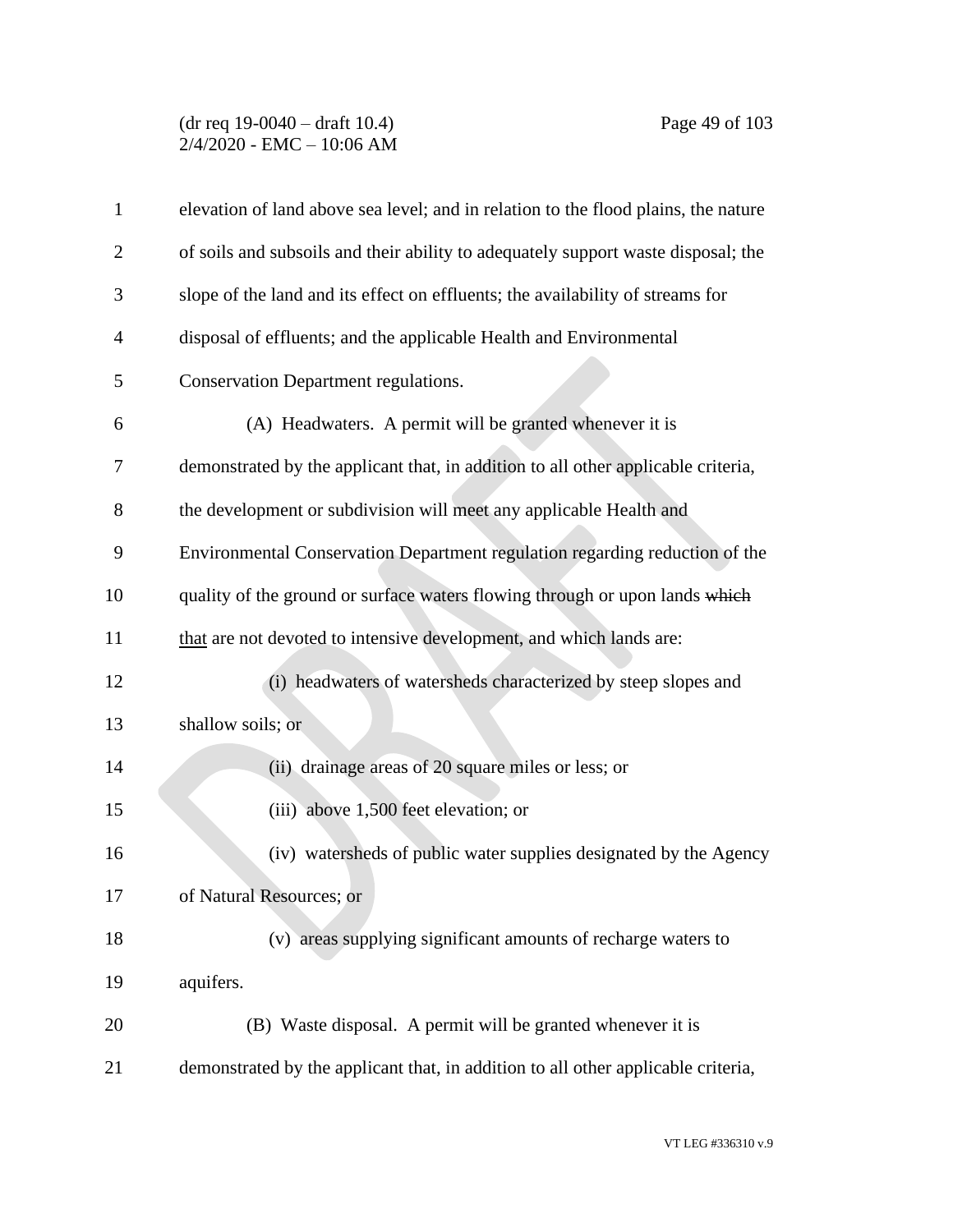elevation of land above sea level; and in relation to the flood plains, the nature of soils and subsoils and their ability to adequately support waste disposal; the slope of the land and its effect on effluents; the availability of streams for disposal of effluents; and the applicable Health and Environmental Conservation Department regulations.

(A) Headwaters. A permit will be granted whenever it is demonstrated by the applicant that, in addition to all other applicable criteria, the development or subdivision will meet any applicable Health and Environmental Conservation Department regulation regarding reduction of the quality of the ground or surface waters flowing through or upon lands ~~which~~ <u>that</u> are not devoted to intensive development, and which lands are:

(i) headwaters of watersheds characterized by steep slopes and shallow soils; or

(ii) drainage areas of 20 square miles or less; or

(iii) above 1,500 feet elevation; or

(iv) watersheds of public water supplies designated by the Agency of Natural Resources; or

(v) areas supplying significant amounts of recharge waters to aquifers.

(B) Waste disposal. A permit will be granted whenever it is demonstrated by the applicant that, in addition to all other applicable criteria,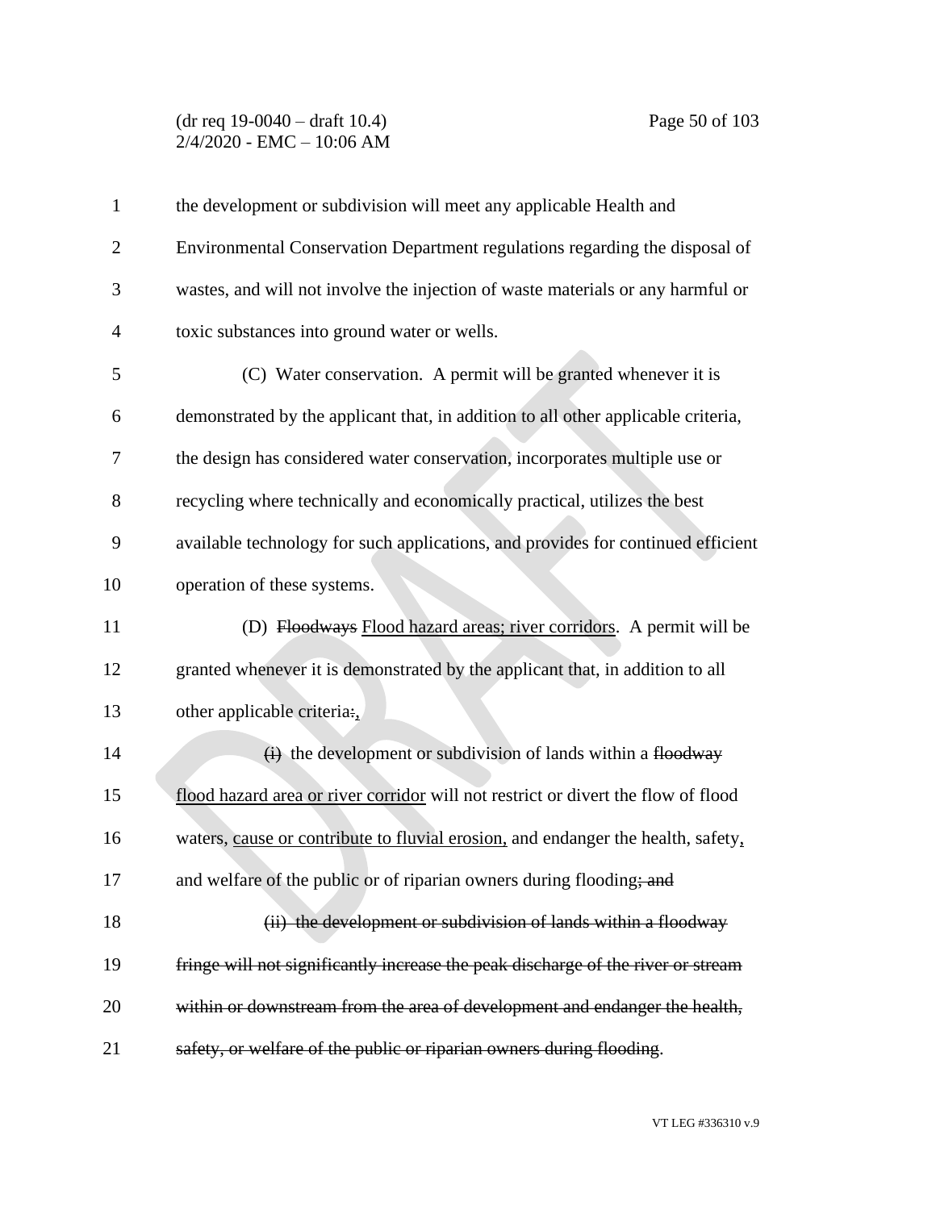the development or subdivision will meet any applicable Health and Environmental Conservation Department regulations regarding the disposal of wastes, and will not involve the injection of waste materials or any harmful or toxic substances into ground water or wells.

(C) Water conservation. A permit will be granted whenever it is demonstrated by the applicant that, in addition to all other applicable criteria, the design has considered water conservation, incorporates multiple use or recycling where technically and economically practical, utilizes the best available technology for such applications, and provides for continued efficient operation of these systems.

(D) ~~Floodways~~ <u>Flood hazard areas; river corridors</u>. A permit will be granted whenever it is demonstrated by the applicant that, in addition to all other applicable criteria~~:~~<u>,</u>

~~(i)~~ the development or subdivision of lands within a ~~floodway~~ <u>flood hazard area or river corridor</u> will not restrict or divert the flow of flood waters, <u>cause or contribute to fluvial erosion,</u> and endanger the health, safety<u>,</u> and welfare of the public or of riparian owners during flooding~~; and~~

~~(ii) the development or subdivision of lands within a floodway fringe will not significantly increase the peak discharge of the river or stream within or downstream from the area of development and endanger the health, safety, or welfare of the public or riparian owners during flooding~~.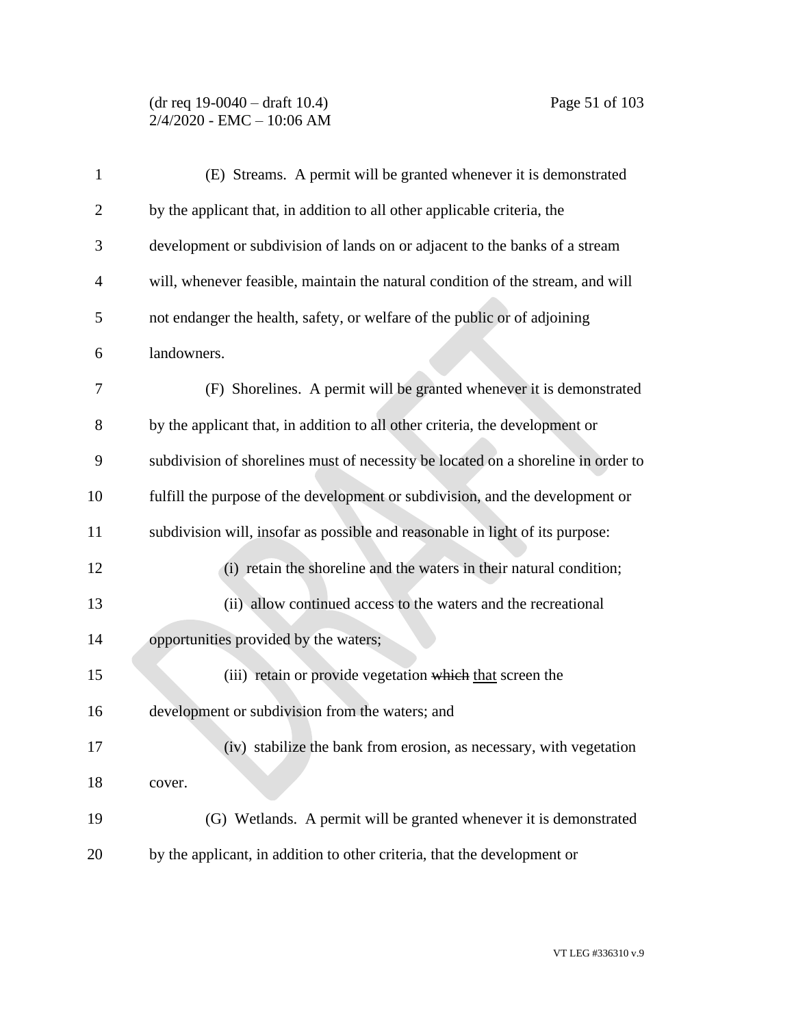(E) Streams. A permit will be granted whenever it is demonstrated by the applicant that, in addition to all other applicable criteria, the development or subdivision of lands on or adjacent to the banks of a stream will, whenever feasible, maintain the natural condition of the stream, and will not endanger the health, safety, or welfare of the public or of adjoining landowners.

(F) Shorelines. A permit will be granted whenever it is demonstrated by the applicant that, in addition to all other criteria, the development or subdivision of shorelines must of necessity be located on a shoreline in order to fulfill the purpose of the development or subdivision, and the development or subdivision will, insofar as possible and reasonable in light of its purpose:

(i) retain the shoreline and the waters in their natural condition;

(ii) allow continued access to the waters and the recreational opportunities provided by the waters;

(iii) retain or provide vegetation ~~which~~ <u>that</u> screen the development or subdivision from the waters; and

(iv) stabilize the bank from erosion, as necessary, with vegetation cover.

(G) Wetlands. A permit will be granted whenever it is demonstrated by the applicant, in addition to other criteria, that the development or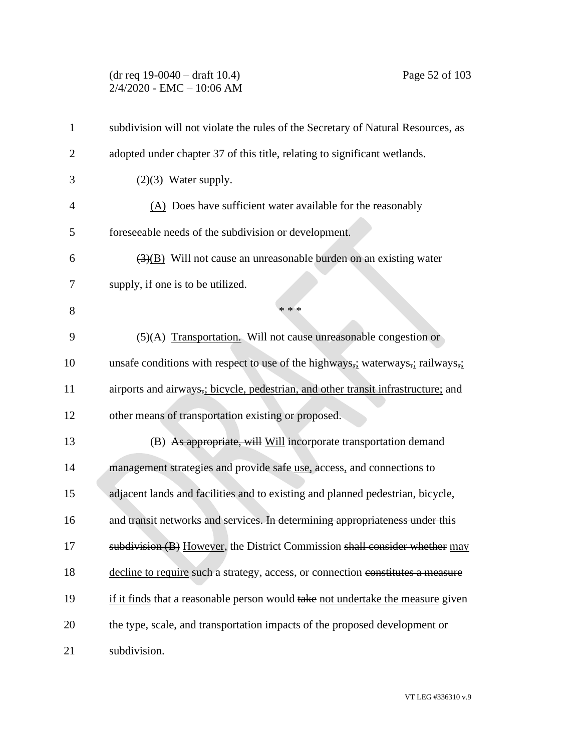subdivision will not violate the rules of the Secretary of Natural Resources, as adopted under chapter 37 of this title, relating to significant wetlands.

~~(2)~~<u>(3) Water supply.</u>

<u>(A)</u> Does have sufficient water available for the reasonably foreseeable needs of the subdivision or development.

~~(3)~~<u>(B)</u> Will not cause an unreasonable burden on an existing water supply, if one is to be utilized.

\* \* \*

(5)(A) <u>Transportation.</u> Will not cause unreasonable congestion or unsafe conditions with respect to use of the highways~~,~~<u>;</u> waterways~~,~~<u>;</u> railways~~,~~<u>;</u> airports and airways~~,~~<u>; bicycle, pedestrian, and other transit infrastructure;</u> and other means of transportation existing or proposed.

(B) ~~As appropriate, will~~ <u>Will</u> incorporate transportation demand management strategies and provide safe <u>use,</u> access<u>,</u> and connections to adjacent lands and facilities and to existing and planned pedestrian, bicycle, and transit networks and services. ~~In determining appropriateness under this subdivision (B)~~ <u>However</u>, the District Commission ~~shall consider whether~~ <u>may decline to require</u> such a strategy, access, or connection ~~constitutes a measure~~ <u>if it finds</u> that a reasonable person would ~~take~~ <u>not undertake the measure</u> given the type, scale, and transportation impacts of the proposed development or subdivision.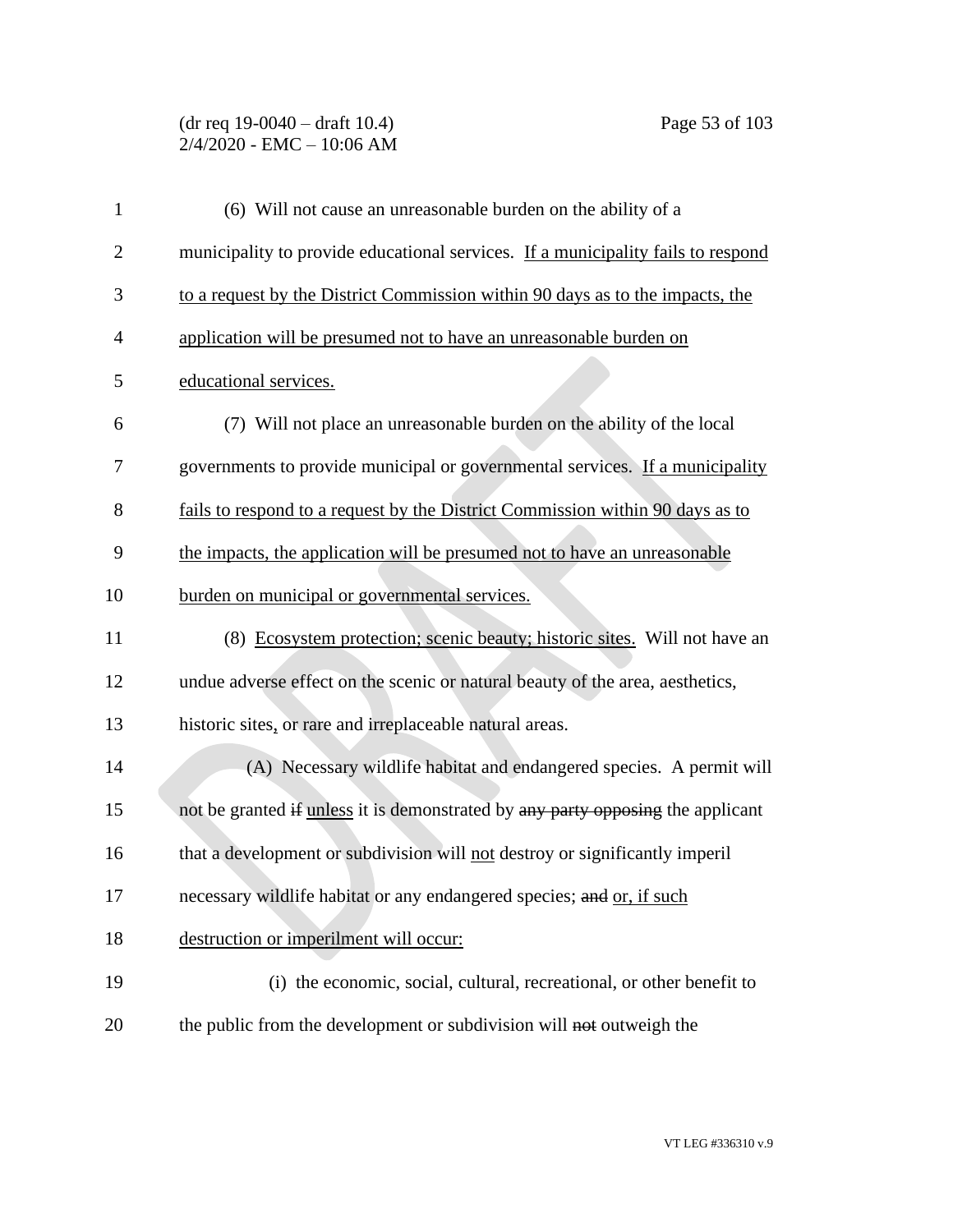(6) Will not cause an unreasonable burden on the ability of a municipality to provide educational services. <u>If a municipality fails to respond to a request by the District Commission within 90 days as to the impacts, the application will be presumed not to have an unreasonable burden on educational services.</u>

(7) Will not place an unreasonable burden on the ability of the local governments to provide municipal or governmental services. <u>If a municipality fails to respond to a request by the District Commission within 90 days as to the impacts, the application will be presumed not to have an unreasonable burden on municipal or governmental services.</u>

(8) <u>Ecosystem protection; scenic beauty; historic sites.</u> Will not have an undue adverse effect on the scenic or natural beauty of the area, aesthetics, historic sites<u>,</u> or rare and irreplaceable natural areas.

(A) Necessary wildlife habitat and endangered species. A permit will not be granted ~~if~~ <u>unless</u> it is demonstrated by ~~any party opposing~~ the applicant that a development or subdivision will <u>not</u> destroy or significantly imperil necessary wildlife habitat or any endangered species; ~~and~~ <u>or, if such destruction or imperilment will occur:</u>

(i) the economic, social, cultural, recreational, or other benefit to the public from the development or subdivision will ~~not~~ outweigh the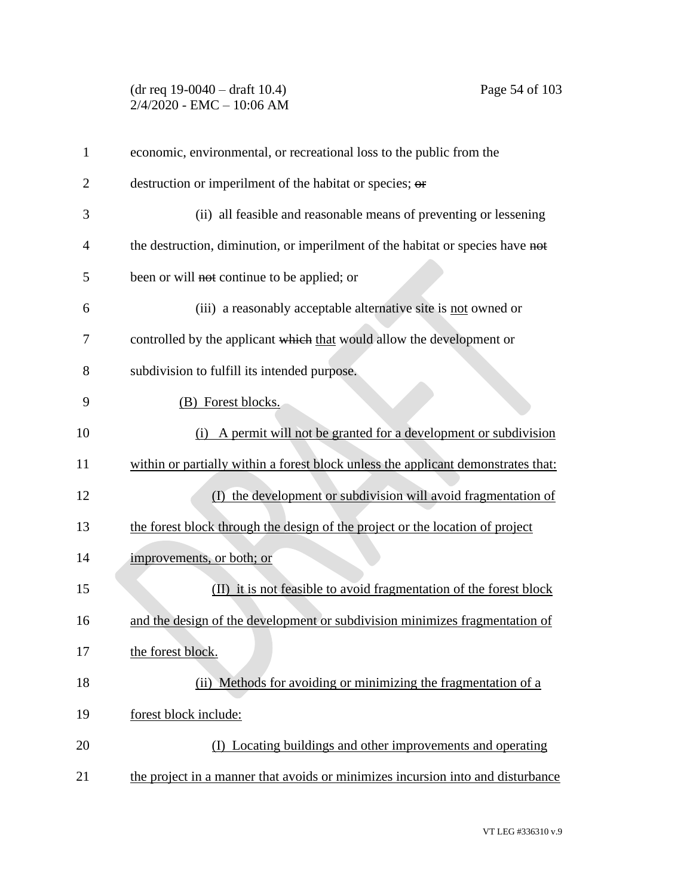economic, environmental, or recreational loss to the public from the destruction or imperilment of the habitat or species; ~~or~~

(ii) all feasible and reasonable means of preventing or lessening the destruction, diminution, or imperilment of the habitat or species have ~~not~~ been or will ~~not~~ continue to be applied; or

(iii) a reasonably acceptable alternative site is <u>not</u> owned or controlled by the applicant ~~which~~ <u>that</u> would allow the development or subdivision to fulfill its intended purpose.

<u>(B) Forest blocks.</u>

<u>(i) A permit will not be granted for a development or subdivision within or partially within a forest block unless the applicant demonstrates that:</u>

<u>(I) the development or subdivision will avoid fragmentation of the forest block through the design of the project or the location of project improvements, or both; or</u>

<u>(II) it is not feasible to avoid fragmentation of the forest block and the design of the development or subdivision minimizes fragmentation of the forest block.</u>

<u>(ii) Methods for avoiding or minimizing the fragmentation of a forest block include:</u>

<u>(I) Locating buildings and other improvements and operating the project in a manner that avoids or minimizes incursion into and disturbance</u>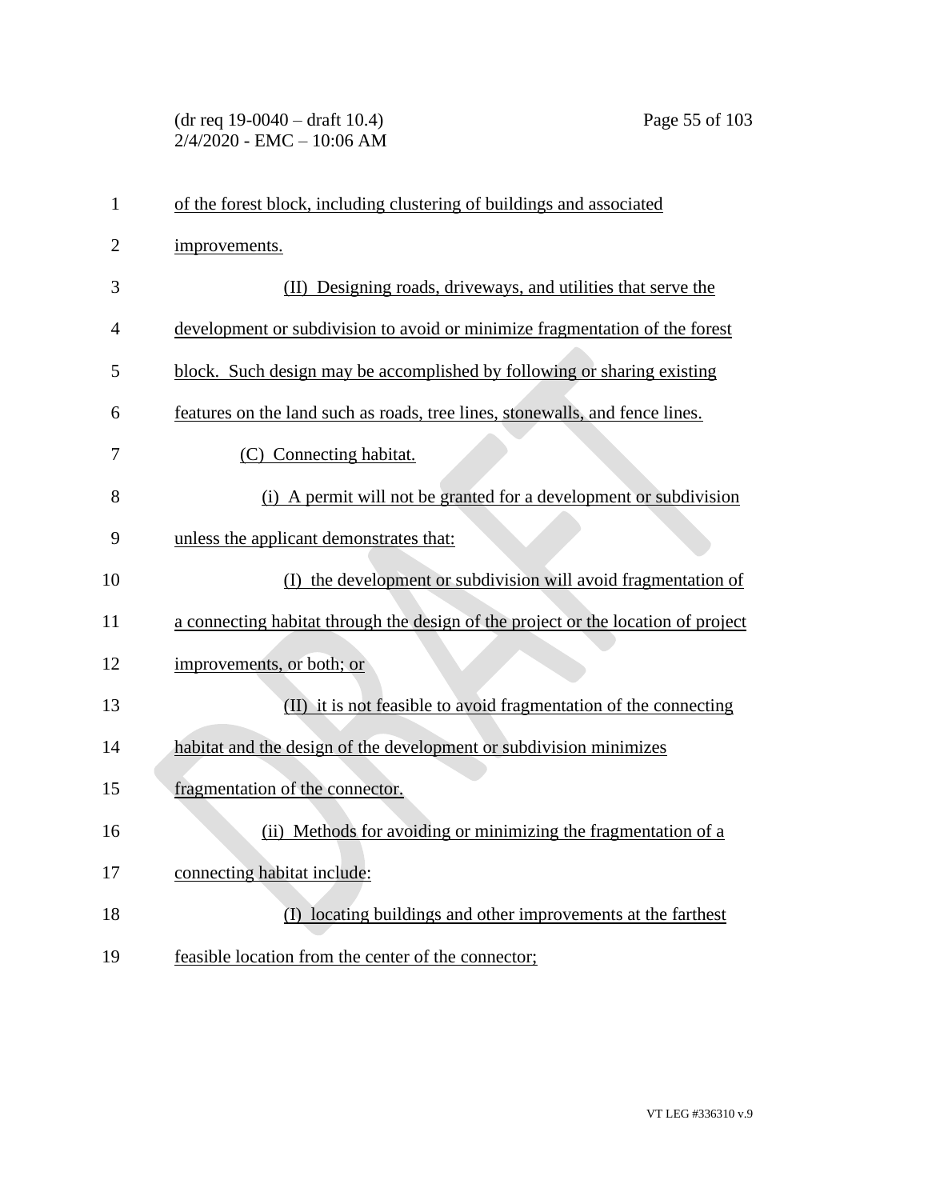of the forest block, including clustering of buildings and associated improvements.

(II) Designing roads, driveways, and utilities that serve the development or subdivision to avoid or minimize fragmentation of the forest block. Such design may be accomplished by following or sharing existing features on the land such as roads, tree lines, stonewalls, and fence lines.

(C) Connecting habitat.

(i) A permit will not be granted for a development or subdivision unless the applicant demonstrates that:

(I) the development or subdivision will avoid fragmentation of a connecting habitat through the design of the project or the location of project improvements, or both; or

(II) it is not feasible to avoid fragmentation of the connecting habitat and the design of the development or subdivision minimizes fragmentation of the connector.

(ii) Methods for avoiding or minimizing the fragmentation of a connecting habitat include:

(I) locating buildings and other improvements at the farthest feasible location from the center of the connector;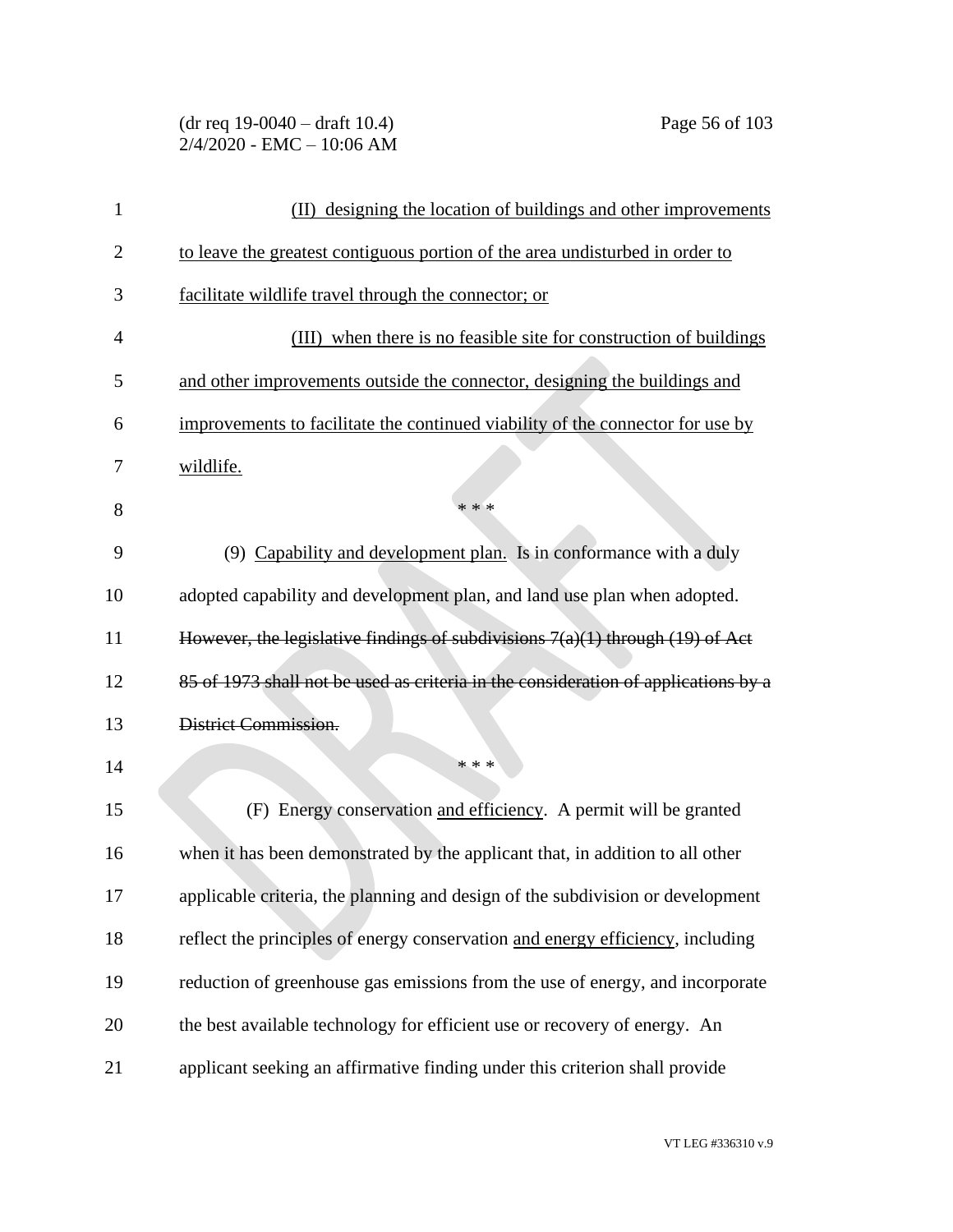(II) designing the location of buildings and other improvements to leave the greatest contiguous portion of the area undisturbed in order to facilitate wildlife travel through the connector; or

(III) when there is no feasible site for construction of buildings and other improvements outside the connector, designing the buildings and improvements to facilitate the continued viability of the connector for use by wildlife.

\* \* \*

(9) Capability and development plan. Is in conformance with a duly adopted capability and development plan, and land use plan when adopted. ~~However, the legislative findings of subdivisions 7(a)(1) through (19) of Act 85 of 1973 shall not be used as criteria in the consideration of applications by a District Commission.~~

\* \* \*

(F) Energy conservation and efficiency. A permit will be granted when it has been demonstrated by the applicant that, in addition to all other applicable criteria, the planning and design of the subdivision or development reflect the principles of energy conservation and energy efficiency, including reduction of greenhouse gas emissions from the use of energy, and incorporate the best available technology for efficient use or recovery of energy. An applicant seeking an affirmative finding under this criterion shall provide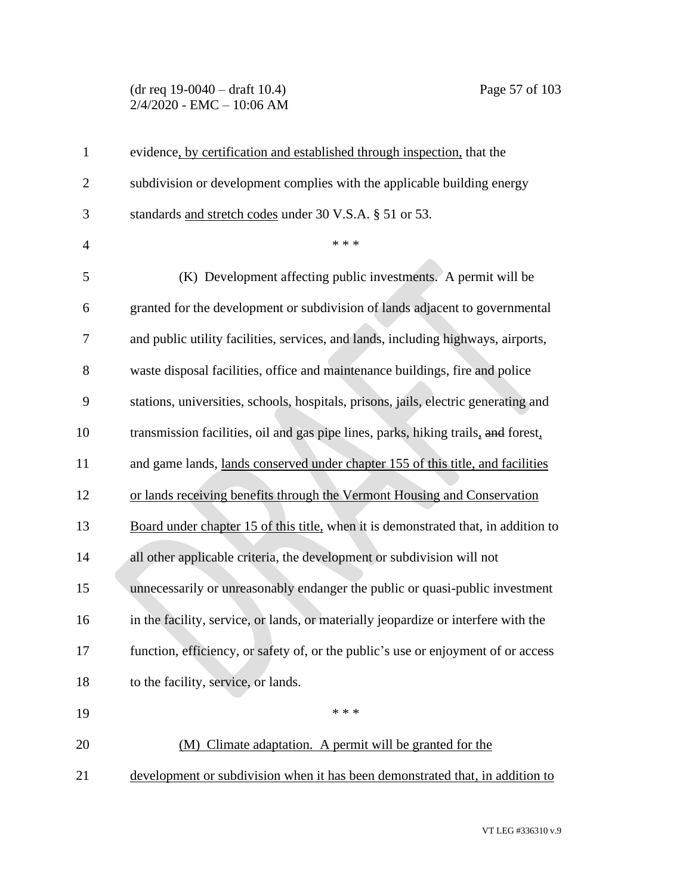evidence, by certification and established through inspection, that the subdivision or development complies with the applicable building energy standards and stretch codes under 30 V.S.A. § 51 or 53.

\* \* \*

(K) Development affecting public investments. A permit will be granted for the development or subdivision of lands adjacent to governmental and public utility facilities, services, and lands, including highways, airports, waste disposal facilities, office and maintenance buildings, fire and police stations, universities, schools, hospitals, prisons, jails, electric generating and transmission facilities, oil and gas pipe lines, parks, hiking trails, ~~and~~ forest, and game lands, lands conserved under chapter 155 of this title, and facilities or lands receiving benefits through the Vermont Housing and Conservation Board under chapter 15 of this title, when it is demonstrated that, in addition to all other applicable criteria, the development or subdivision will not unnecessarily or unreasonably endanger the public or quasi-public investment in the facility, service, or lands, or materially jeopardize or interfere with the function, efficiency, or safety of, or the public's use or enjoyment of or access to the facility, service, or lands.

\* \* \*

(M) Climate adaptation. A permit will be granted for the development or subdivision when it has been demonstrated that, in addition to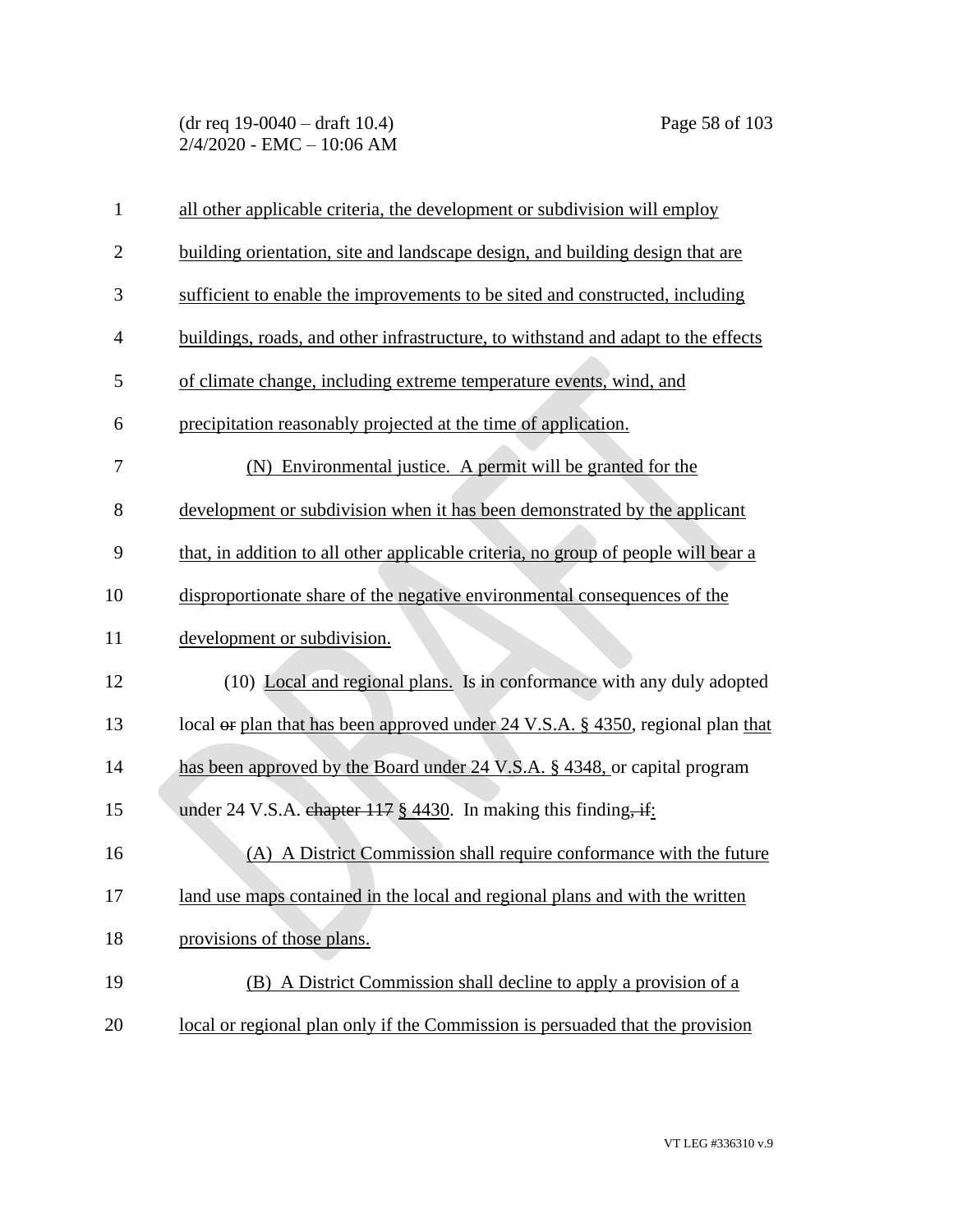all other applicable criteria, the development or subdivision will employ building orientation, site and landscape design, and building design that are sufficient to enable the improvements to be sited and constructed, including buildings, roads, and other infrastructure, to withstand and adapt to the effects of climate change, including extreme temperature events, wind, and precipitation reasonably projected at the time of application.

(N) Environmental justice. A permit will be granted for the development or subdivision when it has been demonstrated by the applicant that, in addition to all other applicable criteria, no group of people will bear a disproportionate share of the negative environmental consequences of the development or subdivision.

(10) Local and regional plans. Is in conformance with any duly adopted local ~~or~~ plan that has been approved under 24 V.S.A. § 4350, regional plan that has been approved by the Board under 24 V.S.A. § 4348, or capital program under 24 V.S.A. ~~chapter 117~~ § 4430. In making this finding~~, if~~:

(A) A District Commission shall require conformance with the future land use maps contained in the local and regional plans and with the written provisions of those plans.

(B) A District Commission shall decline to apply a provision of a local or regional plan only if the Commission is persuaded that the provision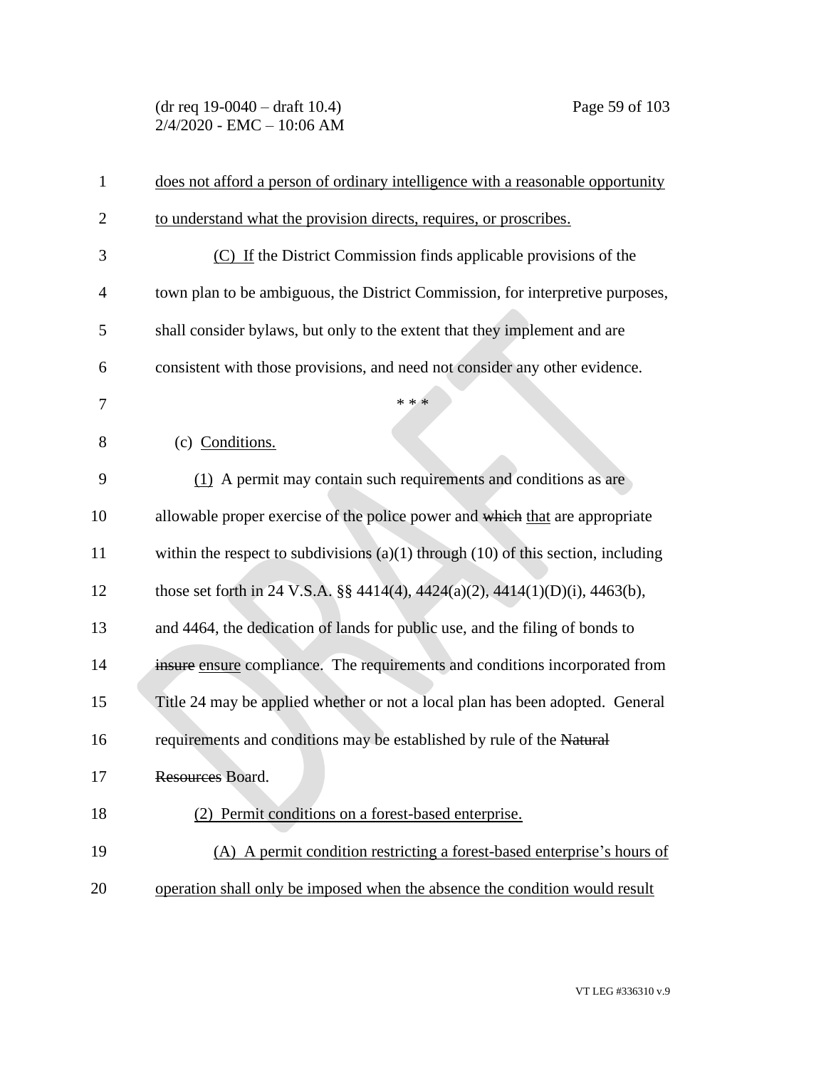does not afford a person of ordinary intelligence with a reasonable opportunity to understand what the provision directs, requires, or proscribes.

(C) If the District Commission finds applicable provisions of the town plan to be ambiguous, the District Commission, for interpretive purposes, shall consider bylaws, but only to the extent that they implement and are consistent with those provisions, and need not consider any other evidence.

* * *

(c) Conditions.

(1) A permit may contain such requirements and conditions as are allowable proper exercise of the police power and ~~which~~ that are appropriate within the respect to subdivisions (a)(1) through (10) of this section, including those set forth in 24 V.S.A. §§ 4414(4), 4424(a)(2), 4414(1)(D)(i), 4463(b), and 4464, the dedication of lands for public use, and the filing of bonds to ~~insure~~ ensure compliance. The requirements and conditions incorporated from Title 24 may be applied whether or not a local plan has been adopted. General requirements and conditions may be established by rule of the ~~Natural Resources~~ Board.

(2) Permit conditions on a forest-based enterprise.

(A) A permit condition restricting a forest-based enterprise's hours of operation shall only be imposed when the absence the condition would result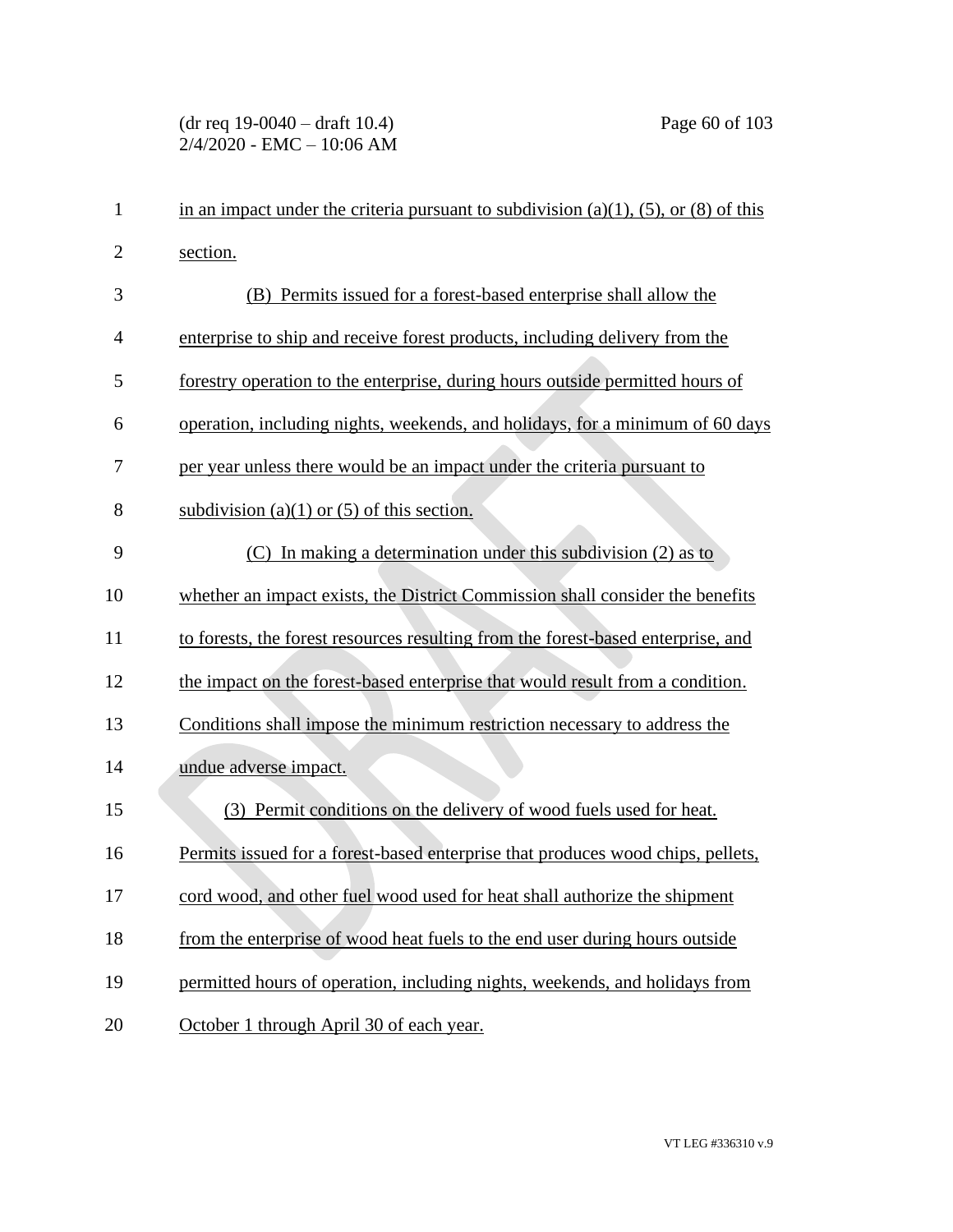in an impact under the criteria pursuant to subdivision (a)(1), (5), or (8) of this section.

(B) Permits issued for a forest-based enterprise shall allow the enterprise to ship and receive forest products, including delivery from the forestry operation to the enterprise, during hours outside permitted hours of operation, including nights, weekends, and holidays, for a minimum of 60 days per year unless there would be an impact under the criteria pursuant to subdivision (a)(1) or (5) of this section.

(C) In making a determination under this subdivision (2) as to whether an impact exists, the District Commission shall consider the benefits to forests, the forest resources resulting from the forest-based enterprise, and the impact on the forest-based enterprise that would result from a condition. Conditions shall impose the minimum restriction necessary to address the undue adverse impact.

(3) Permit conditions on the delivery of wood fuels used for heat. Permits issued for a forest-based enterprise that produces wood chips, pellets, cord wood, and other fuel wood used for heat shall authorize the shipment from the enterprise of wood heat fuels to the end user during hours outside permitted hours of operation, including nights, weekends, and holidays from October 1 through April 30 of each year.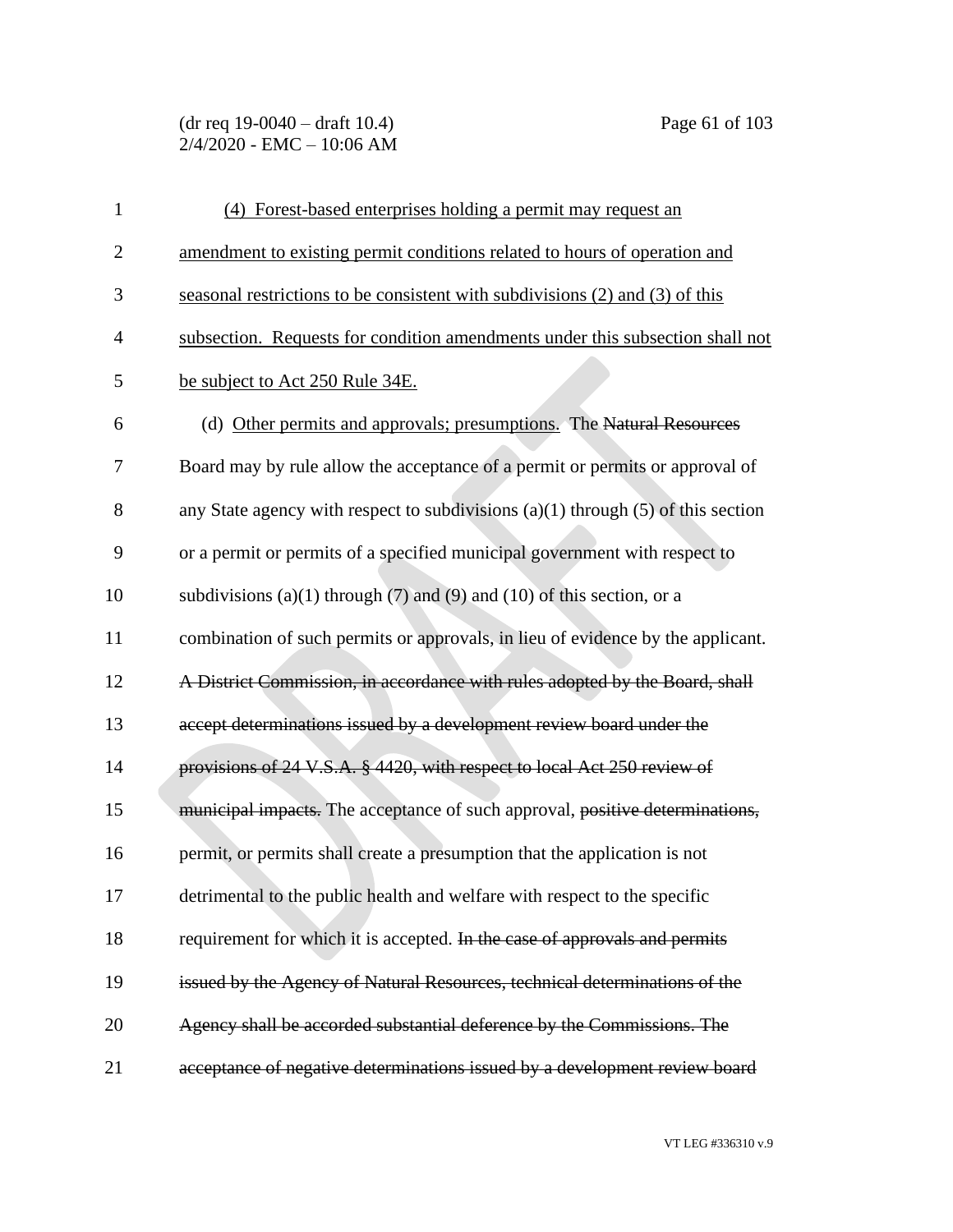(4) Forest-based enterprises holding a permit may request an amendment to existing permit conditions related to hours of operation and seasonal restrictions to be consistent with subdivisions (2) and (3) of this subsection. Requests for condition amendments under this subsection shall not be subject to Act 250 Rule 34E.

(d) Other permits and approvals; presumptions. The ~~Natural Resources~~ Board may by rule allow the acceptance of a permit or permits or approval of any State agency with respect to subdivisions (a)(1) through (5) of this section or a permit or permits of a specified municipal government with respect to subdivisions (a)(1) through (7) and (9) and (10) of this section, or a combination of such permits or approvals, in lieu of evidence by the applicant. ~~A District Commission, in accordance with rules adopted by the Board, shall accept determinations issued by a development review board under the provisions of 24 V.S.A. § 4420, with respect to local Act 250 review of municipal impacts.~~ The acceptance of such approval, ~~positive determinations,~~ permit, or permits shall create a presumption that the application is not detrimental to the public health and welfare with respect to the specific requirement for which it is accepted. ~~In the case of approvals and permits issued by the Agency of Natural Resources, technical determinations of the Agency shall be accorded substantial deference by the Commissions. The acceptance of negative determinations issued by a development review board~~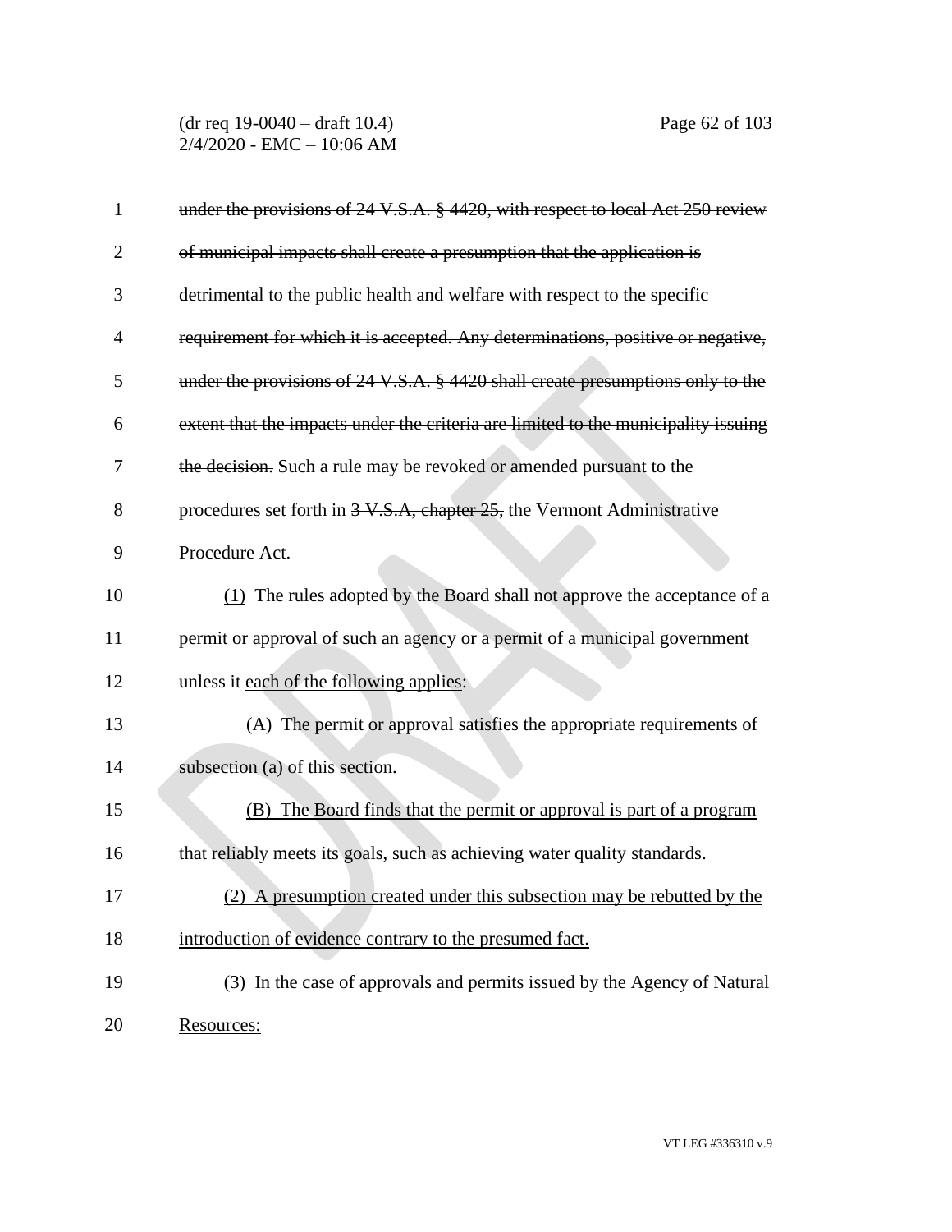~~under the provisions of 24 V.S.A. § 4420, with respect to local Act 250 review of municipal impacts shall create a presumption that the application is detrimental to the public health and welfare with respect to the specific requirement for which it is accepted. Any determinations, positive or negative, under the provisions of 24 V.S.A. § 4420 shall create presumptions only to the extent that the impacts under the criteria are limited to the municipality issuing the decision.~~ Such a rule may be revoked or amended pursuant to the procedures set forth in ~~3 V.S.A, chapter 25,~~ the Vermont Administrative Procedure Act.

<u>(1)</u> The rules adopted by the Board shall not approve the acceptance of a permit or approval of such an agency or a permit of a municipal government unless ~~it~~ <u>each of the following applies</u>:

<u>(A) The permit or approval</u> satisfies the appropriate requirements of subsection (a) of this section.

<u>(B) The Board finds that the permit or approval is part of a program that reliably meets its goals, such as achieving water quality standards.</u>

<u>(2) A presumption created under this subsection may be rebutted by the introduction of evidence contrary to the presumed fact.</u>

<u>(3) In the case of approvals and permits issued by the Agency of Natural Resources:</u>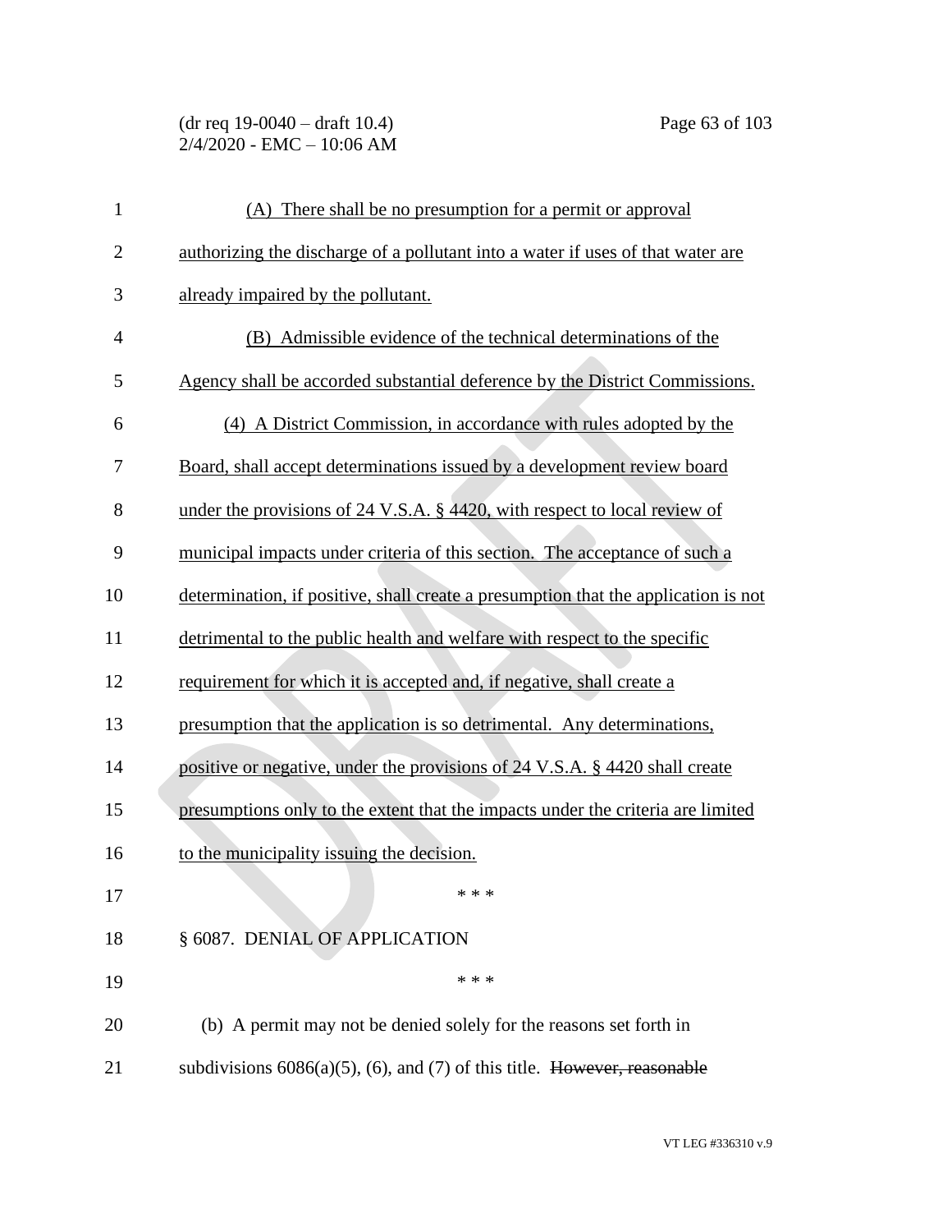(A) There shall be no presumption for a permit or approval authorizing the discharge of a pollutant into a water if uses of that water are already impaired by the pollutant.

(B) Admissible evidence of the technical determinations of the Agency shall be accorded substantial deference by the District Commissions.

(4) A District Commission, in accordance with rules adopted by the Board, shall accept determinations issued by a development review board under the provisions of 24 V.S.A. § 4420, with respect to local review of municipal impacts under criteria of this section. The acceptance of such a determination, if positive, shall create a presumption that the application is not detrimental to the public health and welfare with respect to the specific requirement for which it is accepted and, if negative, shall create a presumption that the application is so detrimental. Any determinations, positive or negative, under the provisions of 24 V.S.A. § 4420 shall create presumptions only to the extent that the impacts under the criteria are limited to the municipality issuing the decision.

\* \* \*

§ 6087. DENIAL OF APPLICATION

\* \* \*

(b) A permit may not be denied solely for the reasons set forth in subdivisions 6086(a)(5), (6), and (7) of this title. ~~However, reasonable~~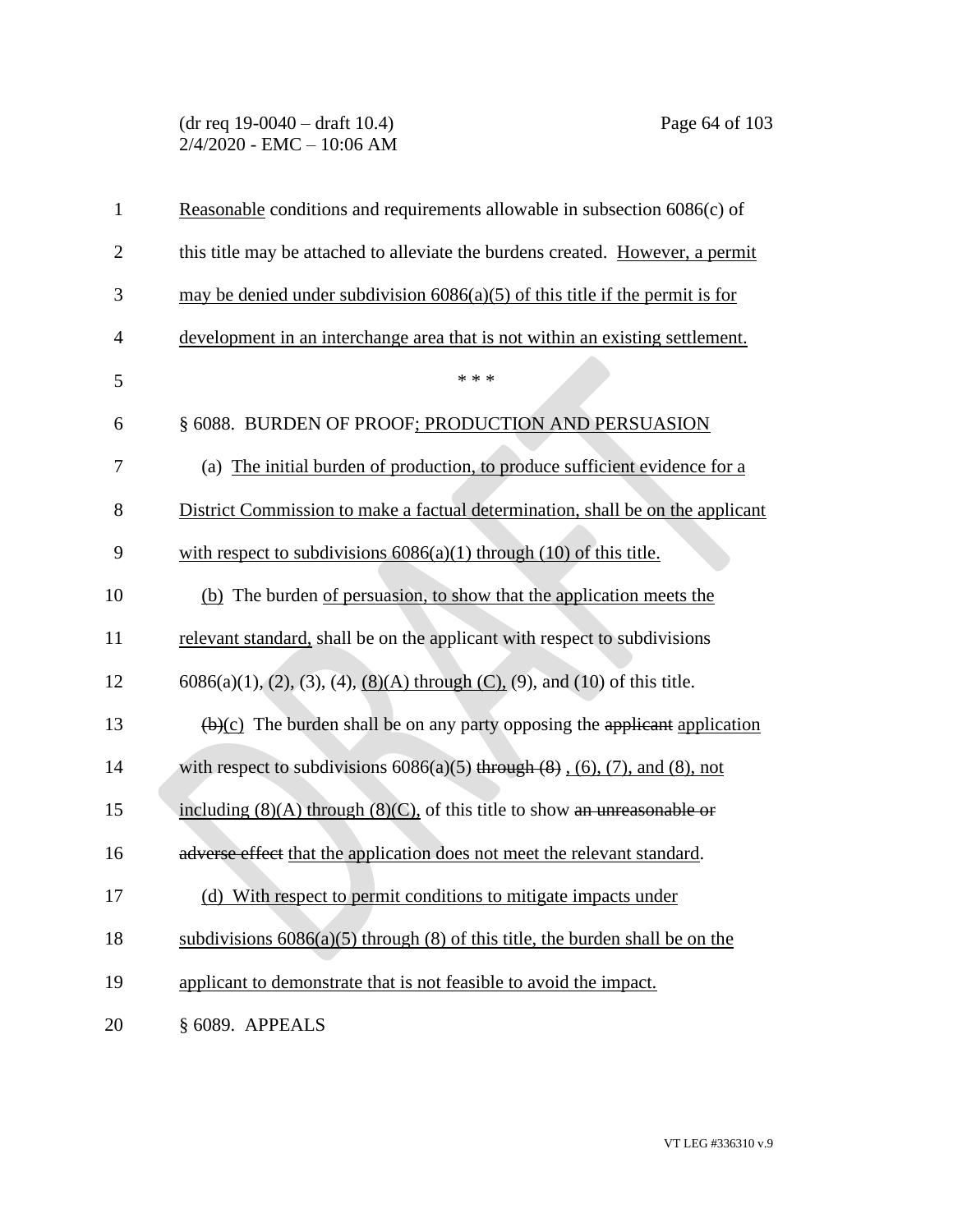Reasonable conditions and requirements allowable in subsection 6086(c) of this title may be attached to alleviate the burdens created. However, a permit may be denied under subdivision 6086(a)(5) of this title if the permit is for development in an interchange area that is not within an existing settlement.

\* \* \*

§ 6088. BURDEN OF PROOF; PRODUCTION AND PERSUASION

(a) The initial burden of production, to produce sufficient evidence for a District Commission to make a factual determination, shall be on the applicant with respect to subdivisions 6086(a)(1) through (10) of this title.

(b) The burden of persuasion, to show that the application meets the relevant standard, shall be on the applicant with respect to subdivisions 6086(a)(1), (2), (3), (4), (8)(A) through (C), (9), and (10) of this title.

~~(b)~~(c) The burden shall be on any party opposing the ~~applicant~~ application with respect to subdivisions 6086(a)(5) ~~through (8)~~ , (6), (7), and (8), not including (8)(A) through (8)(C), of this title to show ~~an unreasonable or adverse effect~~ that the application does not meet the relevant standard.

(d) With respect to permit conditions to mitigate impacts under subdivisions 6086(a)(5) through (8) of this title, the burden shall be on the applicant to demonstrate that is not feasible to avoid the impact.

§ 6089. APPEALS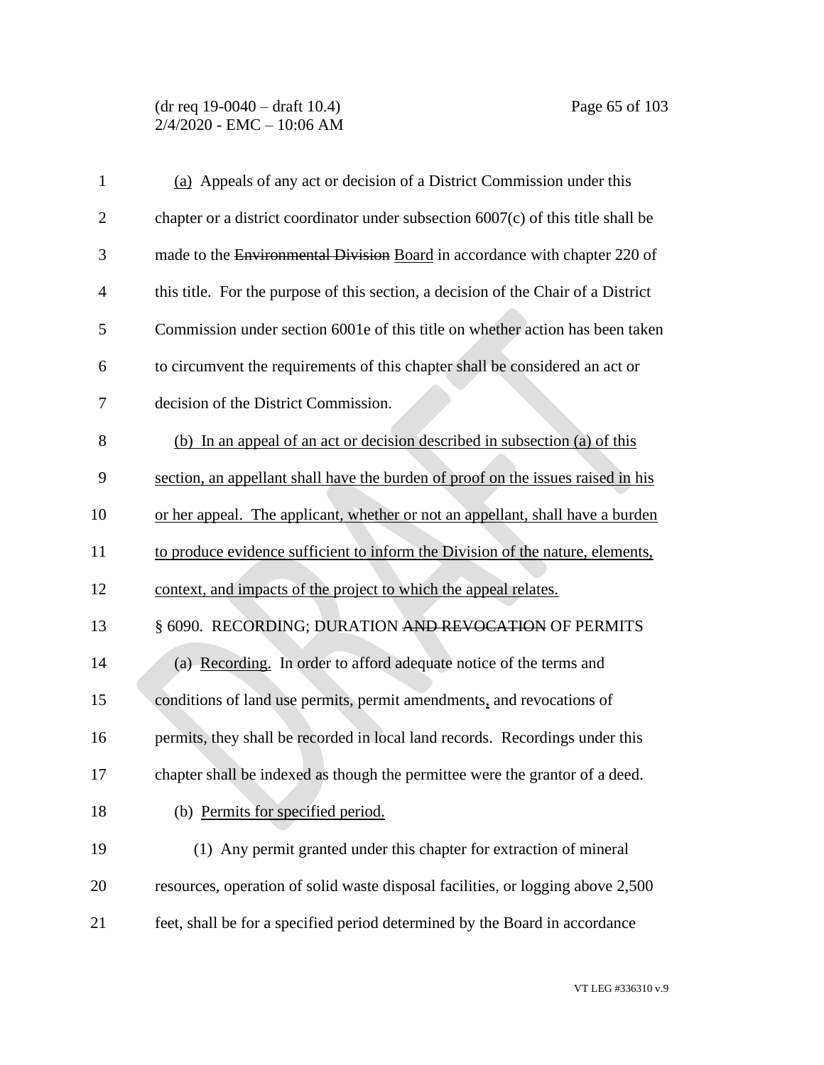(a) Appeals of any act or decision of a District Commission under this chapter or a district coordinator under subsection 6007(c) of this title shall be made to the ~~Environmental Division~~ Board in accordance with chapter 220 of this title. For the purpose of this section, a decision of the Chair of a District Commission under section 6001e of this title on whether action has been taken to circumvent the requirements of this chapter shall be considered an act or decision of the District Commission.

(b) In an appeal of an act or decision described in subsection (a) of this section, an appellant shall have the burden of proof on the issues raised in his or her appeal. The applicant, whether or not an appellant, shall have a burden to produce evidence sufficient to inform the Division of the nature, elements, context, and impacts of the project to which the appeal relates.

§ 6090. RECORDING; DURATION ~~AND REVOCATION~~ OF PERMITS

(a) Recording. In order to afford adequate notice of the terms and conditions of land use permits, permit amendments, and revocations of permits, they shall be recorded in local land records. Recordings under this chapter shall be indexed as though the permittee were the grantor of a deed.

(b) Permits for specified period.

(1) Any permit granted under this chapter for extraction of mineral resources, operation of solid waste disposal facilities, or logging above 2,500 feet, shall be for a specified period determined by the Board in accordance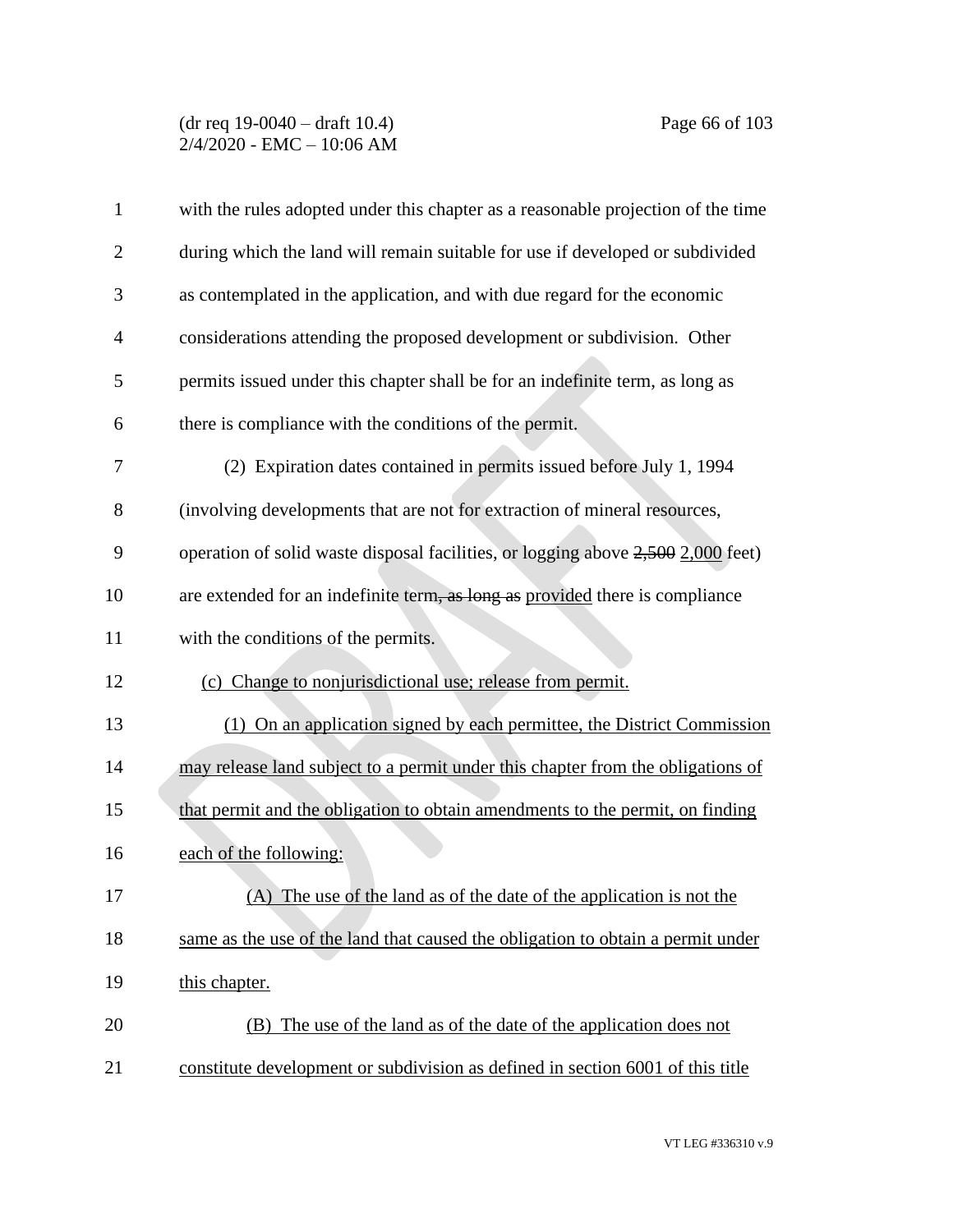with the rules adopted under this chapter as a reasonable projection of the time during which the land will remain suitable for use if developed or subdivided as contemplated in the application, and with due regard for the economic considerations attending the proposed development or subdivision. Other permits issued under this chapter shall be for an indefinite term, as long as there is compliance with the conditions of the permit.

(2) Expiration dates contained in permits issued before July 1, 1994 (involving developments that are not for extraction of mineral resources, operation of solid waste disposal facilities, or logging above ~~2,500~~ <u>2,000</u> feet) are extended for an indefinite term~~, as long as~~ <u>provided</u> there is compliance with the conditions of the permits.

<u>(c) Change to nonjurisdictional use; release from permit.</u>

<u>(1) On an application signed by each permittee, the District Commission may release land subject to a permit under this chapter from the obligations of that permit and the obligation to obtain amendments to the permit, on finding each of the following:</u>

<u>(A) The use of the land as of the date of the application is not the same as the use of the land that caused the obligation to obtain a permit under this chapter.</u>

<u>(B) The use of the land as of the date of the application does not constitute development or subdivision as defined in section 6001 of this title</u>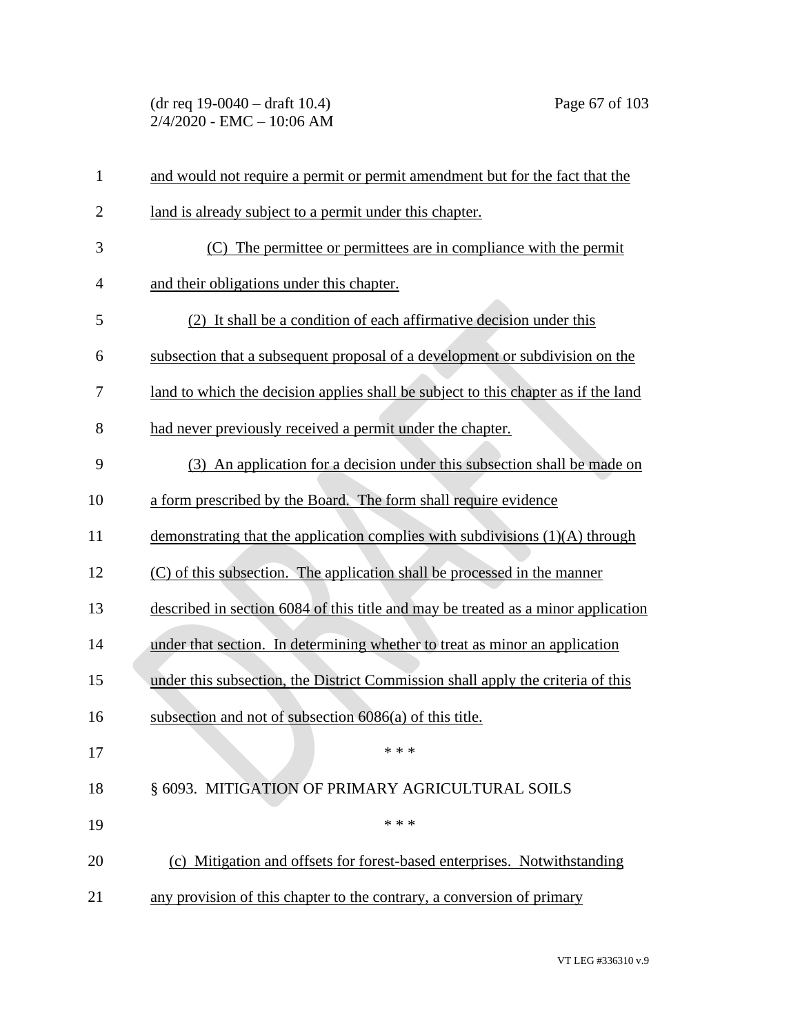and would not require a permit or permit amendment but for the fact that the land is already subject to a permit under this chapter.

(C) The permittee or permittees are in compliance with the permit and their obligations under this chapter.

(2) It shall be a condition of each affirmative decision under this subsection that a subsequent proposal of a development or subdivision on the land to which the decision applies shall be subject to this chapter as if the land had never previously received a permit under the chapter.

(3) An application for a decision under this subsection shall be made on a form prescribed by the Board. The form shall require evidence demonstrating that the application complies with subdivisions (1)(A) through (C) of this subsection. The application shall be processed in the manner described in section 6084 of this title and may be treated as a minor application under that section. In determining whether to treat as minor an application under this subsection, the District Commission shall apply the criteria of this subsection and not of subsection 6086(a) of this title.

\* \* \*

§ 6093. MITIGATION OF PRIMARY AGRICULTURAL SOILS

\* \* \*

(c) Mitigation and offsets for forest-based enterprises. Notwithstanding any provision of this chapter to the contrary, a conversion of primary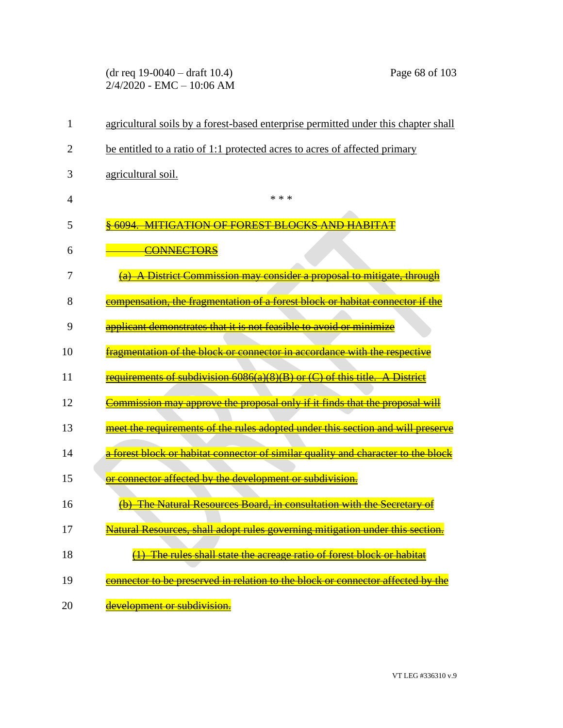agricultural soils by a forest-based enterprise permitted under this chapter shall be entitled to a ratio of 1:1 protected acres to acres of affected primary agricultural soil.

\* \* \*

~~§ 6094. MITIGATION OF FOREST BLOCKS AND HABITAT CONNECTORS~~

~~(a) A District Commission may consider a proposal to mitigate, through compensation, the fragmentation of a forest block or habitat connector if the applicant demonstrates that it is not feasible to avoid or minimize fragmentation of the block or connector in accordance with the respective requirements of subdivision 6086(a)(8)(B) or (C) of this title. A District Commission may approve the proposal only if it finds that the proposal will meet the requirements of the rules adopted under this section and will preserve a forest block or habitat connector of similar quality and character to the block or connector affected by the development or subdivision.~~

~~(b) The Natural Resources Board, in consultation with the Secretary of Natural Resources, shall adopt rules governing mitigation under this section.~~

~~(1) The rules shall state the acreage ratio of forest block or habitat connector to be preserved in relation to the block or connector affected by the development or subdivision.~~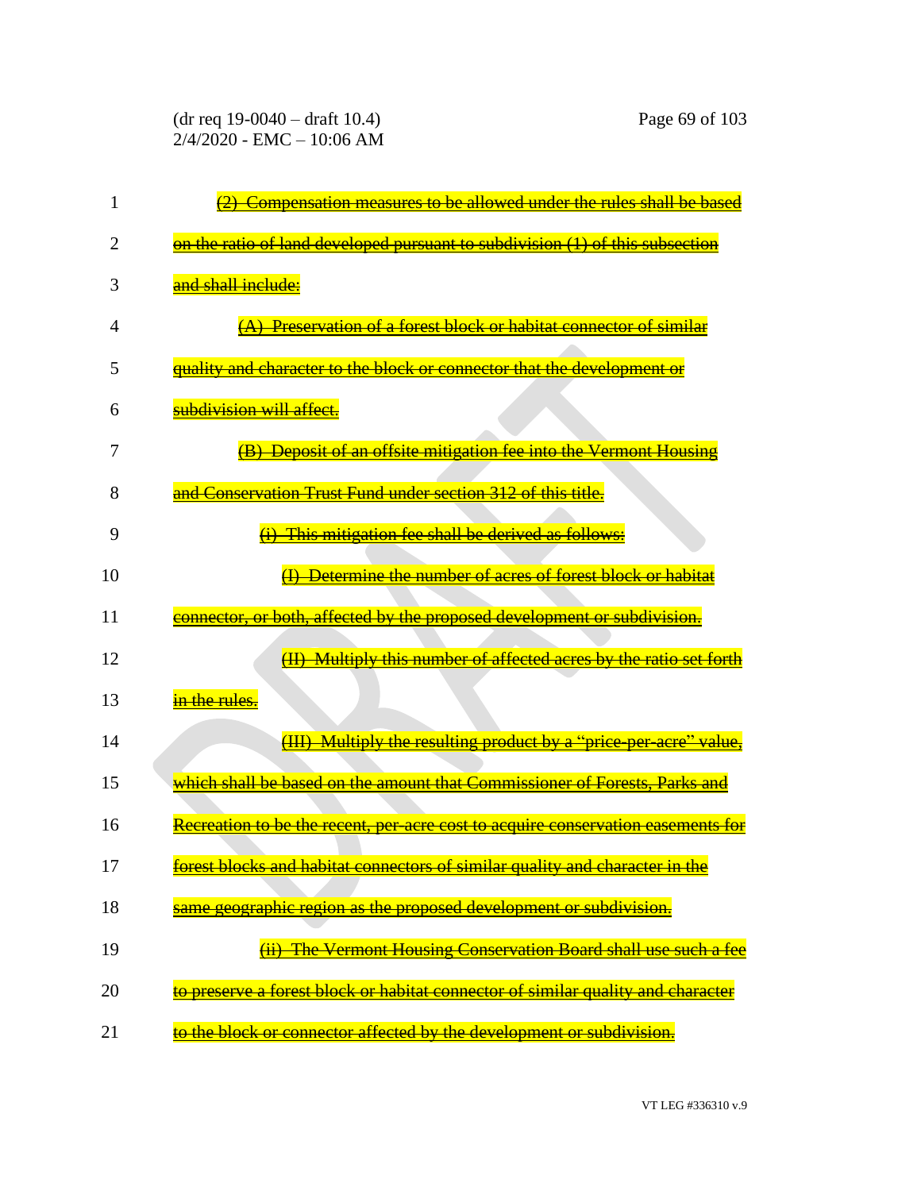~~(2) Compensation measures to be allowed under the rules shall be based on the ratio of land developed pursuant to subdivision (1) of this subsection and shall include:~~

~~(A) Preservation of a forest block or habitat connector of similar quality and character to the block or connector that the development or subdivision will affect.~~

~~(B) Deposit of an offsite mitigation fee into the Vermont Housing and Conservation Trust Fund under section 312 of this title.~~

~~(i) This mitigation fee shall be derived as follows:~~

~~(I) Determine the number of acres of forest block or habitat connector, or both, affected by the proposed development or subdivision.~~

~~(II) Multiply this number of affected acres by the ratio set forth in the rules.~~

~~(III) Multiply the resulting product by a "price-per-acre" value, which shall be based on the amount that Commissioner of Forests, Parks and Recreation to be the recent, per-acre cost to acquire conservation easements for forest blocks and habitat connectors of similar quality and character in the same geographic region as the proposed development or subdivision.~~

~~(ii) The Vermont Housing Conservation Board shall use such a fee to preserve a forest block or habitat connector of similar quality and character to the block or connector affected by the development or subdivision.~~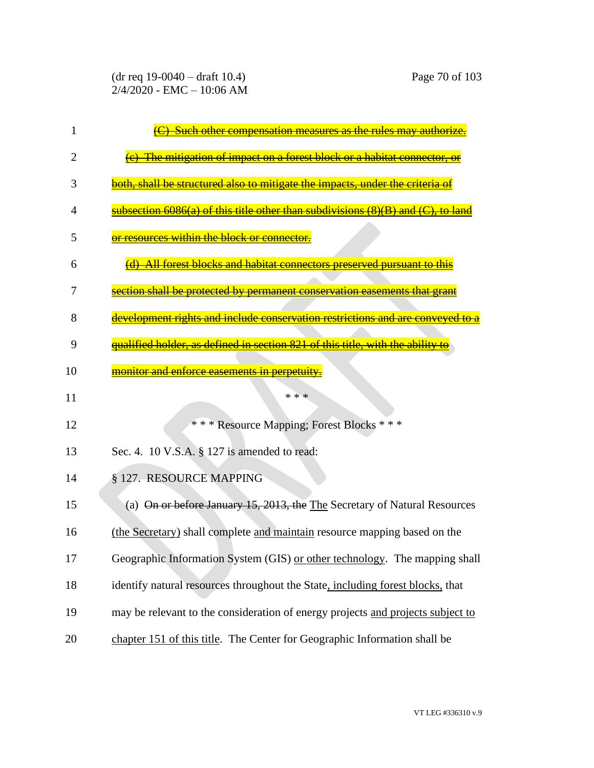~~(C) Such other compensation measures as the rules may authorize.~~

~~(c) The mitigation of impact on a forest block or a habitat connector, or both, shall be structured also to mitigate the impacts, under the criteria of subsection 6086(a) of this title other than subdivisions (8)(B) and (C), to land or resources within the block or connector.~~

~~(d) All forest blocks and habitat connectors preserved pursuant to this section shall be protected by permanent conservation easements that grant development rights and include conservation restrictions and are conveyed to a qualified holder, as defined in section 821 of this title, with the ability to monitor and enforce easements in perpetuity.~~

\* \* \*

\* \* \* Resource Mapping; Forest Blocks \* \* \*

Sec. 4. 10 V.S.A. § 127 is amended to read:

§ 127. RESOURCE MAPPING

(a) ~~On or before January 15, 2013, the~~ The Secretary of Natural Resources (the Secretary) shall complete and maintain resource mapping based on the Geographic Information System (GIS) or other technology. The mapping shall identify natural resources throughout the State, including forest blocks, that may be relevant to the consideration of energy projects and projects subject to chapter 151 of this title. The Center for Geographic Information shall be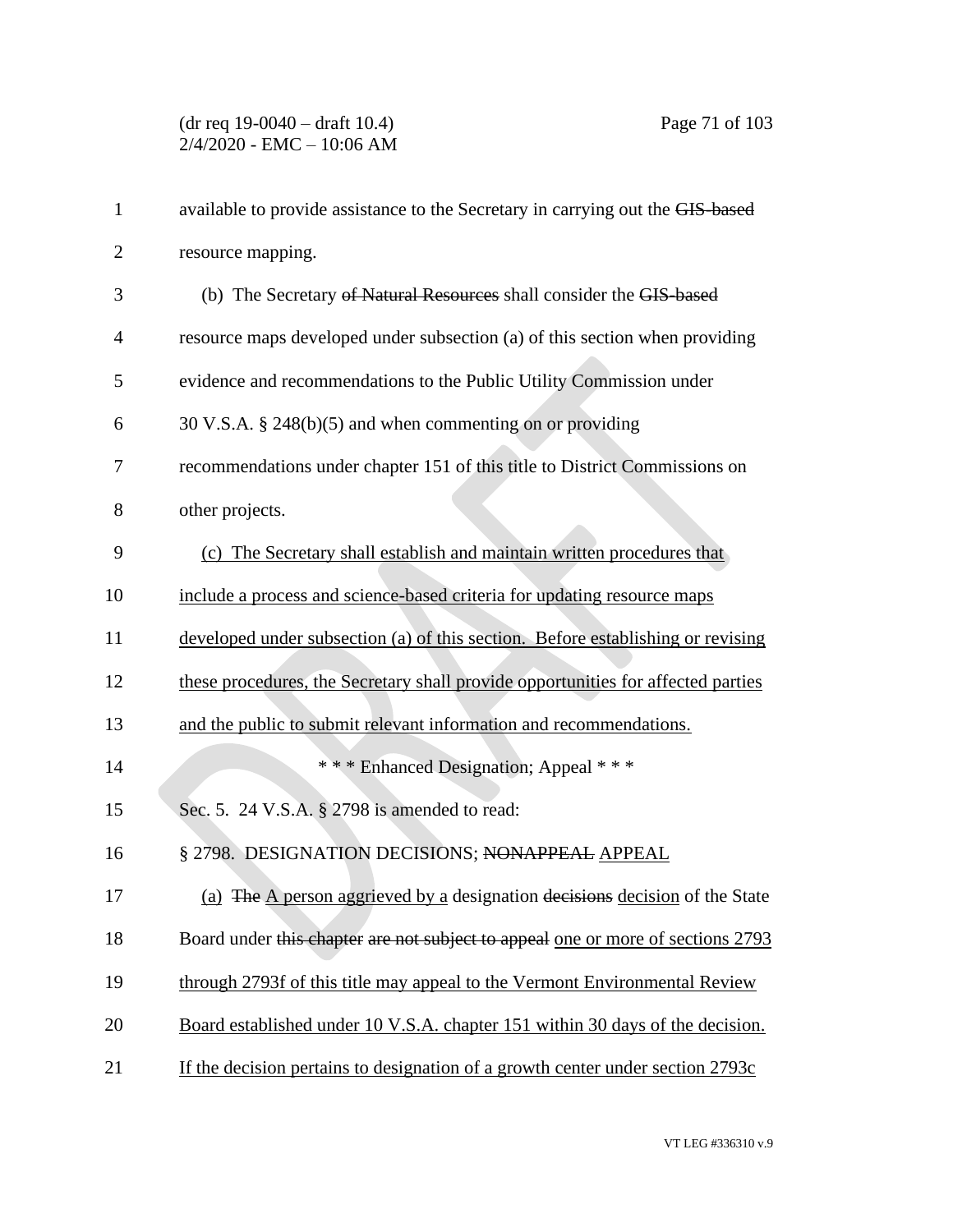available to provide assistance to the Secretary in carrying out the ~~GIS-based~~ resource mapping.

(b) The Secretary ~~of Natural Resources~~ shall consider the ~~GIS-based~~ resource maps developed under subsection (a) of this section when providing evidence and recommendations to the Public Utility Commission under 30 V.S.A. § 248(b)(5) and when commenting on or providing recommendations under chapter 151 of this title to District Commissions on other projects.

<u>(c) The Secretary shall establish and maintain written procedures that include a process and science-based criteria for updating resource maps developed under subsection (a) of this section. Before establishing or revising these procedures, the Secretary shall provide opportunities for affected parties and the public to submit relevant information and recommendations.</u>

\* \* \* Enhanced Designation; Appeal \* \* \*

Sec. 5. 24 V.S.A. § 2798 is amended to read:

§ 2798. DESIGNATION DECISIONS; ~~NONAPPEAL~~ <u>APPEAL</u>

<u>(a)</u> ~~The~~ <u>A person aggrieved by a</u> designation ~~decisions~~ <u>decision</u> of the State Board under ~~this chapter are not subject to appeal~~ <u>one or more of sections 2793 through 2793f of this title may appeal to the Vermont Environmental Review Board established under 10 V.S.A. chapter 151 within 30 days of the decision. If the decision pertains to designation of a growth center under section 2793c</u>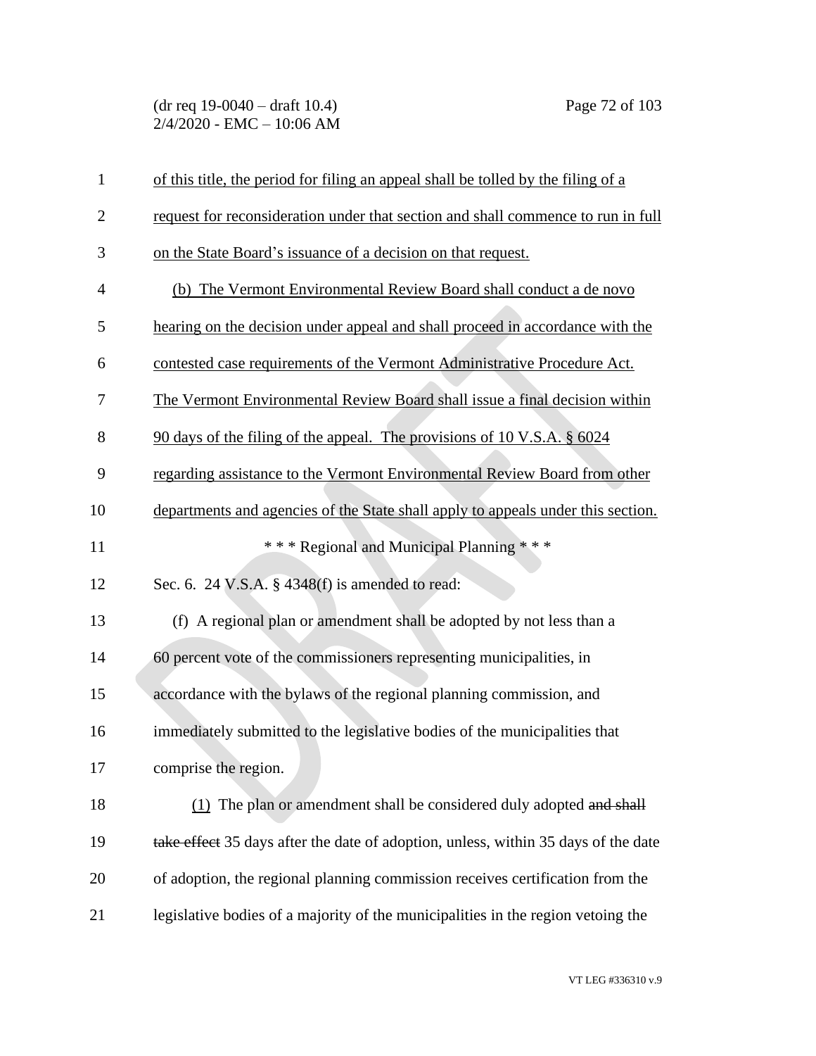of this title, the period for filing an appeal shall be tolled by the filing of a request for reconsideration under that section and shall commence to run in full on the State Board's issuance of a decision on that request.

(b) The Vermont Environmental Review Board shall conduct a de novo hearing on the decision under appeal and shall proceed in accordance with the contested case requirements of the Vermont Administrative Procedure Act. The Vermont Environmental Review Board shall issue a final decision within 90 days of the filing of the appeal. The provisions of 10 V.S.A. § 6024 regarding assistance to the Vermont Environmental Review Board from other departments and agencies of the State shall apply to appeals under this section.

*** Regional and Municipal Planning ***

Sec. 6. 24 V.S.A. § 4348(f) is amended to read:

(f) A regional plan or amendment shall be adopted by not less than a 60 percent vote of the commissioners representing municipalities, in accordance with the bylaws of the regional planning commission, and immediately submitted to the legislative bodies of the municipalities that comprise the region.

(1) The plan or amendment shall be considered duly adopted ~~and shall take effect~~ 35 days after the date of adoption, unless, within 35 days of the date of adoption, the regional planning commission receives certification from the legislative bodies of a majority of the municipalities in the region vetoing the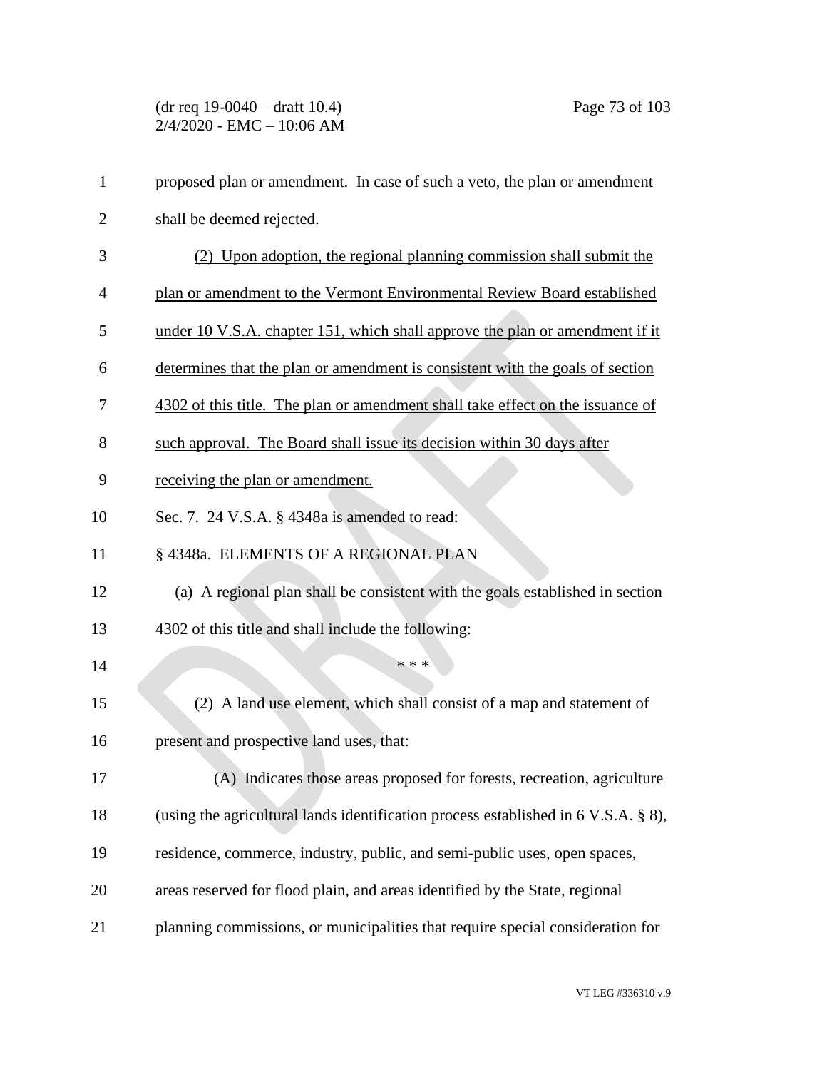proposed plan or amendment. In case of such a veto, the plan or amendment shall be deemed rejected.

<u>(2) Upon adoption, the regional planning commission shall submit the plan or amendment to the Vermont Environmental Review Board established under 10 V.S.A. chapter 151, which shall approve the plan or amendment if it determines that the plan or amendment is consistent with the goals of section 4302 of this title. The plan or amendment shall take effect on the issuance of such approval. The Board shall issue its decision within 30 days after receiving the plan or amendment.</u>

Sec. 7. 24 V.S.A. § 4348a is amended to read:

§ 4348a. ELEMENTS OF A REGIONAL PLAN

(a) A regional plan shall be consistent with the goals established in section 4302 of this title and shall include the following:

\* \* \*

(2) A land use element, which shall consist of a map and statement of present and prospective land uses, that:

(A) Indicates those areas proposed for forests, recreation, agriculture (using the agricultural lands identification process established in 6 V.S.A. § 8), residence, commerce, industry, public, and semi-public uses, open spaces, areas reserved for flood plain, and areas identified by the State, regional planning commissions, or municipalities that require special consideration for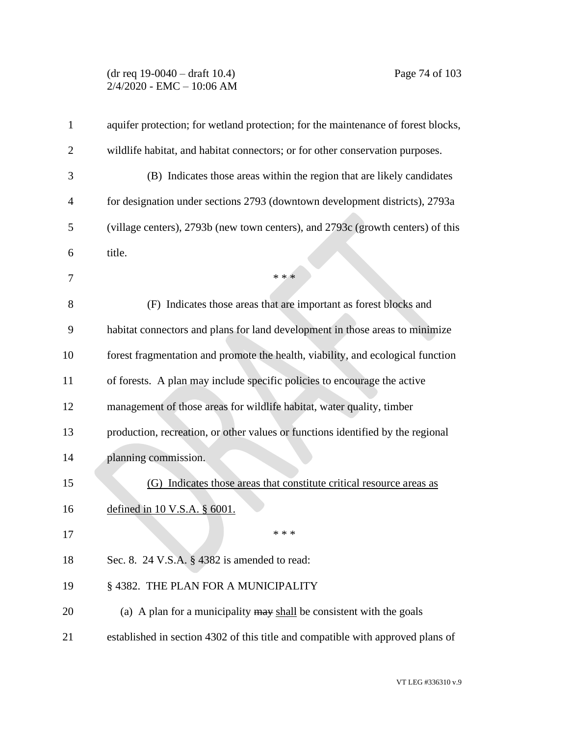aquifer protection; for wetland protection; for the maintenance of forest blocks, wildlife habitat, and habitat connectors; or for other conservation purposes.

(B) Indicates those areas within the region that are likely candidates for designation under sections 2793 (downtown development districts), 2793a (village centers), 2793b (new town centers), and 2793c (growth centers) of this title.

\* \* \*

(F) Indicates those areas that are important as forest blocks and habitat connectors and plans for land development in those areas to minimize forest fragmentation and promote the health, viability, and ecological function of forests. A plan may include specific policies to encourage the active management of those areas for wildlife habitat, water quality, timber production, recreation, or other values or functions identified by the regional planning commission.

<u>(G) Indicates those areas that constitute critical resource areas as defined in 10 V.S.A. § 6001.</u>

\* \* \*

Sec. 8. 24 V.S.A. § 4382 is amended to read:

§ 4382. THE PLAN FOR A MUNICIPALITY

(a) A plan for a municipality ~~may~~ <u>shall</u> be consistent with the goals established in section 4302 of this title and compatible with approved plans of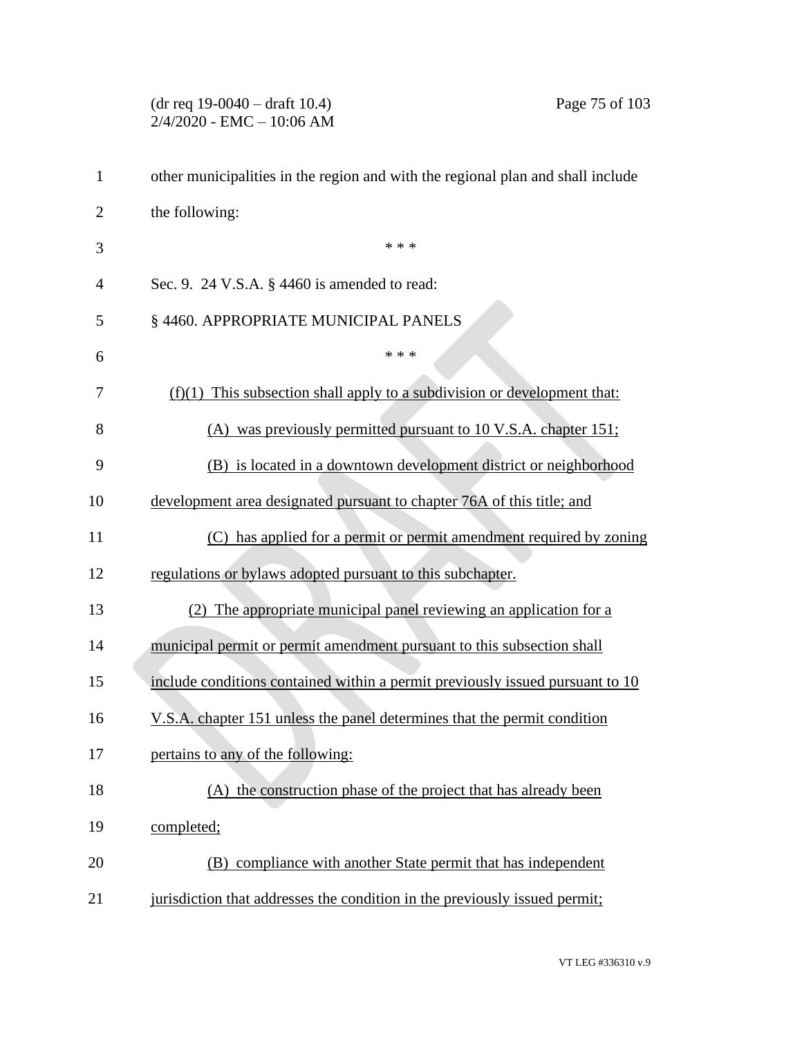other municipalities in the region and with the regional plan and shall include the following:

\* \* \*

Sec. 9. 24 V.S.A. § 4460 is amended to read:

§ 4460. APPROPRIATE MUNICIPAL PANELS

\* \* \*

(f)(1) This subsection shall apply to a subdivision or development that:

(A) was previously permitted pursuant to 10 V.S.A. chapter 151;

(B) is located in a downtown development district or neighborhood development area designated pursuant to chapter 76A of this title; and

(C) has applied for a permit or permit amendment required by zoning regulations or bylaws adopted pursuant to this subchapter.

(2) The appropriate municipal panel reviewing an application for a municipal permit or permit amendment pursuant to this subsection shall include conditions contained within a permit previously issued pursuant to 10 V.S.A. chapter 151 unless the panel determines that the permit condition pertains to any of the following:

(A) the construction phase of the project that has already been completed;

(B) compliance with another State permit that has independent jurisdiction that addresses the condition in the previously issued permit;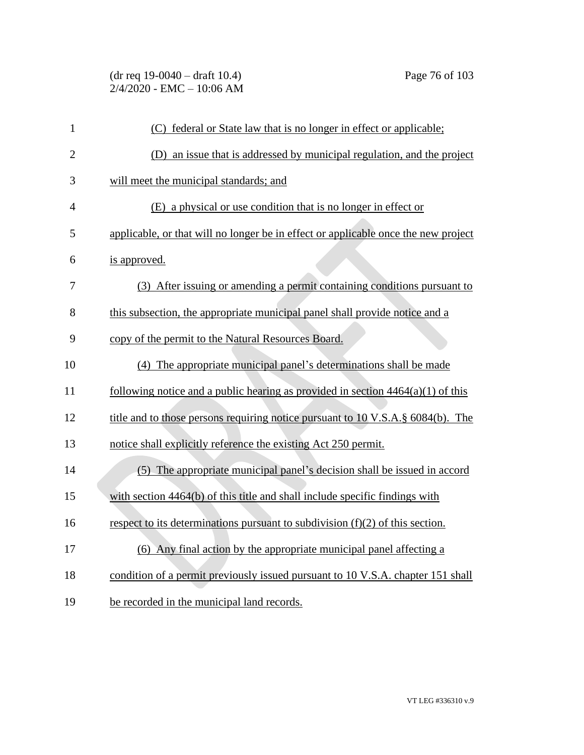(C) federal or State law that is no longer in effect or applicable;

(D) an issue that is addressed by municipal regulation, and the project will meet the municipal standards; and

(E) a physical or use condition that is no longer in effect or applicable, or that will no longer be in effect or applicable once the new project is approved.

(3) After issuing or amending a permit containing conditions pursuant to this subsection, the appropriate municipal panel shall provide notice and a copy of the permit to the Natural Resources Board.

(4) The appropriate municipal panel's determinations shall be made following notice and a public hearing as provided in section 4464(a)(1) of this title and to those persons requiring notice pursuant to 10 V.S.A.§ 6084(b). The notice shall explicitly reference the existing Act 250 permit.

(5) The appropriate municipal panel's decision shall be issued in accord with section 4464(b) of this title and shall include specific findings with respect to its determinations pursuant to subdivision (f)(2) of this section.

(6) Any final action by the appropriate municipal panel affecting a condition of a permit previously issued pursuant to 10 V.S.A. chapter 151 shall be recorded in the municipal land records.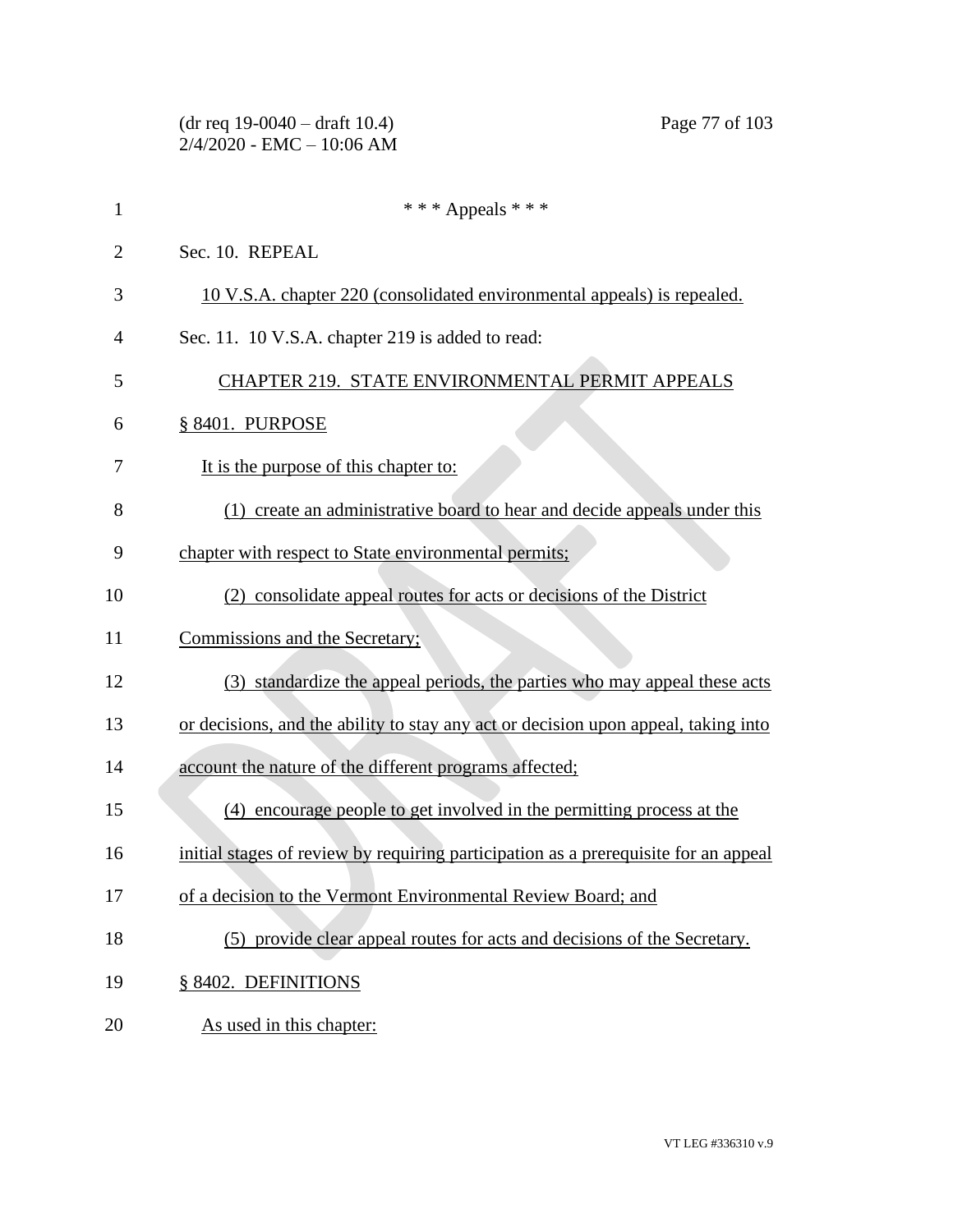\* \* \* Appeals \* \* \*

Sec. 10. REPEAL

10 V.S.A. chapter 220 (consolidated environmental appeals) is repealed.

Sec. 11. 10 V.S.A. chapter 219 is added to read:

CHAPTER 219. STATE ENVIRONMENTAL PERMIT APPEALS

§ 8401. PURPOSE

It is the purpose of this chapter to:

(1) create an administrative board to hear and decide appeals under this chapter with respect to State environmental permits;

(2) consolidate appeal routes for acts or decisions of the District Commissions and the Secretary;

(3) standardize the appeal periods, the parties who may appeal these acts or decisions, and the ability to stay any act or decision upon appeal, taking into account the nature of the different programs affected;

(4) encourage people to get involved in the permitting process at the initial stages of review by requiring participation as a prerequisite for an appeal of a decision to the Vermont Environmental Review Board; and

(5) provide clear appeal routes for acts and decisions of the Secretary.

§ 8402. DEFINITIONS

As used in this chapter: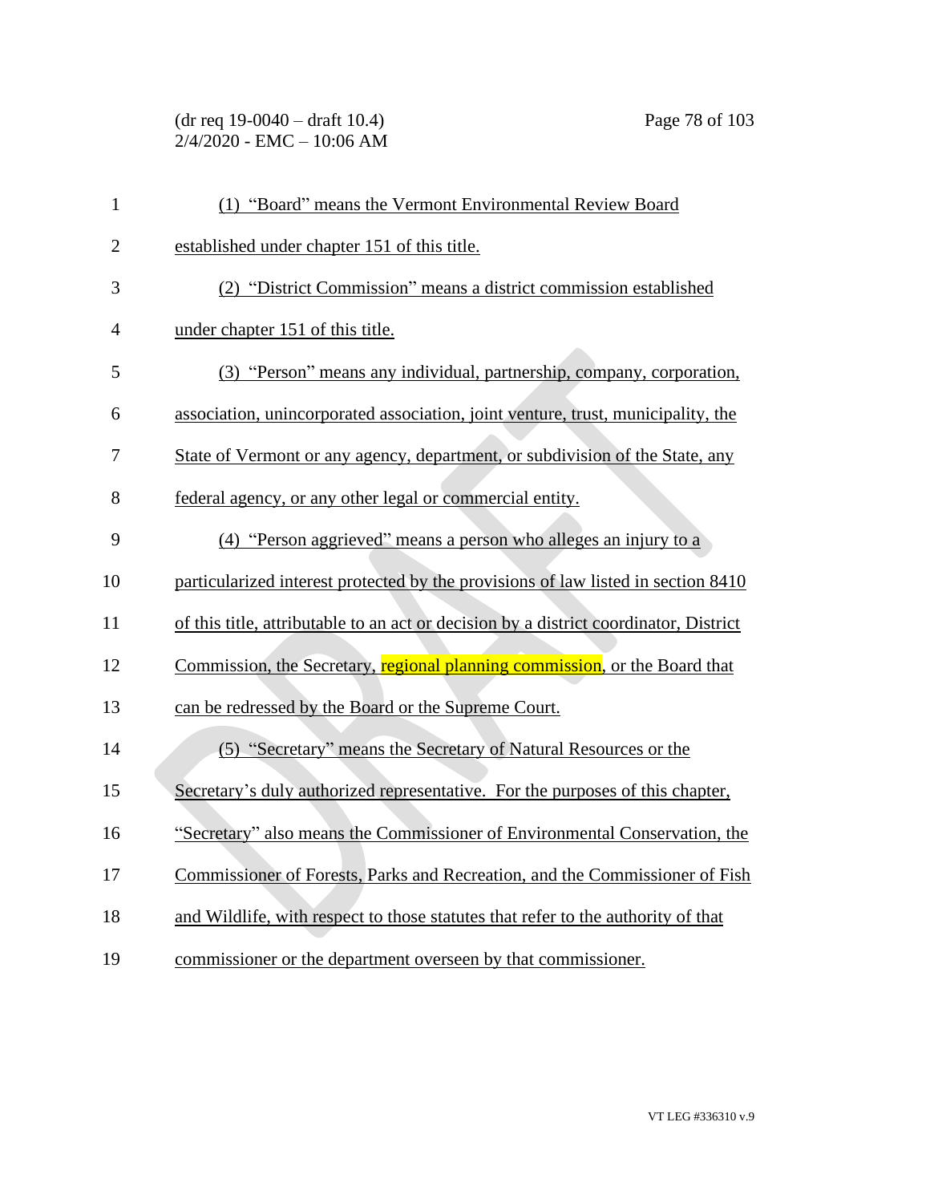(1) "Board" means the Vermont Environmental Review Board established under chapter 151 of this title.

(2) "District Commission" means a district commission established under chapter 151 of this title.

(3) "Person" means any individual, partnership, company, corporation, association, unincorporated association, joint venture, trust, municipality, the State of Vermont or any agency, department, or subdivision of the State, any federal agency, or any other legal or commercial entity.

(4) "Person aggrieved" means a person who alleges an injury to a particularized interest protected by the provisions of law listed in section 8410 of this title, attributable to an act or decision by a district coordinator, District Commission, the Secretary, regional planning commission, or the Board that can be redressed by the Board or the Supreme Court.

(5) "Secretary" means the Secretary of Natural Resources or the Secretary's duly authorized representative. For the purposes of this chapter, "Secretary" also means the Commissioner of Environmental Conservation, the Commissioner of Forests, Parks and Recreation, and the Commissioner of Fish and Wildlife, with respect to those statutes that refer to the authority of that commissioner or the department overseen by that commissioner.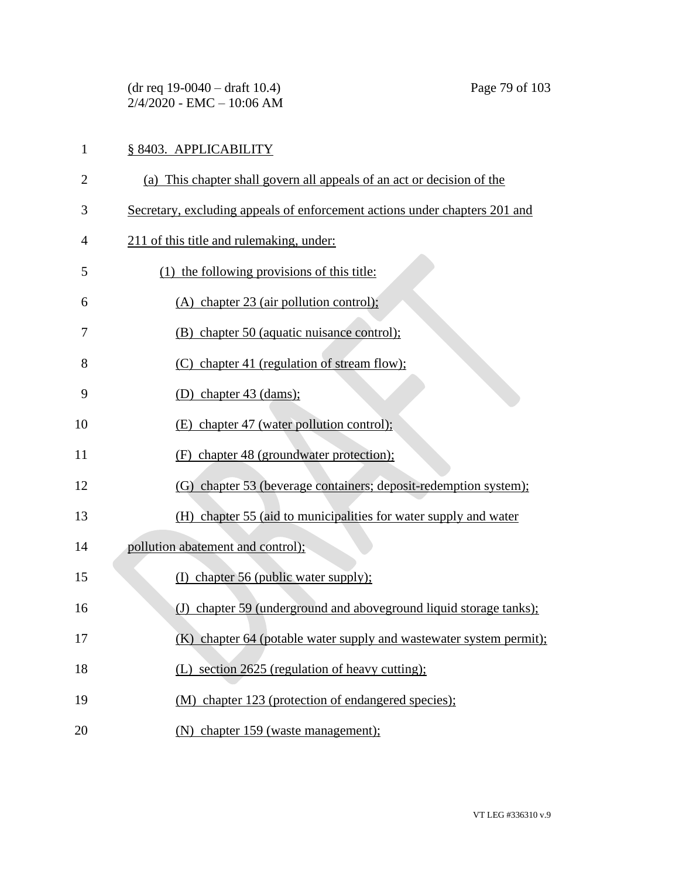§ 8403. APPLICABILITY

(a) This chapter shall govern all appeals of an act or decision of the Secretary, excluding appeals of enforcement actions under chapters 201 and 211 of this title and rulemaking, under:

(1) the following provisions of this title:

(A) chapter 23 (air pollution control);

(B) chapter 50 (aquatic nuisance control);

(C) chapter 41 (regulation of stream flow);

(D) chapter 43 (dams);

(E) chapter 47 (water pollution control);

(F) chapter 48 (groundwater protection);

(G) chapter 53 (beverage containers; deposit-redemption system);

(H) chapter 55 (aid to municipalities for water supply and water pollution abatement and control);

(I) chapter 56 (public water supply);

(J) chapter 59 (underground and aboveground liquid storage tanks);

(K) chapter 64 (potable water supply and wastewater system permit);

(L) section 2625 (regulation of heavy cutting);

(M) chapter 123 (protection of endangered species);

(N) chapter 159 (waste management);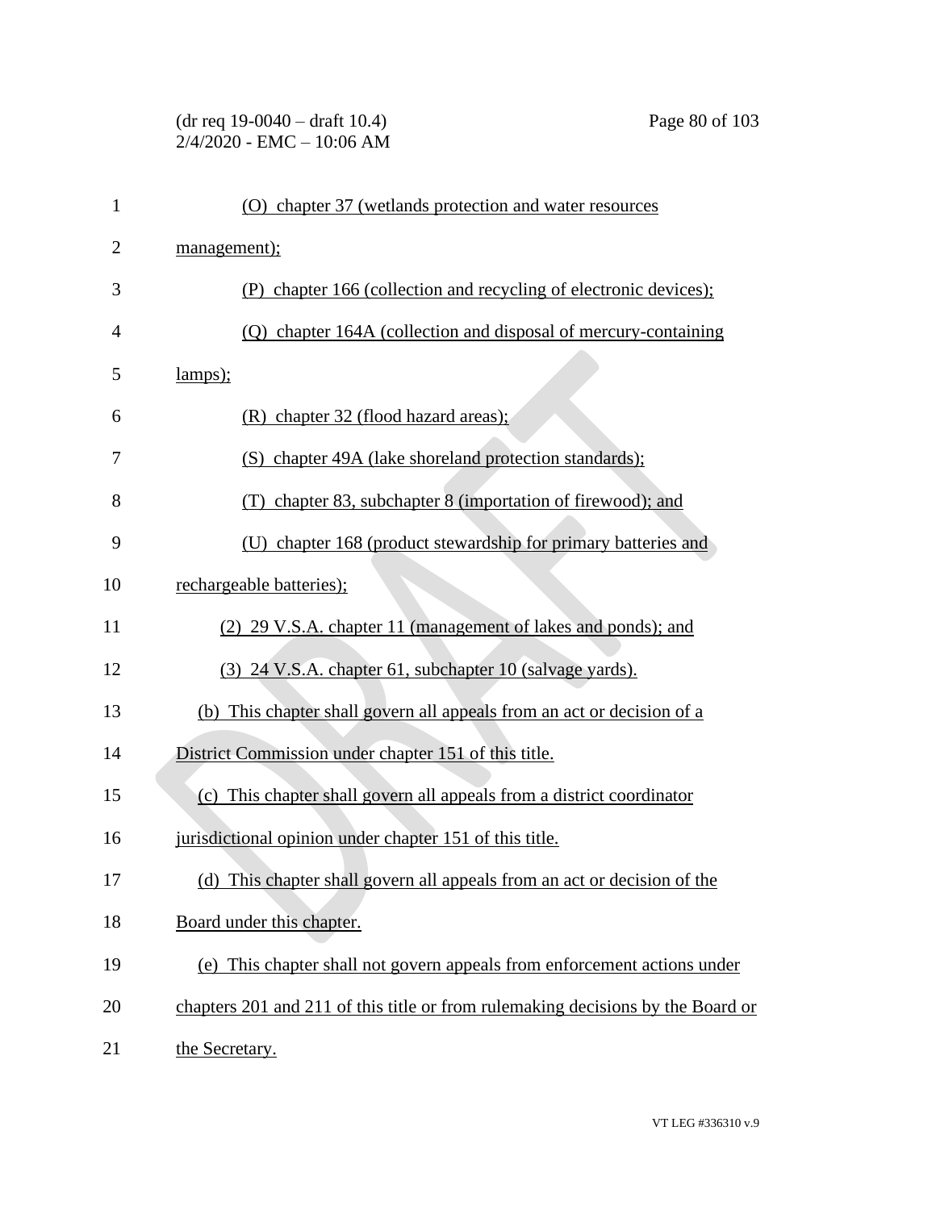(O) chapter 37 (wetlands protection and water resources management);

(P) chapter 166 (collection and recycling of electronic devices);

(Q) chapter 164A (collection and disposal of mercury-containing lamps);

(R) chapter 32 (flood hazard areas);

(S) chapter 49A (lake shoreland protection standards);

(T) chapter 83, subchapter 8 (importation of firewood); and

(U) chapter 168 (product stewardship for primary batteries and rechargeable batteries);

(2) 29 V.S.A. chapter 11 (management of lakes and ponds); and

(3) 24 V.S.A. chapter 61, subchapter 10 (salvage yards).

(b) This chapter shall govern all appeals from an act or decision of a District Commission under chapter 151 of this title.

(c) This chapter shall govern all appeals from a district coordinator jurisdictional opinion under chapter 151 of this title.

(d) This chapter shall govern all appeals from an act or decision of the Board under this chapter.

(e) This chapter shall not govern appeals from enforcement actions under chapters 201 and 211 of this title or from rulemaking decisions by the Board or the Secretary.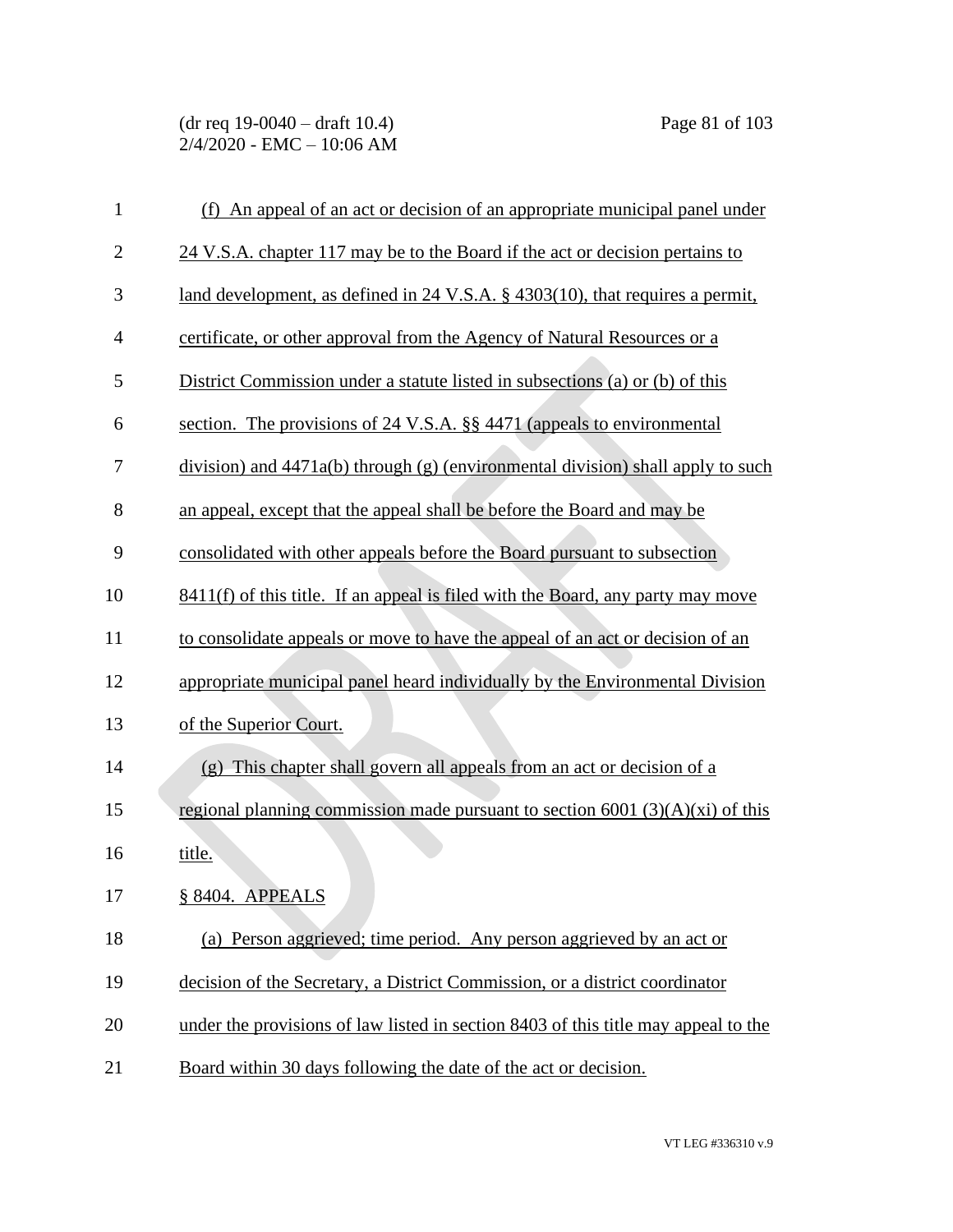(f) An appeal of an act or decision of an appropriate municipal panel under 24 V.S.A. chapter 117 may be to the Board if the act or decision pertains to land development, as defined in 24 V.S.A. § 4303(10), that requires a permit, certificate, or other approval from the Agency of Natural Resources or a District Commission under a statute listed in subsections (a) or (b) of this section. The provisions of 24 V.S.A. §§ 4471 (appeals to environmental division) and 4471a(b) through (g) (environmental division) shall apply to such an appeal, except that the appeal shall be before the Board and may be consolidated with other appeals before the Board pursuant to subsection 8411(f) of this title. If an appeal is filed with the Board, any party may move to consolidate appeals or move to have the appeal of an act or decision of an appropriate municipal panel heard individually by the Environmental Division of the Superior Court.

(g) This chapter shall govern all appeals from an act or decision of a regional planning commission made pursuant to section 6001 (3)(A)(xi) of this title.

§ 8404. APPEALS

(a) Person aggrieved; time period. Any person aggrieved by an act or decision of the Secretary, a District Commission, or a district coordinator under the provisions of law listed in section 8403 of this title may appeal to the Board within 30 days following the date of the act or decision.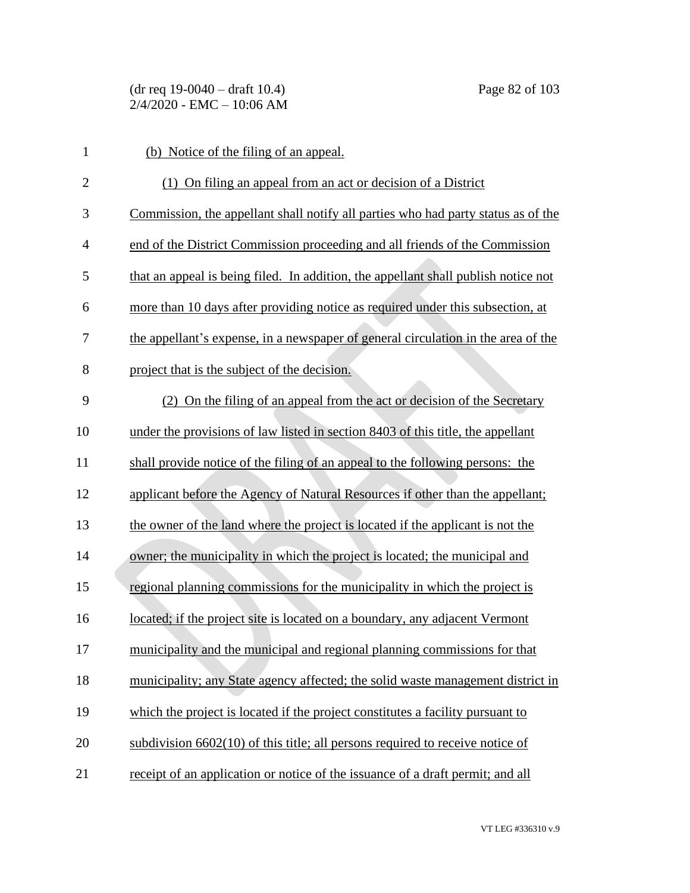(b) Notice of the filing of an appeal.

(1) On filing an appeal from an act or decision of a District Commission, the appellant shall notify all parties who had party status as of the end of the District Commission proceeding and all friends of the Commission that an appeal is being filed. In addition, the appellant shall publish notice not more than 10 days after providing notice as required under this subsection, at the appellant's expense, in a newspaper of general circulation in the area of the project that is the subject of the decision.

(2) On the filing of an appeal from the act or decision of the Secretary under the provisions of law listed in section 8403 of this title, the appellant shall provide notice of the filing of an appeal to the following persons: the applicant before the Agency of Natural Resources if other than the appellant; the owner of the land where the project is located if the applicant is not the owner; the municipality in which the project is located; the municipal and regional planning commissions for the municipality in which the project is located; if the project site is located on a boundary, any adjacent Vermont municipality and the municipal and regional planning commissions for that municipality; any State agency affected; the solid waste management district in which the project is located if the project constitutes a facility pursuant to subdivision 6602(10) of this title; all persons required to receive notice of receipt of an application or notice of the issuance of a draft permit; and all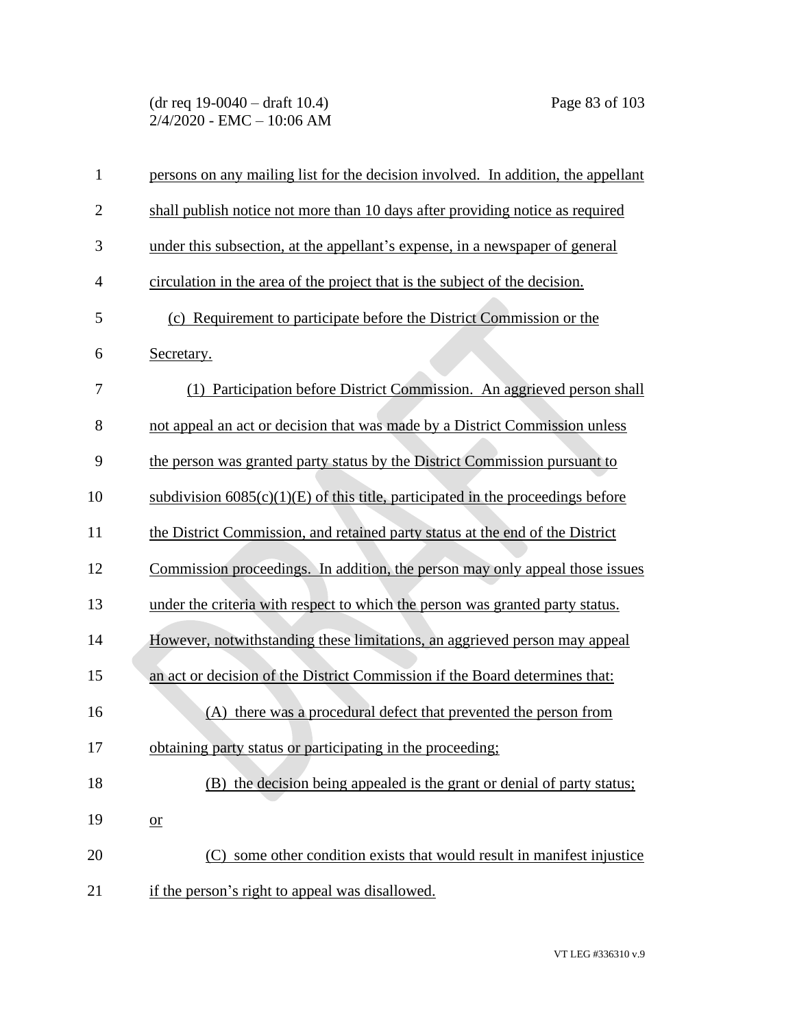persons on any mailing list for the decision involved. In addition, the appellant shall publish notice not more than 10 days after providing notice as required under this subsection, at the appellant's expense, in a newspaper of general circulation in the area of the project that is the subject of the decision.

(c) Requirement to participate before the District Commission or the Secretary.

(1) Participation before District Commission. An aggrieved person shall not appeal an act or decision that was made by a District Commission unless the person was granted party status by the District Commission pursuant to subdivision 6085(c)(1)(E) of this title, participated in the proceedings before the District Commission, and retained party status at the end of the District Commission proceedings. In addition, the person may only appeal those issues under the criteria with respect to which the person was granted party status. However, notwithstanding these limitations, an aggrieved person may appeal an act or decision of the District Commission if the Board determines that:

(A) there was a procedural defect that prevented the person from obtaining party status or participating in the proceeding;

(B) the decision being appealed is the grant or denial of party status; or

(C) some other condition exists that would result in manifest injustice if the person's right to appeal was disallowed.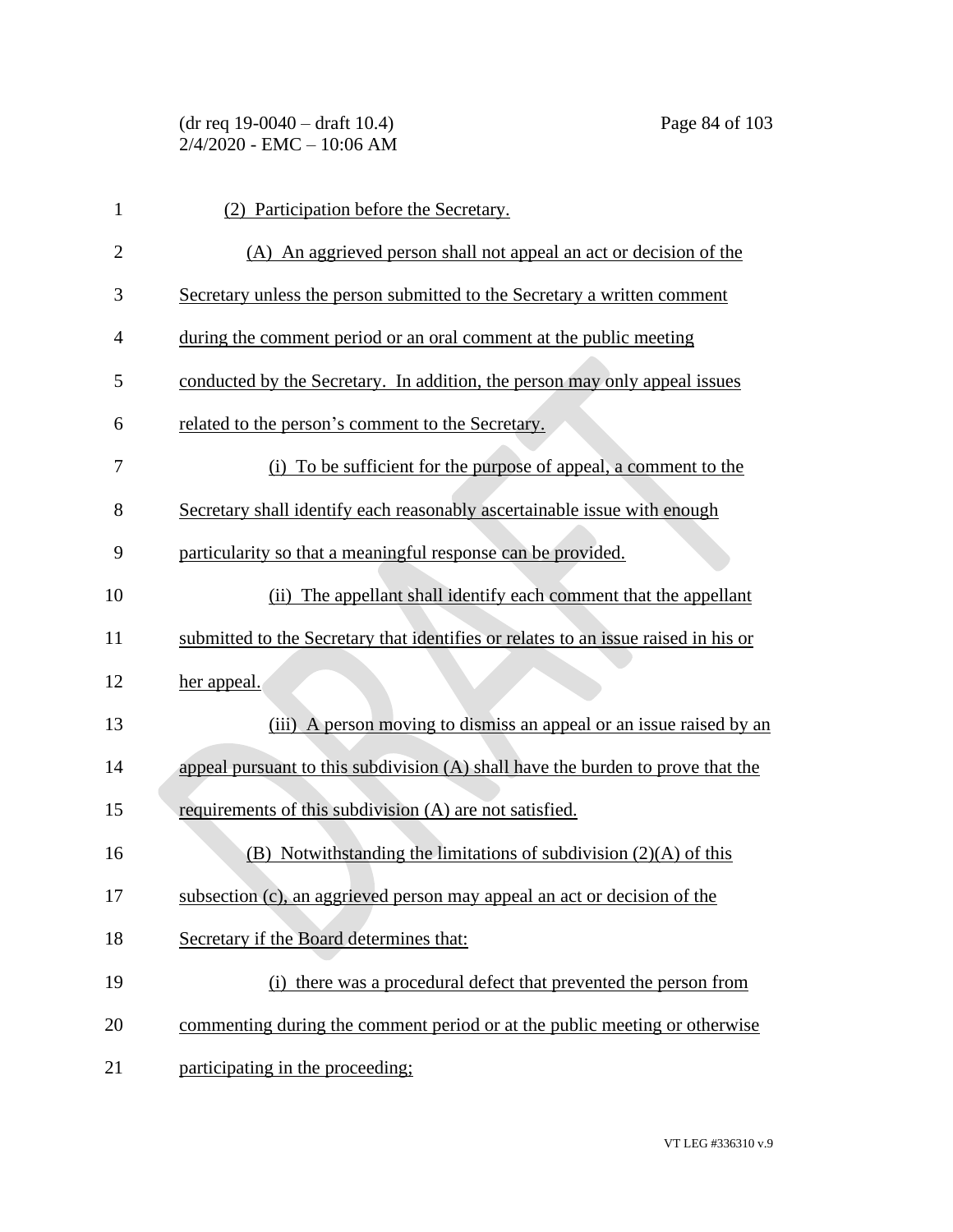(2) Participation before the Secretary.

(A) An aggrieved person shall not appeal an act or decision of the Secretary unless the person submitted to the Secretary a written comment during the comment period or an oral comment at the public meeting conducted by the Secretary. In addition, the person may only appeal issues related to the person's comment to the Secretary.

(i) To be sufficient for the purpose of appeal, a comment to the Secretary shall identify each reasonably ascertainable issue with enough particularity so that a meaningful response can be provided.

(ii) The appellant shall identify each comment that the appellant submitted to the Secretary that identifies or relates to an issue raised in his or her appeal.

(iii) A person moving to dismiss an appeal or an issue raised by an appeal pursuant to this subdivision (A) shall have the burden to prove that the requirements of this subdivision (A) are not satisfied.

(B) Notwithstanding the limitations of subdivision (2)(A) of this subsection (c), an aggrieved person may appeal an act or decision of the Secretary if the Board determines that:

(i) there was a procedural defect that prevented the person from commenting during the comment period or at the public meeting or otherwise participating in the proceeding;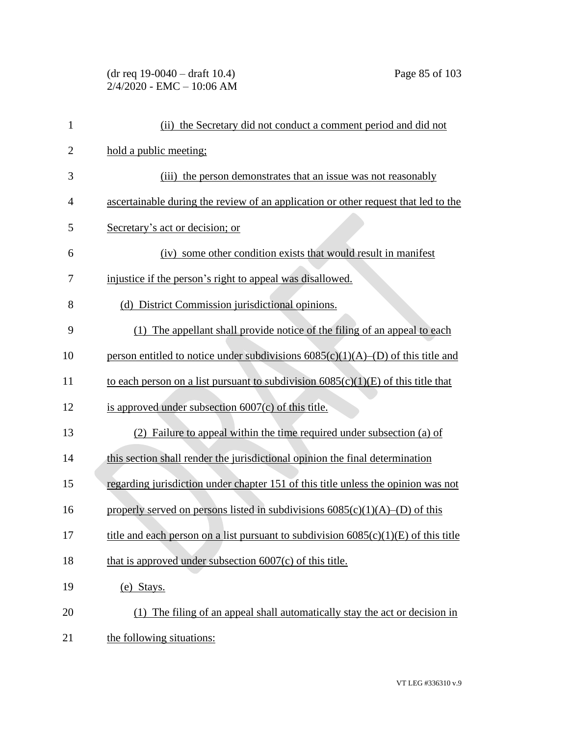(ii) the Secretary did not conduct a comment period and did not hold a public meeting;

(iii) the person demonstrates that an issue was not reasonably ascertainable during the review of an application or other request that led to the Secretary's act or decision; or

(iv) some other condition exists that would result in manifest injustice if the person's right to appeal was disallowed.

(d) District Commission jurisdictional opinions.

(1) The appellant shall provide notice of the filing of an appeal to each person entitled to notice under subdivisions 6085(c)(1)(A)–(D) of this title and to each person on a list pursuant to subdivision 6085(c)(1)(E) of this title that is approved under subsection 6007(c) of this title.

(2) Failure to appeal within the time required under subsection (a) of this section shall render the jurisdictional opinion the final determination regarding jurisdiction under chapter 151 of this title unless the opinion was not properly served on persons listed in subdivisions 6085(c)(1)(A)–(D) of this title and each person on a list pursuant to subdivision 6085(c)(1)(E) of this title that is approved under subsection 6007(c) of this title.

(e) Stays.

(1) The filing of an appeal shall automatically stay the act or decision in the following situations: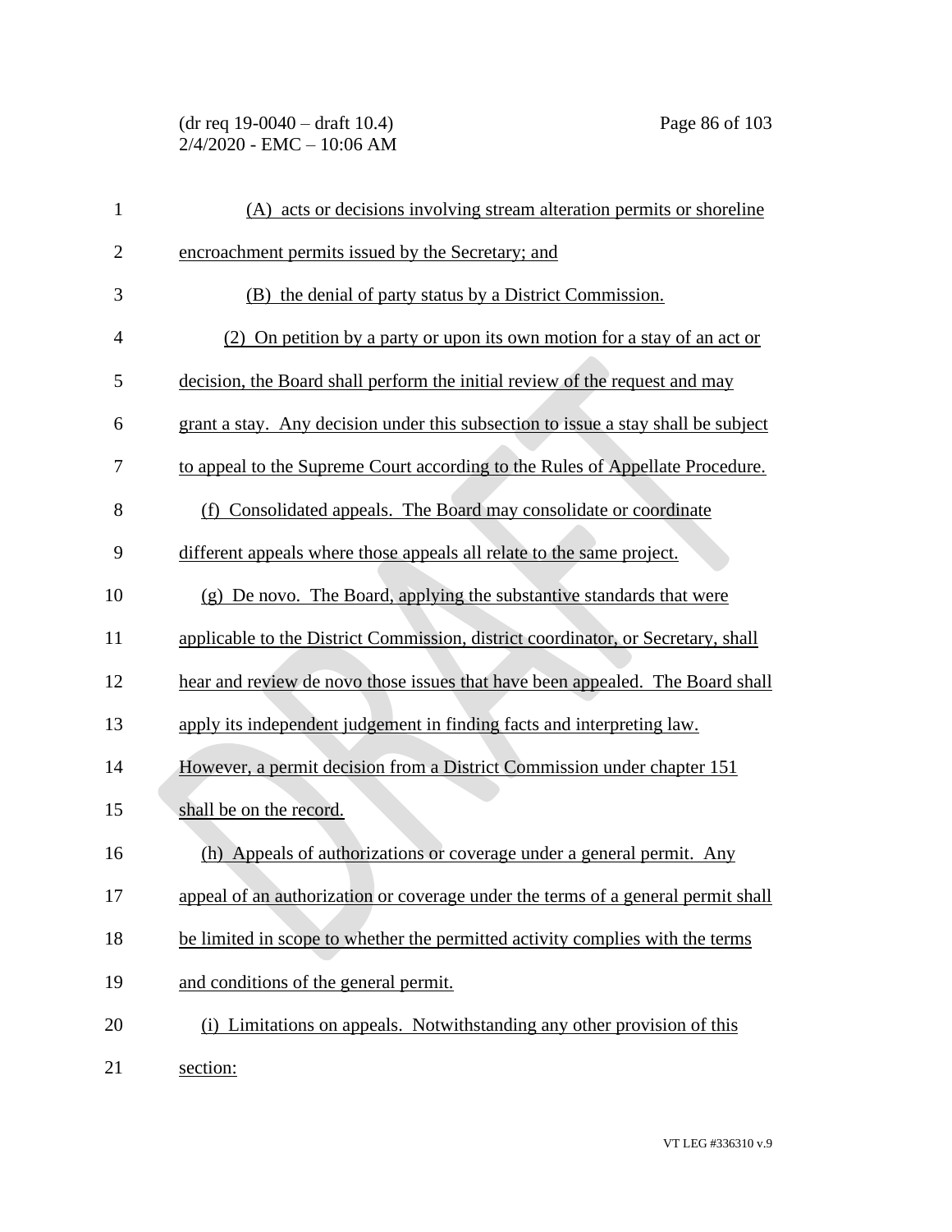(A) acts or decisions involving stream alteration permits or shoreline encroachment permits issued by the Secretary; and

(B) the denial of party status by a District Commission.

(2) On petition by a party or upon its own motion for a stay of an act or decision, the Board shall perform the initial review of the request and may grant a stay. Any decision under this subsection to issue a stay shall be subject to appeal to the Supreme Court according to the Rules of Appellate Procedure.

(f) Consolidated appeals. The Board may consolidate or coordinate different appeals where those appeals all relate to the same project.

(g) De novo. The Board, applying the substantive standards that were applicable to the District Commission, district coordinator, or Secretary, shall hear and review de novo those issues that have been appealed. The Board shall apply its independent judgement in finding facts and interpreting law. However, a permit decision from a District Commission under chapter 151 shall be on the record.

(h) Appeals of authorizations or coverage under a general permit. Any appeal of an authorization or coverage under the terms of a general permit shall be limited in scope to whether the permitted activity complies with the terms and conditions of the general permit.

(i) Limitations on appeals. Notwithstanding any other provision of this section: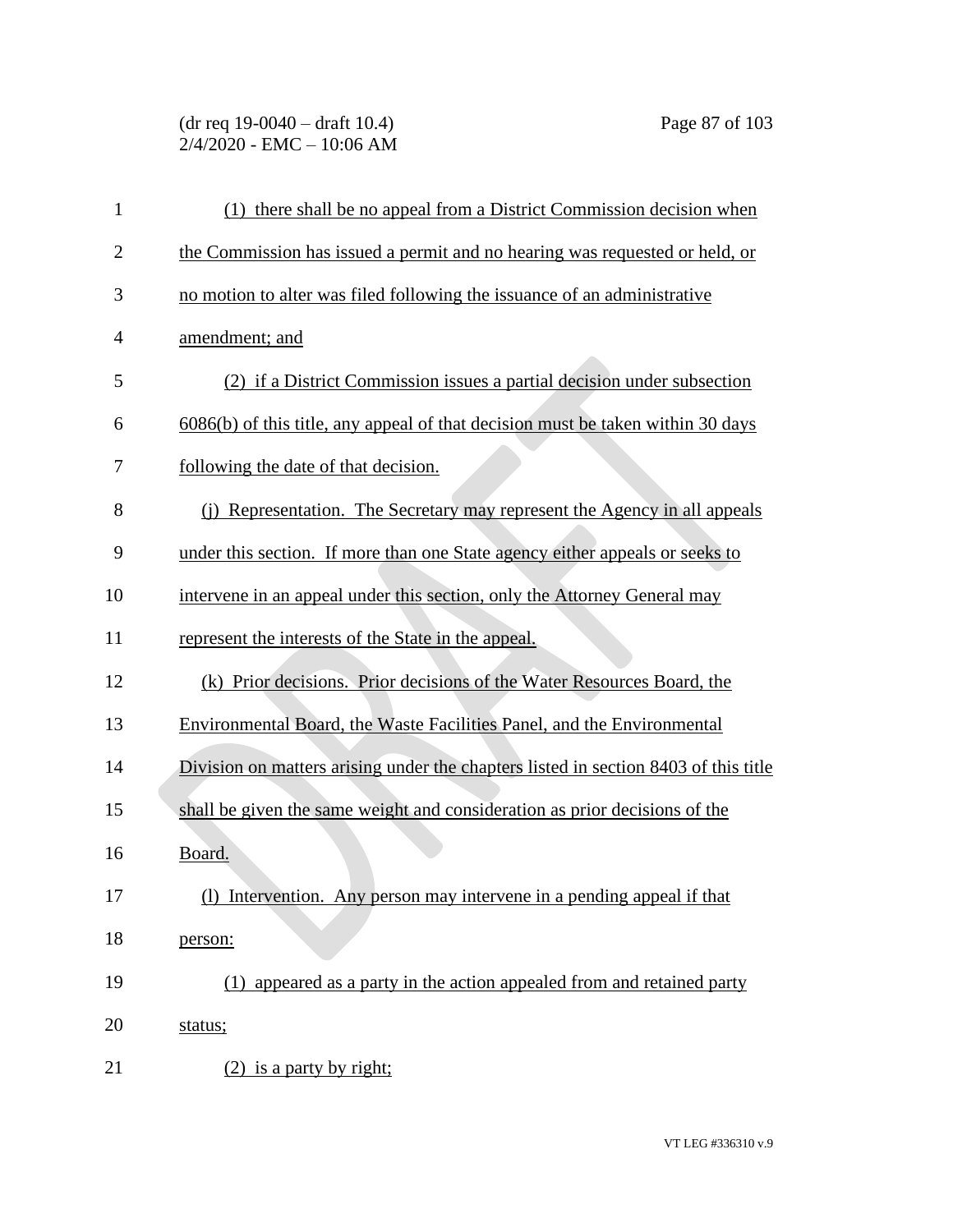(1) there shall be no appeal from a District Commission decision when the Commission has issued a permit and no hearing was requested or held, or no motion to alter was filed following the issuance of an administrative amendment; and

(2) if a District Commission issues a partial decision under subsection 6086(b) of this title, any appeal of that decision must be taken within 30 days following the date of that decision.

(j) Representation. The Secretary may represent the Agency in all appeals under this section. If more than one State agency either appeals or seeks to intervene in an appeal under this section, only the Attorney General may represent the interests of the State in the appeal.

(k) Prior decisions. Prior decisions of the Water Resources Board, the Environmental Board, the Waste Facilities Panel, and the Environmental Division on matters arising under the chapters listed in section 8403 of this title shall be given the same weight and consideration as prior decisions of the Board.

(l) Intervention. Any person may intervene in a pending appeal if that person:

(1) appeared as a party in the action appealed from and retained party status;

(2) is a party by right;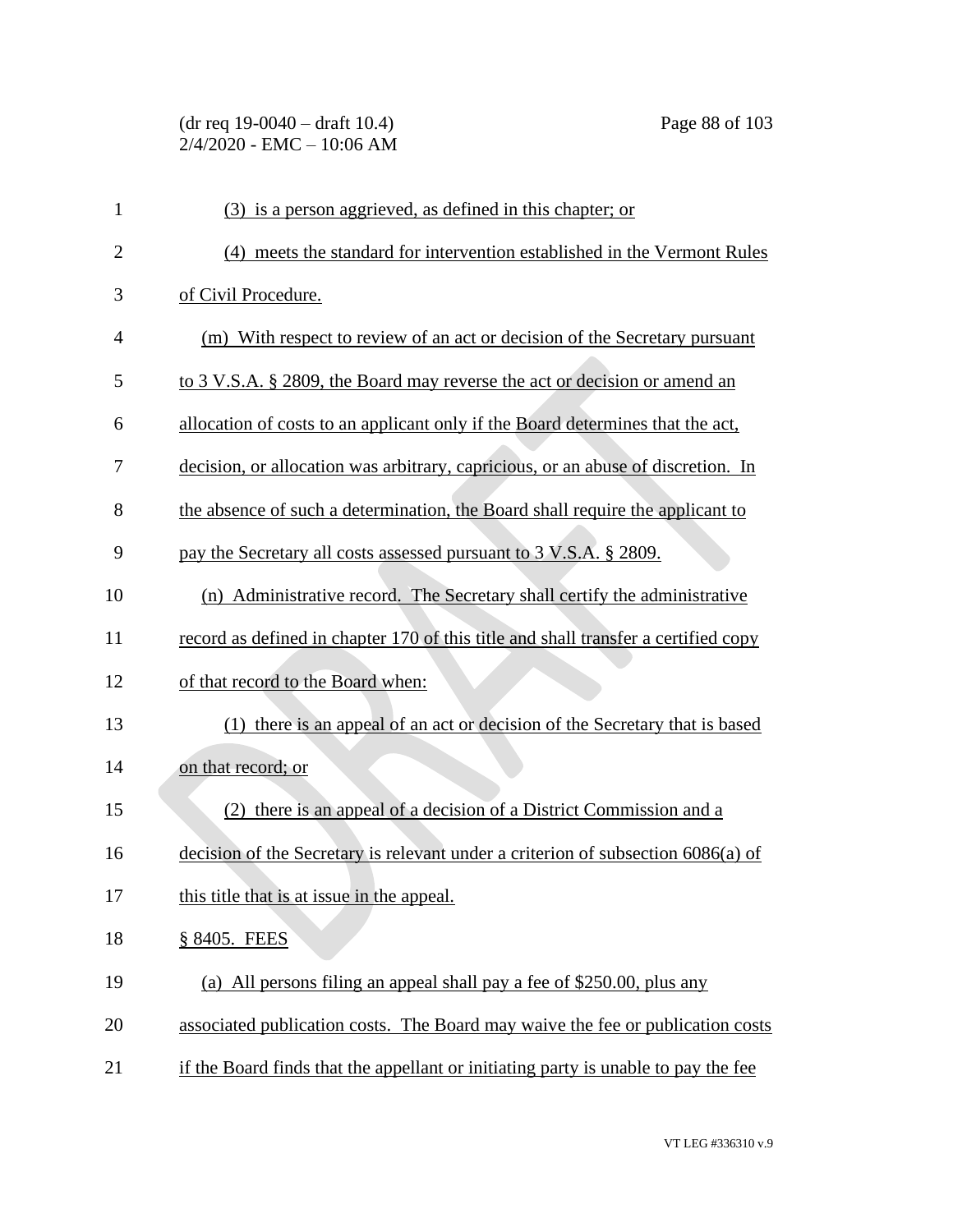(3) is a person aggrieved, as defined in this chapter; or

(4) meets the standard for intervention established in the Vermont Rules of Civil Procedure.

(m) With respect to review of an act or decision of the Secretary pursuant to 3 V.S.A. § 2809, the Board may reverse the act or decision or amend an allocation of costs to an applicant only if the Board determines that the act, decision, or allocation was arbitrary, capricious, or an abuse of discretion. In the absence of such a determination, the Board shall require the applicant to pay the Secretary all costs assessed pursuant to 3 V.S.A. § 2809.

(n) Administrative record. The Secretary shall certify the administrative record as defined in chapter 170 of this title and shall transfer a certified copy of that record to the Board when:

(1) there is an appeal of an act or decision of the Secretary that is based on that record; or

(2) there is an appeal of a decision of a District Commission and a decision of the Secretary is relevant under a criterion of subsection 6086(a) of this title that is at issue in the appeal.

§ 8405. FEES

(a) All persons filing an appeal shall pay a fee of $250.00, plus any associated publication costs. The Board may waive the fee or publication costs if the Board finds that the appellant or initiating party is unable to pay the fee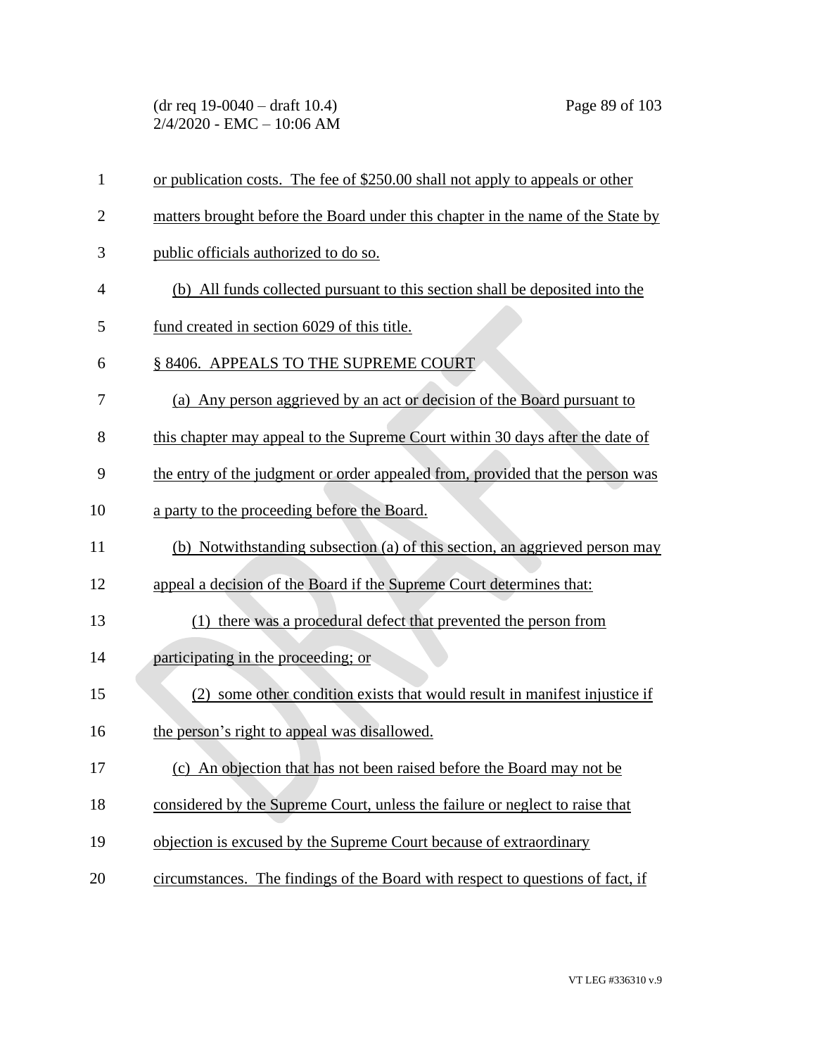or publication costs. The fee of $250.00 shall not apply to appeals or other matters brought before the Board under this chapter in the name of the State by public officials authorized to do so.

(b) All funds collected pursuant to this section shall be deposited into the fund created in section 6029 of this title.

§ 8406. APPEALS TO THE SUPREME COURT

(a) Any person aggrieved by an act or decision of the Board pursuant to this chapter may appeal to the Supreme Court within 30 days after the date of the entry of the judgment or order appealed from, provided that the person was a party to the proceeding before the Board.

(b) Notwithstanding subsection (a) of this section, an aggrieved person may appeal a decision of the Board if the Supreme Court determines that:

(1) there was a procedural defect that prevented the person from participating in the proceeding; or

(2) some other condition exists that would result in manifest injustice if the person's right to appeal was disallowed.

(c) An objection that has not been raised before the Board may not be considered by the Supreme Court, unless the failure or neglect to raise that objection is excused by the Supreme Court because of extraordinary circumstances. The findings of the Board with respect to questions of fact, if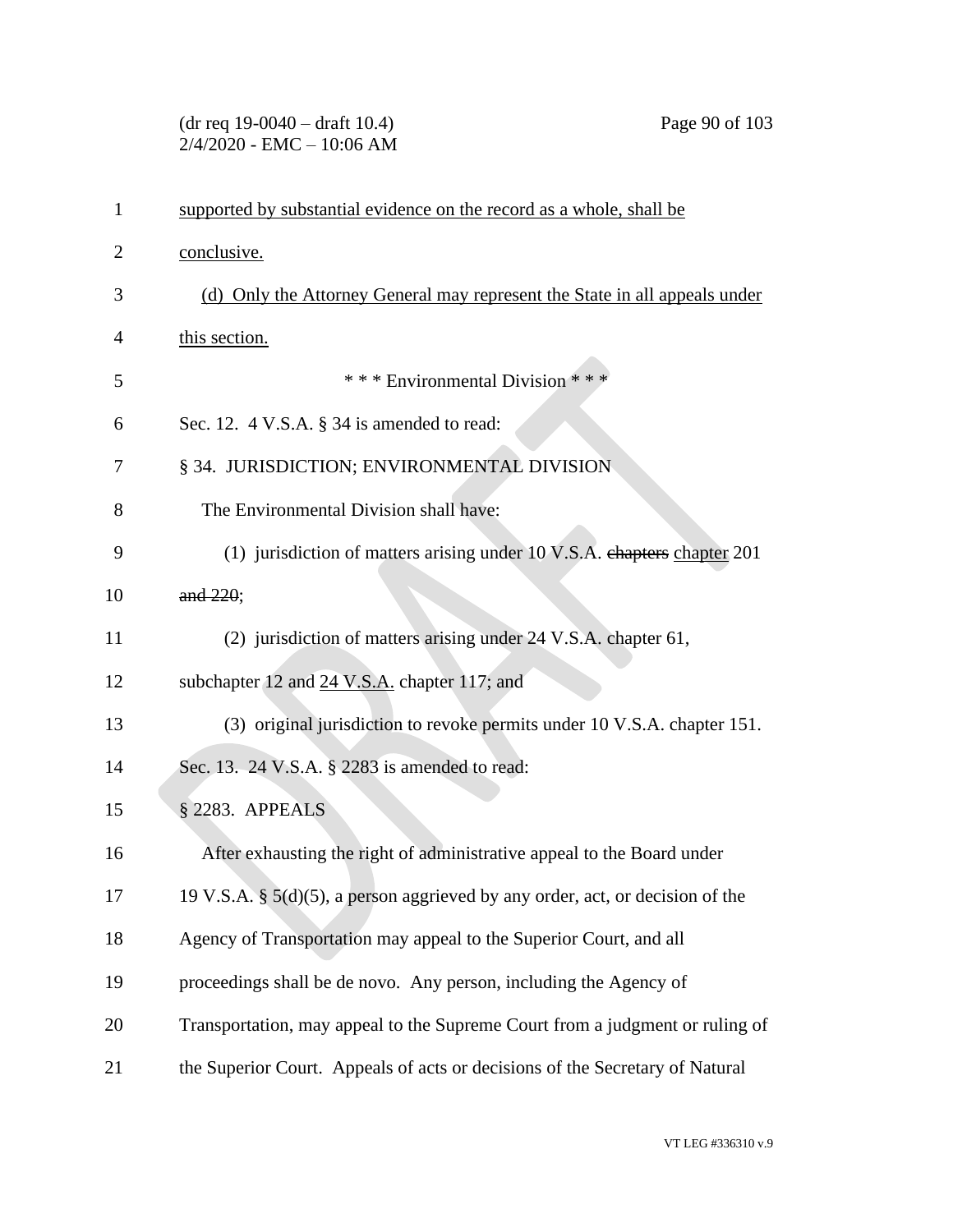supported by substantial evidence on the record as a whole, shall be conclusive.

(d) Only the Attorney General may represent the State in all appeals under this section.

\* \* \* Environmental Division \* \* \*

Sec. 12. 4 V.S.A. § 34 is amended to read:

§ 34. JURISDICTION; ENVIRONMENTAL DIVISION

The Environmental Division shall have:

(1) jurisdiction of matters arising under 10 V.S.A. ~~chapters~~ chapter 201 ~~and 220~~;

(2) jurisdiction of matters arising under 24 V.S.A. chapter 61, subchapter 12 and 24 V.S.A. chapter 117; and

(3) original jurisdiction to revoke permits under 10 V.S.A. chapter 151.

Sec. 13. 24 V.S.A. § 2283 is amended to read:

§ 2283. APPEALS

After exhausting the right of administrative appeal to the Board under 19 V.S.A. § 5(d)(5), a person aggrieved by any order, act, or decision of the Agency of Transportation may appeal to the Superior Court, and all proceedings shall be de novo. Any person, including the Agency of Transportation, may appeal to the Supreme Court from a judgment or ruling of the Superior Court. Appeals of acts or decisions of the Secretary of Natural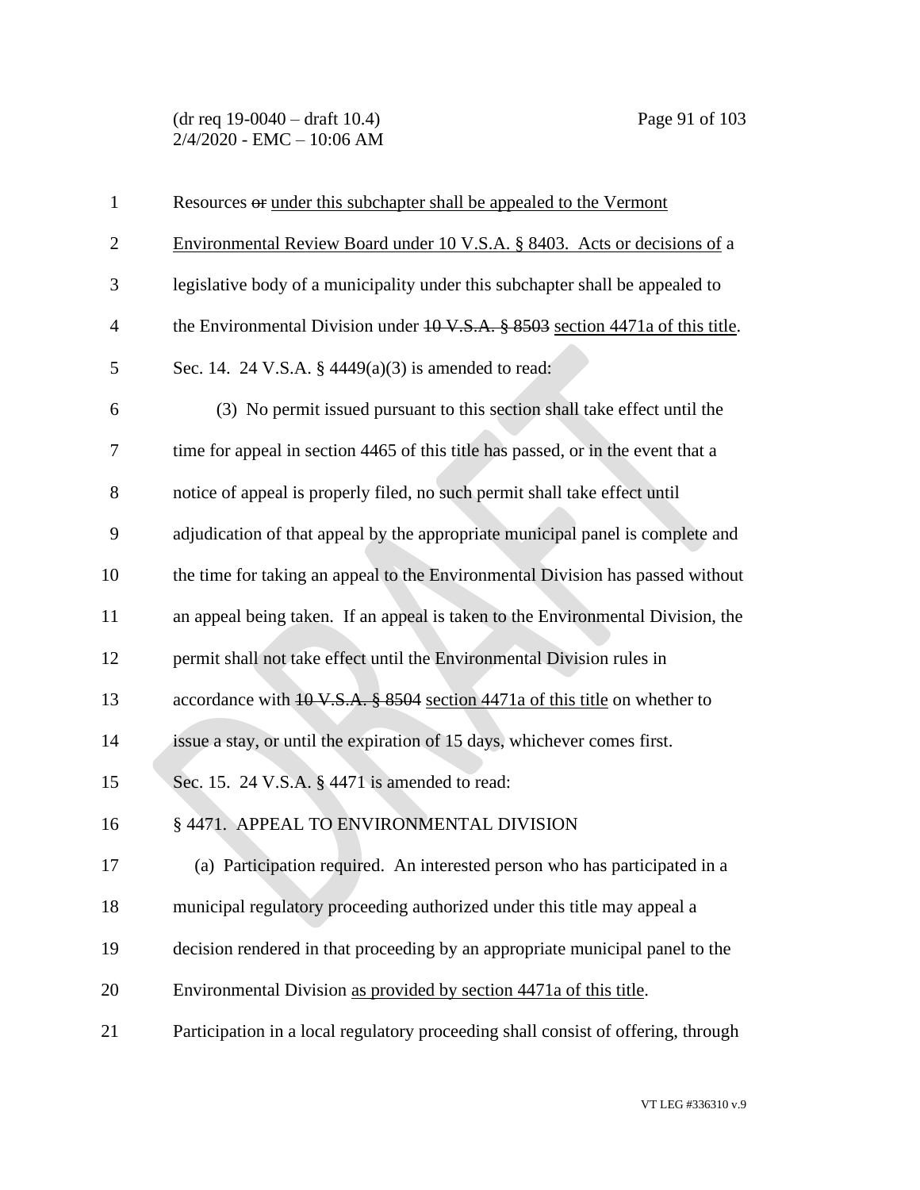Resources ~~or~~ under this subchapter shall be appealed to the Vermont Environmental Review Board under 10 V.S.A. § 8403. Acts or decisions of a legislative body of a municipality under this subchapter shall be appealed to the Environmental Division under ~~10 V.S.A. § 8503~~ section 4471a of this title.

Sec. 14. 24 V.S.A. § 4449(a)(3) is amended to read:

(3) No permit issued pursuant to this section shall take effect until the time for appeal in section 4465 of this title has passed, or in the event that a notice of appeal is properly filed, no such permit shall take effect until adjudication of that appeal by the appropriate municipal panel is complete and the time for taking an appeal to the Environmental Division has passed without an appeal being taken. If an appeal is taken to the Environmental Division, the permit shall not take effect until the Environmental Division rules in accordance with ~~10 V.S.A. § 8504~~ section 4471a of this title on whether to issue a stay, or until the expiration of 15 days, whichever comes first.

Sec. 15. 24 V.S.A. § 4471 is amended to read:

§ 4471. APPEAL TO ENVIRONMENTAL DIVISION

(a) Participation required. An interested person who has participated in a municipal regulatory proceeding authorized under this title may appeal a decision rendered in that proceeding by an appropriate municipal panel to the Environmental Division as provided by section 4471a of this title. Participation in a local regulatory proceeding shall consist of offering, through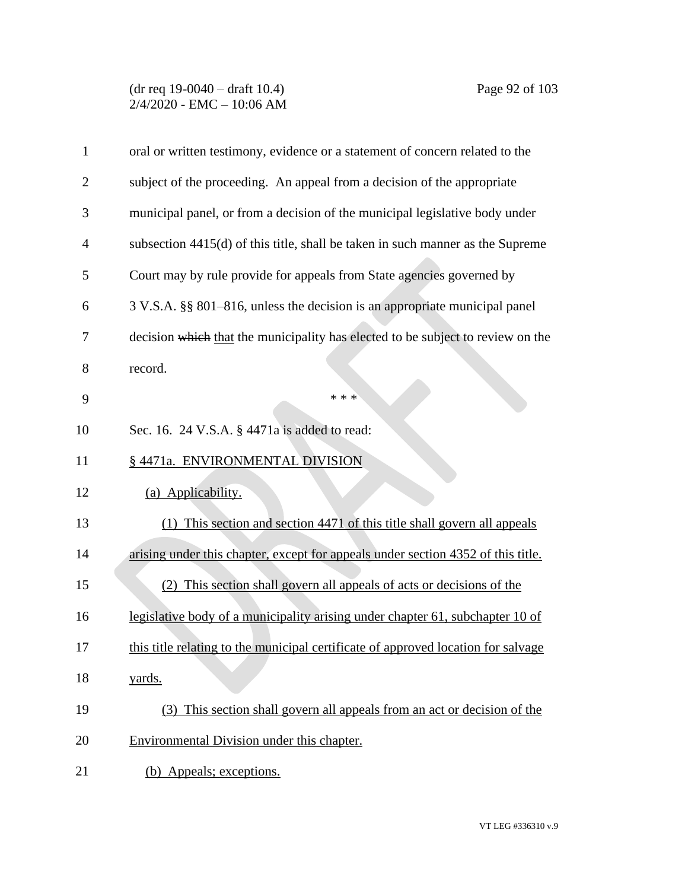oral or written testimony, evidence or a statement of concern related to the subject of the proceeding. An appeal from a decision of the appropriate municipal panel, or from a decision of the municipal legislative body under subsection 4415(d) of this title, shall be taken in such manner as the Supreme Court may by rule provide for appeals from State agencies governed by 3 V.S.A. §§ 801–816, unless the decision is an appropriate municipal panel decision ~~which~~ <u>that</u> the municipality has elected to be subject to review on the record.

\* \* \*

Sec. 16. 24 V.S.A. § 4471a is added to read:

<u>§ 4471a. ENVIRONMENTAL DIVISION</u>

<u>(a) Applicability.</u>

<u>(1) This section and section 4471 of this title shall govern all appeals arising under this chapter, except for appeals under section 4352 of this title.</u>

<u>(2) This section shall govern all appeals of acts or decisions of the legislative body of a municipality arising under chapter 61, subchapter 10 of this title relating to the municipal certificate of approved location for salvage yards.</u>

<u>(3) This section shall govern all appeals from an act or decision of the Environmental Division under this chapter.</u>

<u>(b) Appeals; exceptions.</u>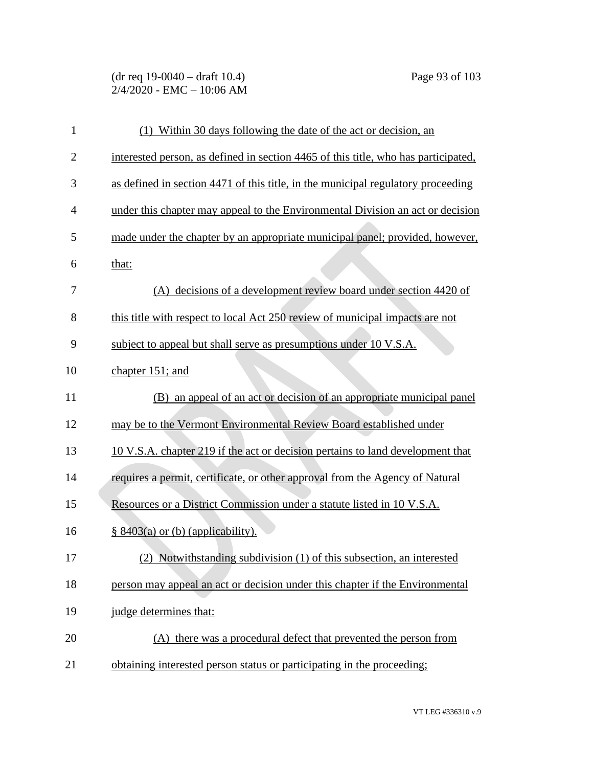(1) Within 30 days following the date of the act or decision, an interested person, as defined in section 4465 of this title, who has participated, as defined in section 4471 of this title, in the municipal regulatory proceeding under this chapter may appeal to the Environmental Division an act or decision made under the chapter by an appropriate municipal panel; provided, however, that:

(A) decisions of a development review board under section 4420 of this title with respect to local Act 250 review of municipal impacts are not subject to appeal but shall serve as presumptions under 10 V.S.A. chapter 151; and

(B) an appeal of an act or decision of an appropriate municipal panel may be to the Vermont Environmental Review Board established under 10 V.S.A. chapter 219 if the act or decision pertains to land development that requires a permit, certificate, or other approval from the Agency of Natural Resources or a District Commission under a statute listed in 10 V.S.A. § 8403(a) or (b) (applicability).

(2) Notwithstanding subdivision (1) of this subsection, an interested person may appeal an act or decision under this chapter if the Environmental judge determines that:

(A) there was a procedural defect that prevented the person from obtaining interested person status or participating in the proceeding;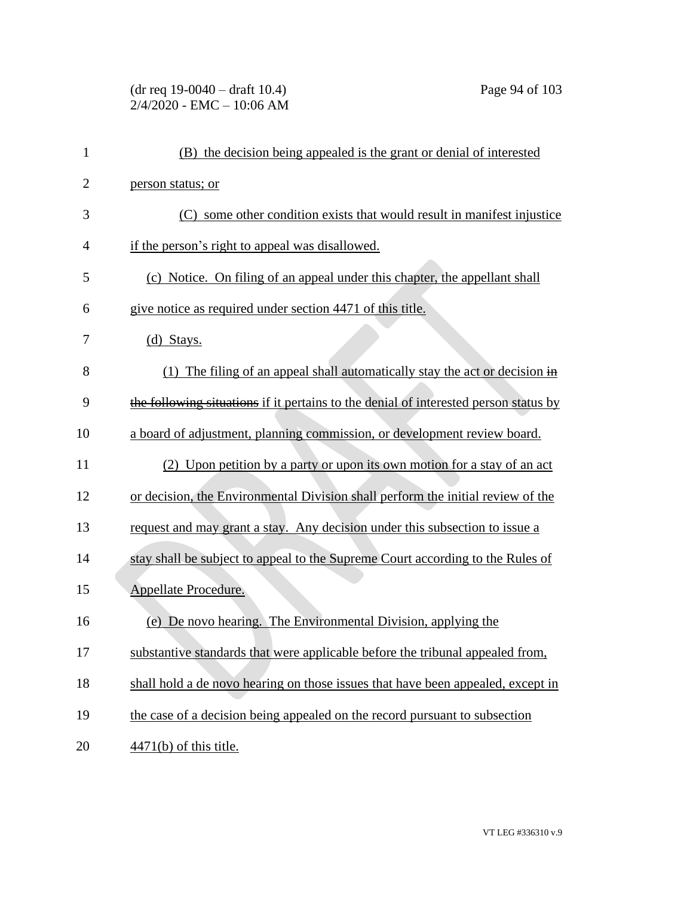(B) the decision being appealed is the grant or denial of interested person status; or

(C) some other condition exists that would result in manifest injustice if the person's right to appeal was disallowed.

(c) Notice. On filing of an appeal under this chapter, the appellant shall give notice as required under section 4471 of this title.

(d) Stays.

(1) The filing of an appeal shall automatically stay the act or decision ~~in the following situations~~ if it pertains to the denial of interested person status by a board of adjustment, planning commission, or development review board.

(2) Upon petition by a party or upon its own motion for a stay of an act or decision, the Environmental Division shall perform the initial review of the request and may grant a stay. Any decision under this subsection to issue a stay shall be subject to appeal to the Supreme Court according to the Rules of Appellate Procedure.

(e) De novo hearing. The Environmental Division, applying the substantive standards that were applicable before the tribunal appealed from, shall hold a de novo hearing on those issues that have been appealed, except in the case of a decision being appealed on the record pursuant to subsection 4471(b) of this title.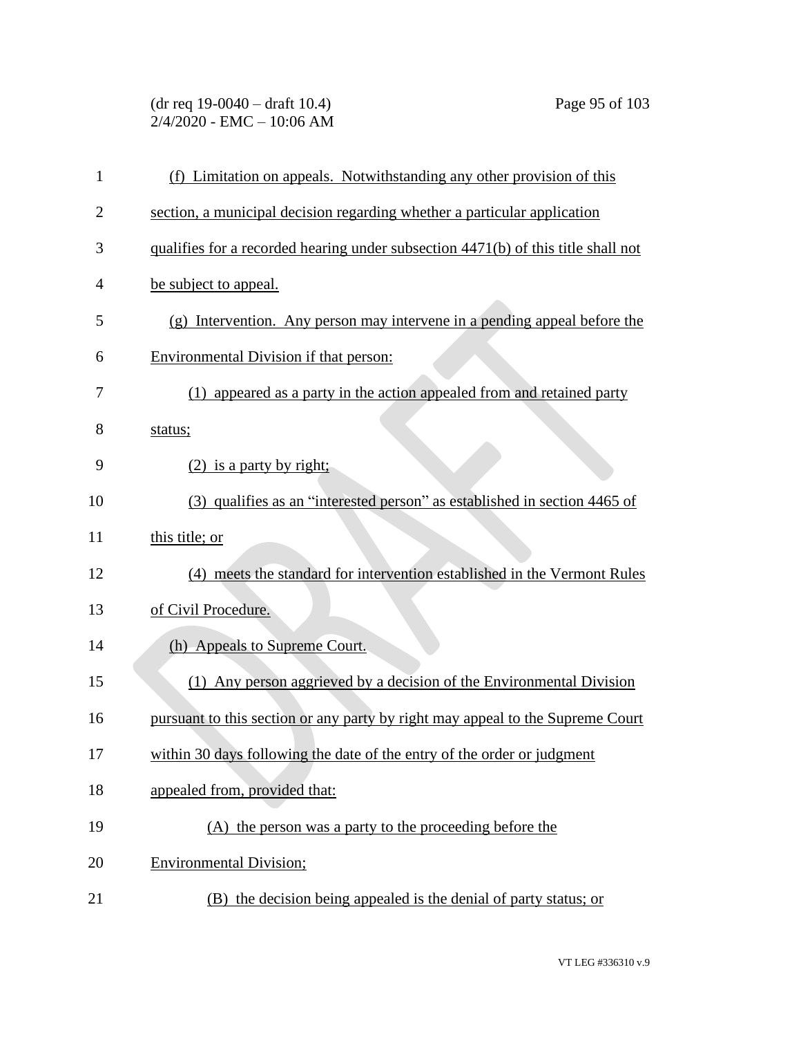(f) Limitation on appeals. Notwithstanding any other provision of this section, a municipal decision regarding whether a particular application qualifies for a recorded hearing under subsection 4471(b) of this title shall not be subject to appeal.

(g) Intervention. Any person may intervene in a pending appeal before the Environmental Division if that person:

(1) appeared as a party in the action appealed from and retained party status;

(2) is a party by right;

(3) qualifies as an "interested person" as established in section 4465 of this title; or

(4) meets the standard for intervention established in the Vermont Rules of Civil Procedure.

(h) Appeals to Supreme Court.

(1) Any person aggrieved by a decision of the Environmental Division pursuant to this section or any party by right may appeal to the Supreme Court within 30 days following the date of the entry of the order or judgment appealed from, provided that:

(A) the person was a party to the proceeding before the Environmental Division;

(B) the decision being appealed is the denial of party status; or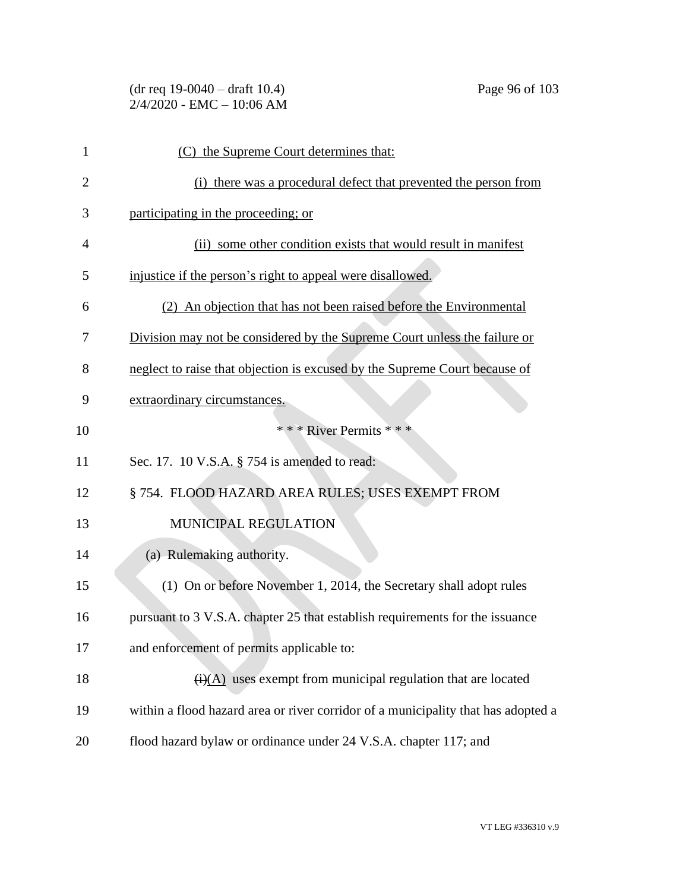(C) the Supreme Court determines that:

(i) there was a procedural defect that prevented the person from participating in the proceeding; or

(ii) some other condition exists that would result in manifest injustice if the person's right to appeal were disallowed.

(2) An objection that has not been raised before the Environmental Division may not be considered by the Supreme Court unless the failure or neglect to raise that objection is excused by the Supreme Court because of extraordinary circumstances.

\* \* \* River Permits \* \* \*

Sec. 17. 10 V.S.A. § 754 is amended to read:

§ 754. FLOOD HAZARD AREA RULES; USES EXEMPT FROM MUNICIPAL REGULATION

(a) Rulemaking authority.

(1) On or before November 1, 2014, the Secretary shall adopt rules pursuant to 3 V.S.A. chapter 25 that establish requirements for the issuance and enforcement of permits applicable to:

~~(i)~~(A) uses exempt from municipal regulation that are located within a flood hazard area or river corridor of a municipality that has adopted a flood hazard bylaw or ordinance under 24 V.S.A. chapter 117; and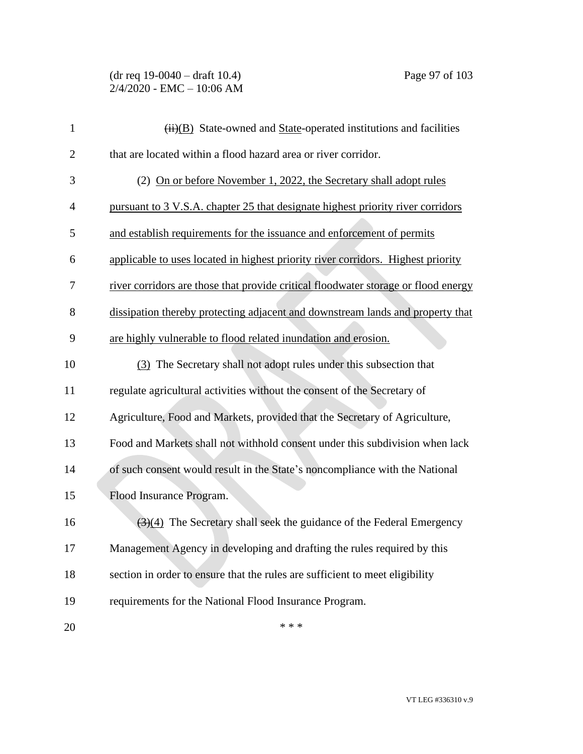~~(ii)~~(B) State-owned and State-operated institutions and facilities that are located within a flood hazard area or river corridor.

(2) On or before November 1, 2022, the Secretary shall adopt rules pursuant to 3 V.S.A. chapter 25 that designate highest priority river corridors and establish requirements for the issuance and enforcement of permits applicable to uses located in highest priority river corridors. Highest priority river corridors are those that provide critical floodwater storage or flood energy dissipation thereby protecting adjacent and downstream lands and property that are highly vulnerable to flood related inundation and erosion.

(3) The Secretary shall not adopt rules under this subsection that regulate agricultural activities without the consent of the Secretary of Agriculture, Food and Markets, provided that the Secretary of Agriculture, Food and Markets shall not withhold consent under this subdivision when lack of such consent would result in the State's noncompliance with the National Flood Insurance Program.

~~(3)~~(4) The Secretary shall seek the guidance of the Federal Emergency Management Agency in developing and drafting the rules required by this section in order to ensure that the rules are sufficient to meet eligibility requirements for the National Flood Insurance Program.

\* \* \*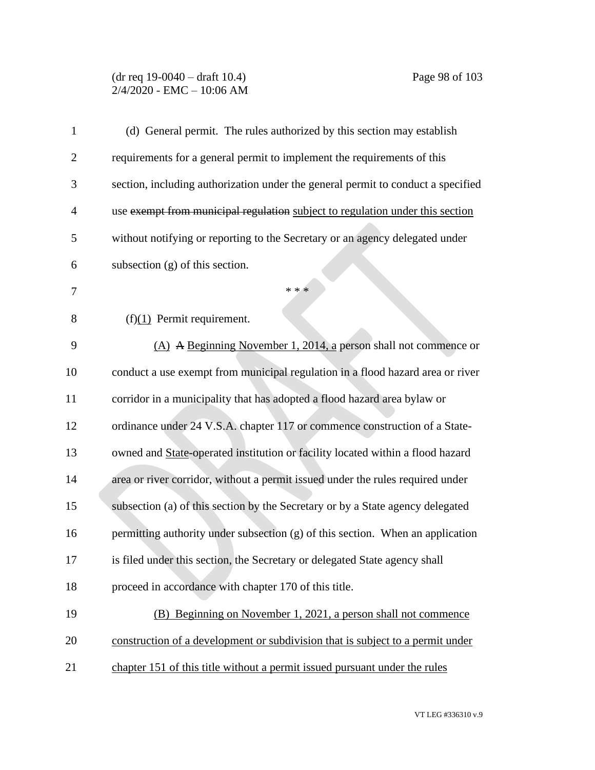(d) General permit. The rules authorized by this section may establish requirements for a general permit to implement the requirements of this section, including authorization under the general permit to conduct a specified use ~~exempt from municipal regulation~~ subject to regulation under this section without notifying or reporting to the Secretary or an agency delegated under subsection (g) of this section.

\* \* \*

(f)(1) Permit requirement.

(A) ~~A~~ Beginning November 1, 2014, a person shall not commence or conduct a use exempt from municipal regulation in a flood hazard area or river corridor in a municipality that has adopted a flood hazard area bylaw or ordinance under 24 V.S.A. chapter 117 or commence construction of a State-owned and State-operated institution or facility located within a flood hazard area or river corridor, without a permit issued under the rules required under subsection (a) of this section by the Secretary or by a State agency delegated permitting authority under subsection (g) of this section. When an application is filed under this section, the Secretary or delegated State agency shall proceed in accordance with chapter 170 of this title.

(B) Beginning on November 1, 2021, a person shall not commence construction of a development or subdivision that is subject to a permit under chapter 151 of this title without a permit issued pursuant under the rules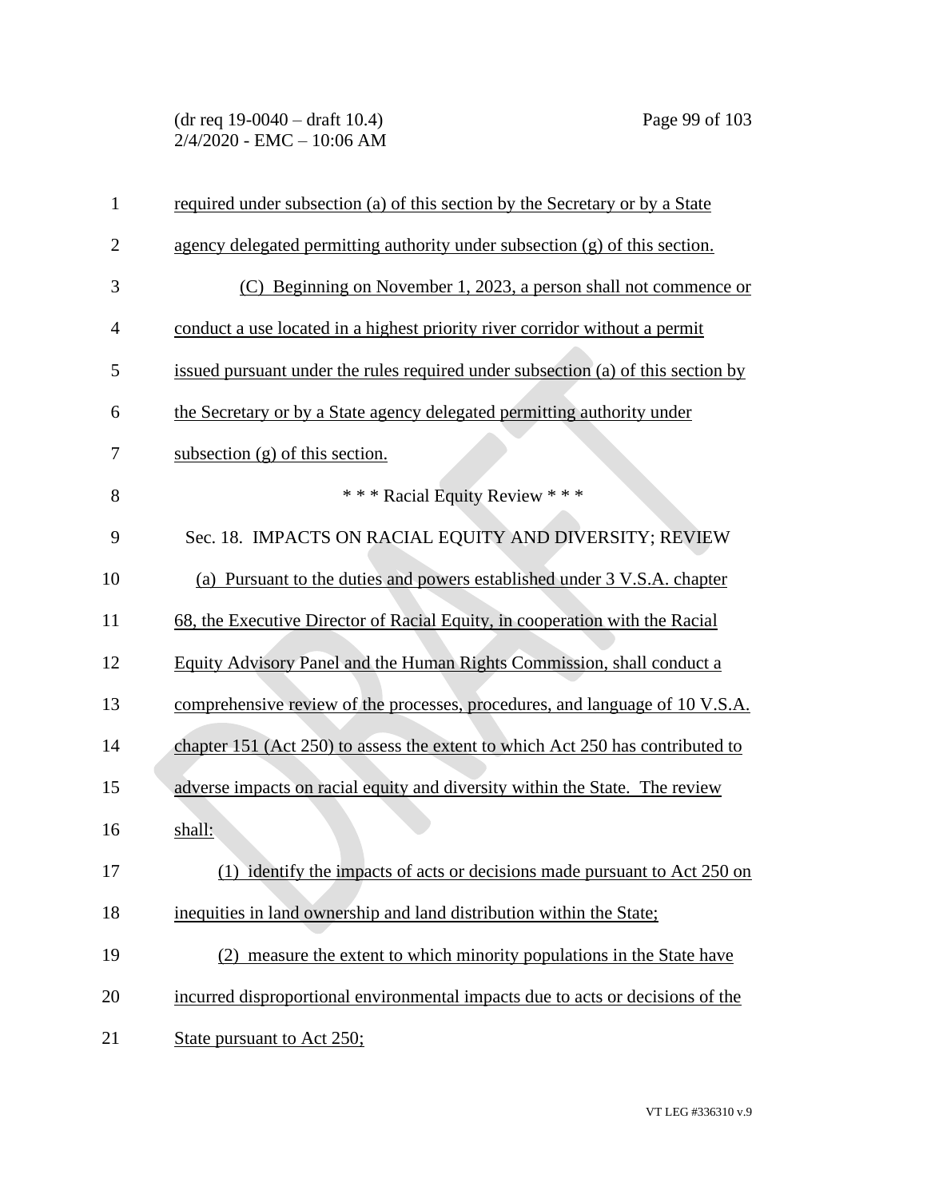required under subsection (a) of this section by the Secretary or by a State agency delegated permitting authority under subsection (g) of this section.

(C) Beginning on November 1, 2023, a person shall not commence or conduct a use located in a highest priority river corridor without a permit issued pursuant under the rules required under subsection (a) of this section by the Secretary or by a State agency delegated permitting authority under subsection (g) of this section.

\* \* \* Racial Equity Review \* \* \*

Sec. 18. IMPACTS ON RACIAL EQUITY AND DIVERSITY; REVIEW

(a) Pursuant to the duties and powers established under 3 V.S.A. chapter 68, the Executive Director of Racial Equity, in cooperation with the Racial Equity Advisory Panel and the Human Rights Commission, shall conduct a comprehensive review of the processes, procedures, and language of 10 V.S.A. chapter 151 (Act 250) to assess the extent to which Act 250 has contributed to adverse impacts on racial equity and diversity within the State. The review shall:

(1) identify the impacts of acts or decisions made pursuant to Act 250 on inequities in land ownership and land distribution within the State;

(2) measure the extent to which minority populations in the State have incurred disproportional environmental impacts due to acts or decisions of the State pursuant to Act 250;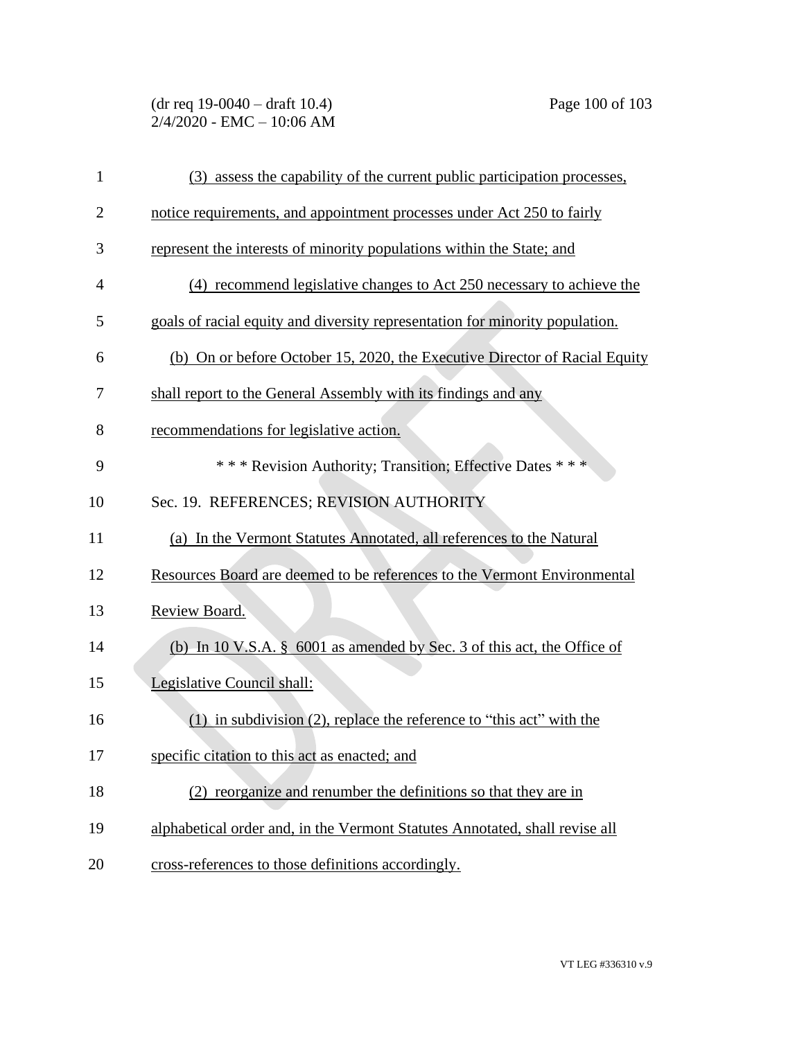(3) assess the capability of the current public participation processes, notice requirements, and appointment processes under Act 250 to fairly represent the interests of minority populations within the State; and

(4) recommend legislative changes to Act 250 necessary to achieve the goals of racial equity and diversity representation for minority population.

(b) On or before October 15, 2020, the Executive Director of Racial Equity shall report to the General Assembly with its findings and any recommendations for legislative action.

\* \* \* Revision Authority; Transition; Effective Dates \* \* \*

Sec. 19. REFERENCES; REVISION AUTHORITY

(a) In the Vermont Statutes Annotated, all references to the Natural Resources Board are deemed to be references to the Vermont Environmental Review Board.

(b) In 10 V.S.A. § 6001 as amended by Sec. 3 of this act, the Office of Legislative Council shall:

(1) in subdivision (2), replace the reference to "this act" with the specific citation to this act as enacted; and

(2) reorganize and renumber the definitions so that they are in alphabetical order and, in the Vermont Statutes Annotated, shall revise all cross-references to those definitions accordingly.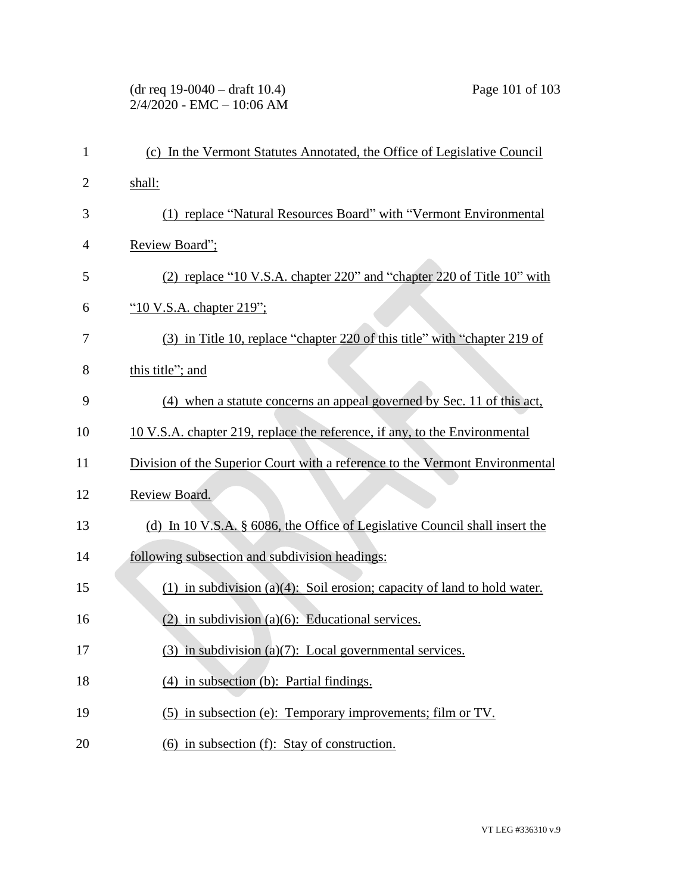(c) In the Vermont Statutes Annotated, the Office of Legislative Council shall:

(1) replace "Natural Resources Board" with "Vermont Environmental Review Board";

(2) replace "10 V.S.A. chapter 220" and "chapter 220 of Title 10" with "10 V.S.A. chapter 219";

(3) in Title 10, replace "chapter 220 of this title" with "chapter 219 of this title"; and

(4) when a statute concerns an appeal governed by Sec. 11 of this act, 10 V.S.A. chapter 219, replace the reference, if any, to the Environmental Division of the Superior Court with a reference to the Vermont Environmental Review Board.

(d) In 10 V.S.A. § 6086, the Office of Legislative Council shall insert the following subsection and subdivision headings:

(1) in subdivision (a)(4): Soil erosion; capacity of land to hold water.

(2) in subdivision (a)(6): Educational services.

(3) in subdivision (a)(7): Local governmental services.

(4) in subsection (b): Partial findings.

(5) in subsection (e): Temporary improvements; film or TV.

(6) in subsection (f): Stay of construction.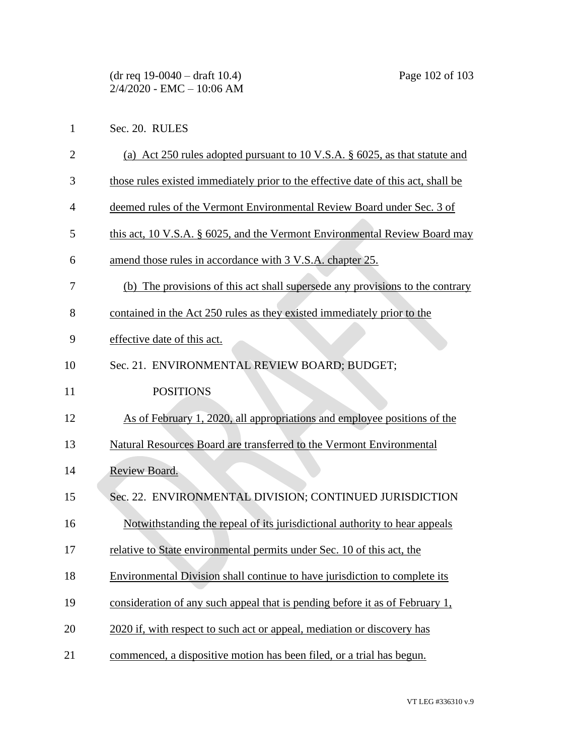Sec. 20. RULES

(a) Act 250 rules adopted pursuant to 10 V.S.A. § 6025, as that statute and those rules existed immediately prior to the effective date of this act, shall be deemed rules of the Vermont Environmental Review Board under Sec. 3 of this act, 10 V.S.A. § 6025, and the Vermont Environmental Review Board may amend those rules in accordance with 3 V.S.A. chapter 25.

(b) The provisions of this act shall supersede any provisions to the contrary contained in the Act 250 rules as they existed immediately prior to the effective date of this act.

Sec. 21. ENVIRONMENTAL REVIEW BOARD; BUDGET; POSITIONS

As of February 1, 2020, all appropriations and employee positions of the Natural Resources Board are transferred to the Vermont Environmental Review Board.

Sec. 22. ENVIRONMENTAL DIVISION; CONTINUED JURISDICTION

Notwithstanding the repeal of its jurisdictional authority to hear appeals relative to State environmental permits under Sec. 10 of this act, the Environmental Division shall continue to have jurisdiction to complete its consideration of any such appeal that is pending before it as of February 1, 2020 if, with respect to such act or appeal, mediation or discovery has commenced, a dispositive motion has been filed, or a trial has begun.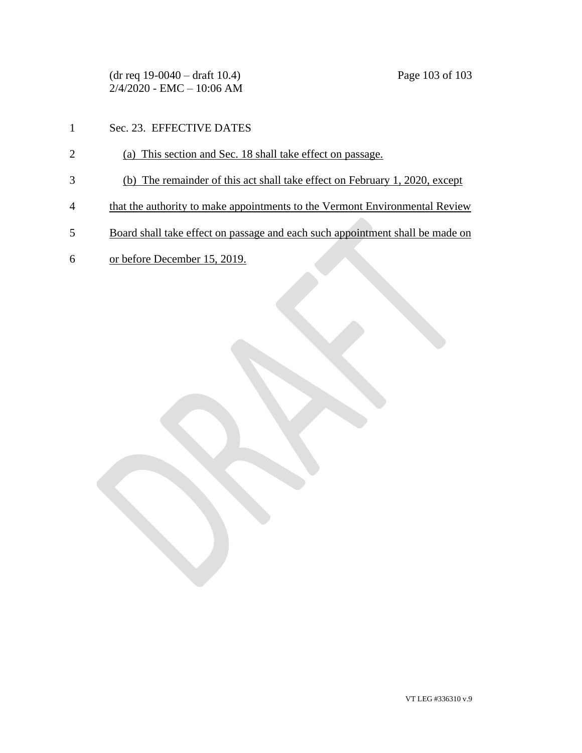Sec. 23. EFFECTIVE DATES

(a) This section and Sec. 18 shall take effect on passage.

(b) The remainder of this act shall take effect on February 1, 2020, except that the authority to make appointments to the Vermont Environmental Review Board shall take effect on passage and each such appointment shall be made on or before December 15, 2019.